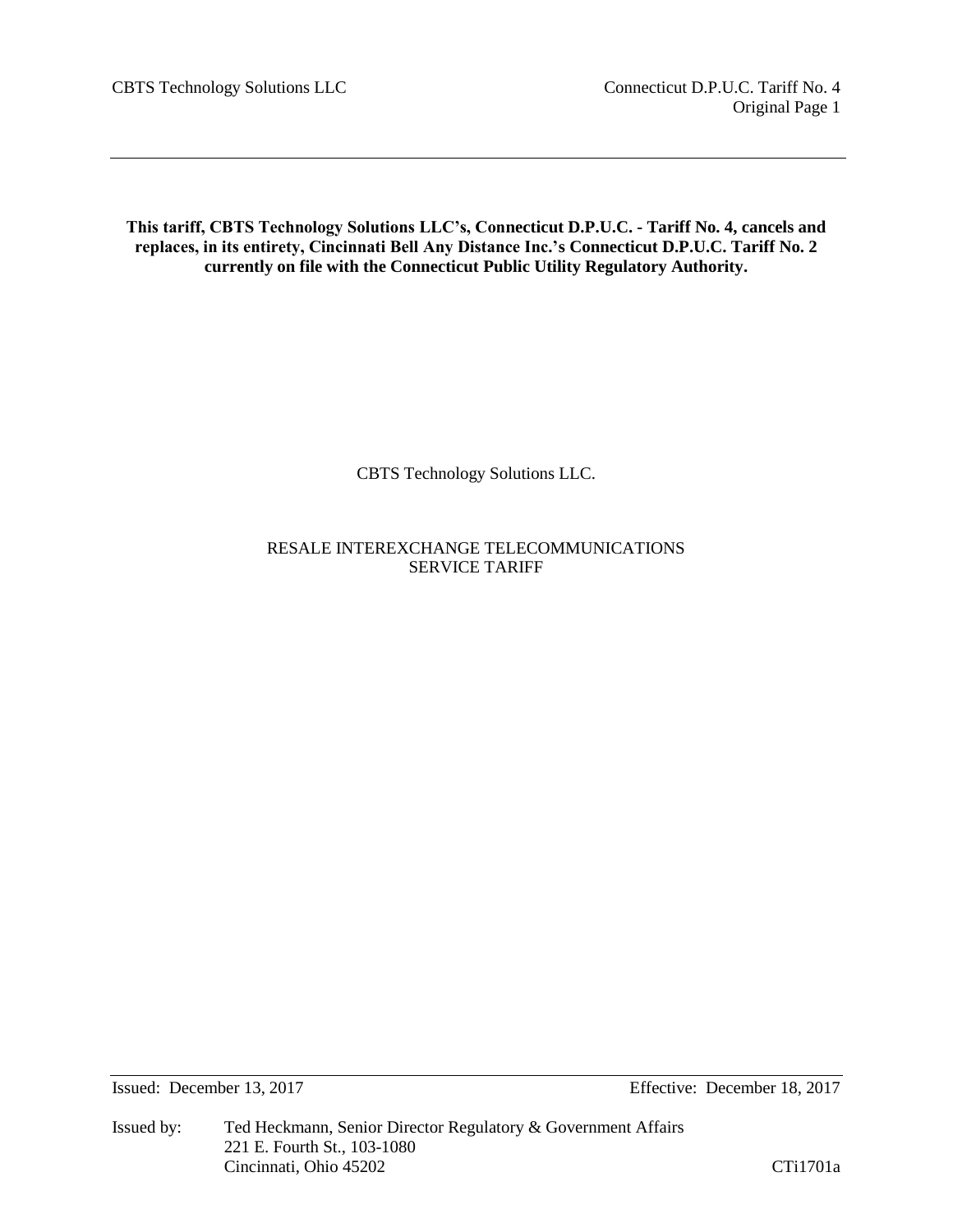**This tariff, CBTS Technology Solutions LLC's, Connecticut D.P.U.C. - Tariff No. 4, cancels and replaces, in its entirety, Cincinnati Bell Any Distance Inc.'s Connecticut D.P.U.C. Tariff No. 2 currently on file with the Connecticut Public Utility Regulatory Authority.**

CBTS Technology Solutions LLC.

RESALE INTEREXCHANGE TELECOMMUNICATIONS SERVICE TARIFF

Issued: December 13, 2017 Effective: December 18, 2017

Issued by: Ted Heckmann, Senior Director Regulatory & Government Affairs
221 E. Fourth St., 103-1080
Cincinnati, Ohio 45202

CTi1701a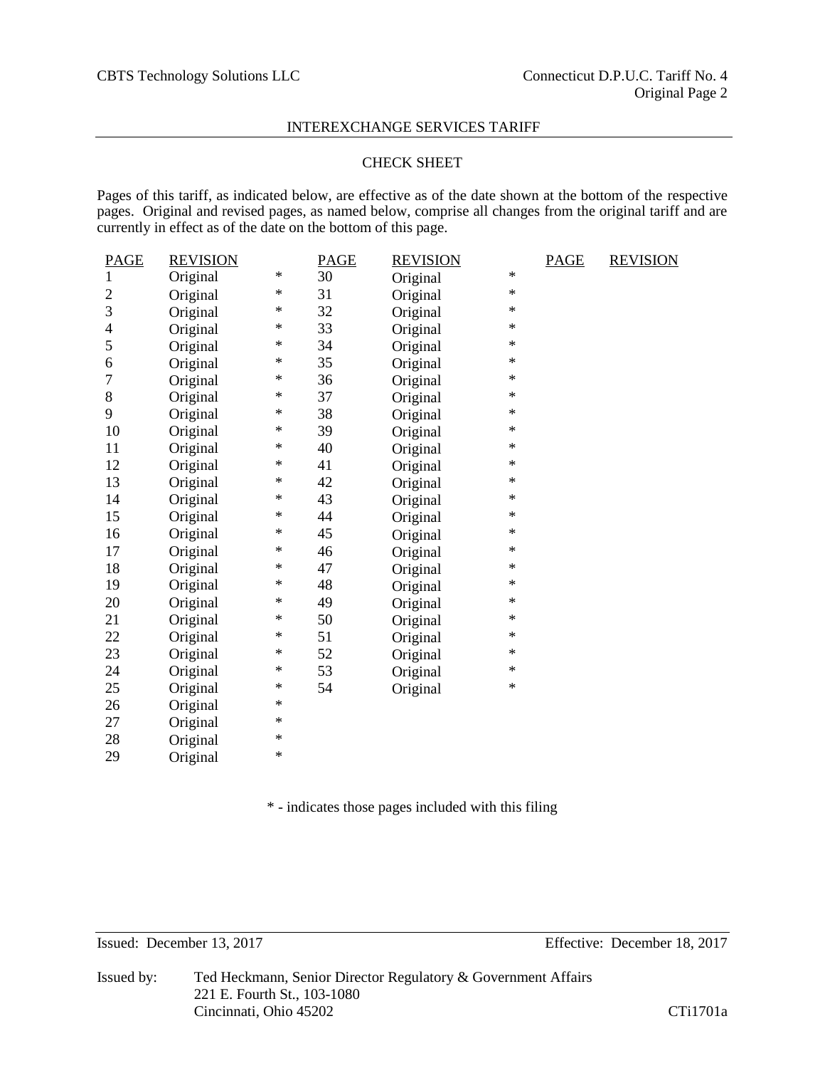## INTEREXCHANGE SERVICES TARIFF

### CHECK SHEET

Pages of this tariff, as indicated below, are effective as of the date shown at the bottom of the respective pages. Original and revised pages, as named below, comprise all changes from the original tariff and are currently in effect as of the date on the bottom of this page.

| PAGE | REVISION | | PAGE | REVISION | | PAGE | REVISION |
|---|---|---|---|---|---|---|---|
| 1 | Original | * | 30 | Original | * | | |
| 2 | Original | * | 31 | Original | * | | |
| 3 | Original | * | 32 | Original | * | | |
| 4 | Original | * | 33 | Original | * | | |
| 5 | Original | * | 34 | Original | * | | |
| 6 | Original | * | 35 | Original | * | | |
| 7 | Original | * | 36 | Original | * | | |
| 8 | Original | * | 37 | Original | * | | |
| 9 | Original | * | 38 | Original | * | | |
| 10 | Original | * | 39 | Original | * | | |
| 11 | Original | * | 40 | Original | * | | |
| 12 | Original | * | 41 | Original | * | | |
| 13 | Original | * | 42 | Original | * | | |
| 14 | Original | * | 43 | Original | * | | |
| 15 | Original | * | 44 | Original | * | | |
| 16 | Original | * | 45 | Original | * | | |
| 17 | Original | * | 46 | Original | * | | |
| 18 | Original | * | 47 | Original | * | | |
| 19 | Original | * | 48 | Original | * | | |
| 20 | Original | * | 49 | Original | * | | |
| 21 | Original | * | 50 | Original | * | | |
| 22 | Original | * | 51 | Original | * | | |
| 23 | Original | * | 52 | Original | * | | |
| 24 | Original | * | 53 | Original | * | | |
| 25 | Original | * | 54 | Original | * | | |
| 26 | Original | * | | | | | |
| 27 | Original | * | | | | | |
| 28 | Original | * | | | | | |
| 29 | Original | * | | | | | |

\* - indicates those pages included with this filing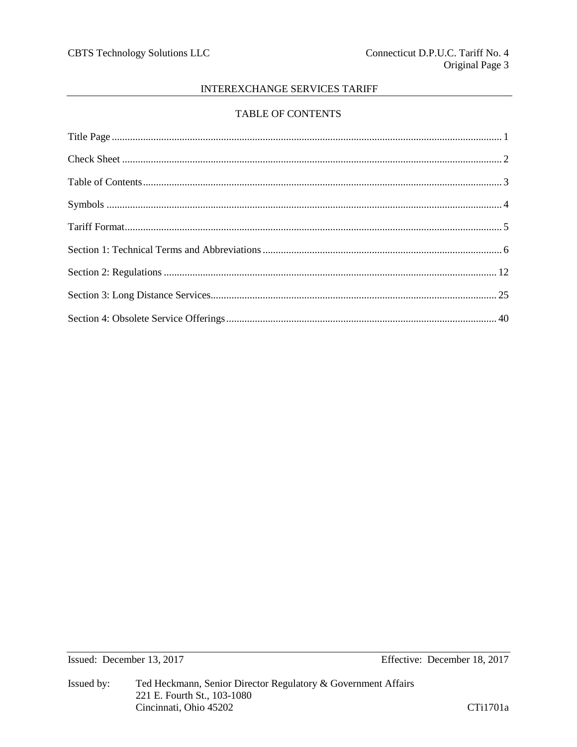## TABLE OF CONTENTS

Title Page ........................................................ 1

Check Sheet ........................................................ 2

Table of Contents ........................................................ 3

Symbols ........................................................ 4

Tariff Format ........................................................ 5

Section 1: Technical Terms and Abbreviations ........................................................ 6

Section 2: Regulations ........................................................ 12

Section 3: Long Distance Services ........................................................ 25

Section 4: Obsolete Service Offerings ........................................................ 40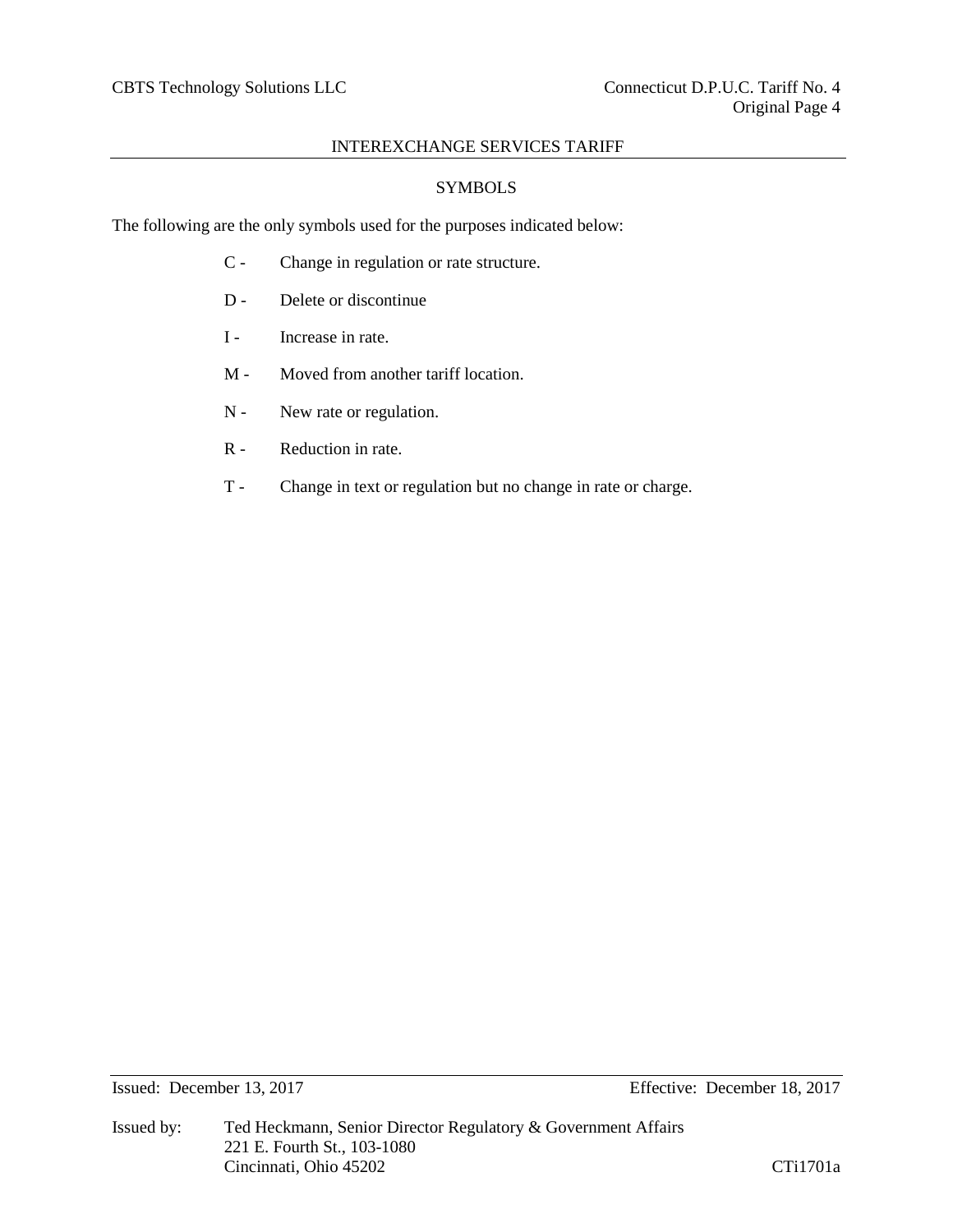## SYMBOLS

The following are the only symbols used for the purposes indicated below:

- C - Change in regulation or rate structure.
- D - Delete or discontinue
- I - Increase in rate.
- M - Moved from another tariff location.
- N - New rate or regulation.
- R - Reduction in rate.
- T - Change in text or regulation but no change in rate or charge.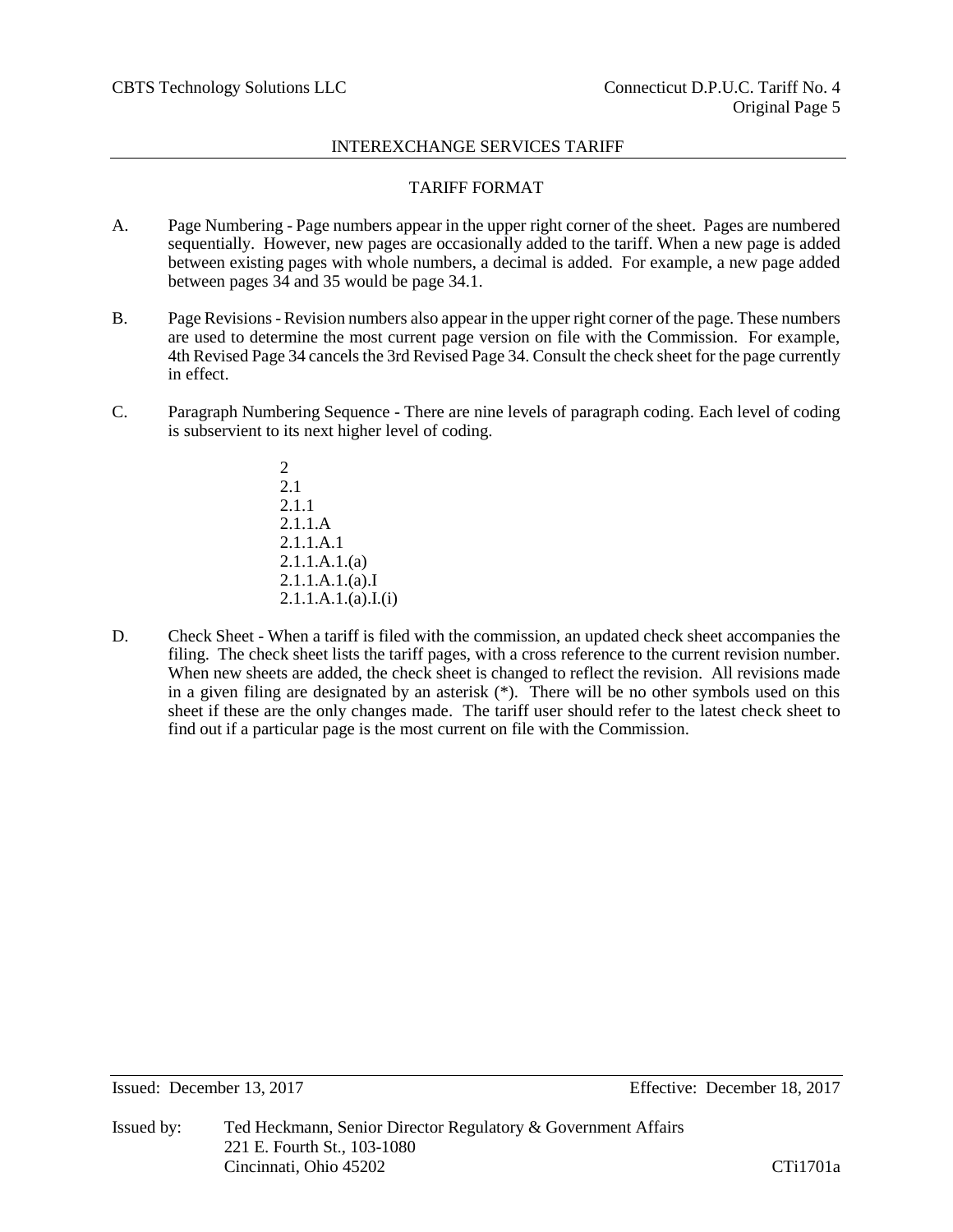## TARIFF FORMAT

A. Page Numbering - Page numbers appear in the upper right corner of the sheet. Pages are numbered sequentially. However, new pages are occasionally added to the tariff. When a new page is added between existing pages with whole numbers, a decimal is added. For example, a new page added between pages 34 and 35 would be page 34.1.

B. Page Revisions - Revision numbers also appear in the upper right corner of the page. These numbers are used to determine the most current page version on file with the Commission. For example, 4th Revised Page 34 cancels the 3rd Revised Page 34. Consult the check sheet for the page currently in effect.

C. Paragraph Numbering Sequence - There are nine levels of paragraph coding. Each level of coding is subservient to its next higher level of coding.

   2
   2.1
   2.1.1
   2.1.1.A
   2.1.1.A.1
   2.1.1.A.1.(a)
   2.1.1.A.1.(a).I
   2.1.1.A.1.(a).I.(i)

D. Check Sheet - When a tariff is filed with the commission, an updated check sheet accompanies the filing. The check sheet lists the tariff pages, with a cross reference to the current revision number. When new sheets are added, the check sheet is changed to reflect the revision. All revisions made in a given filing are designated by an asterisk (*). There will be no other symbols used on this sheet if these are the only changes made. The tariff user should refer to the latest check sheet to find out if a particular page is the most current on file with the Commission.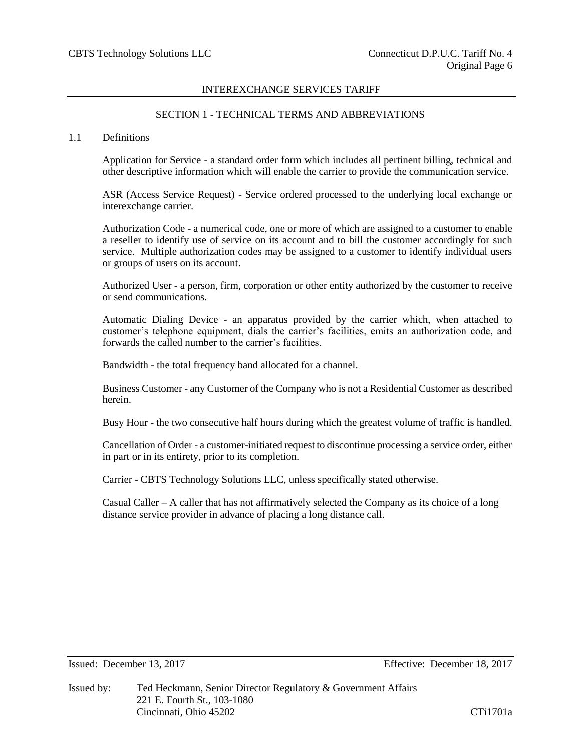## SECTION 1 - TECHNICAL TERMS AND ABBREVIATIONS

### 1.1 Definitions

Application for Service - a standard order form which includes all pertinent billing, technical and other descriptive information which will enable the carrier to provide the communication service.

ASR (Access Service Request) - Service ordered processed to the underlying local exchange or interexchange carrier.

Authorization Code - a numerical code, one or more of which are assigned to a customer to enable a reseller to identify use of service on its account and to bill the customer accordingly for such service. Multiple authorization codes may be assigned to a customer to identify individual users or groups of users on its account.

Authorized User - a person, firm, corporation or other entity authorized by the customer to receive or send communications.

Automatic Dialing Device - an apparatus provided by the carrier which, when attached to customer's telephone equipment, dials the carrier's facilities, emits an authorization code, and forwards the called number to the carrier's facilities.

Bandwidth - the total frequency band allocated for a channel.

Business Customer - any Customer of the Company who is not a Residential Customer as described herein.

Busy Hour - the two consecutive half hours during which the greatest volume of traffic is handled.

Cancellation of Order - a customer-initiated request to discontinue processing a service order, either in part or in its entirety, prior to its completion.

Carrier - CBTS Technology Solutions LLC, unless specifically stated otherwise.

Casual Caller – A caller that has not affirmatively selected the Company as its choice of a long distance service provider in advance of placing a long distance call.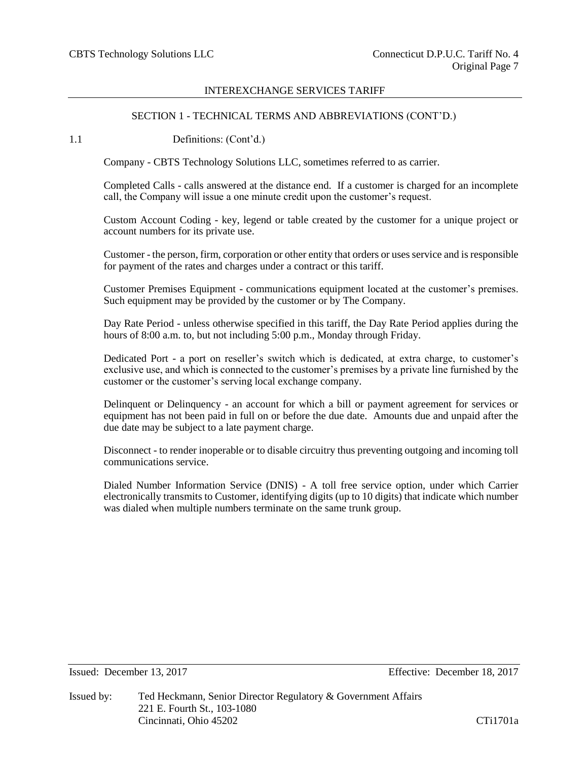## SECTION 1 - TECHNICAL TERMS AND ABBREVIATIONS (CONT'D.)

1.1 Definitions: (Cont'd.)

Company - CBTS Technology Solutions LLC, sometimes referred to as carrier.

Completed Calls - calls answered at the distance end. If a customer is charged for an incomplete call, the Company will issue a one minute credit upon the customer's request.

Custom Account Coding - key, legend or table created by the customer for a unique project or account numbers for its private use.

Customer - the person, firm, corporation or other entity that orders or uses service and is responsible for payment of the rates and charges under a contract or this tariff.

Customer Premises Equipment - communications equipment located at the customer's premises. Such equipment may be provided by the customer or by The Company.

Day Rate Period - unless otherwise specified in this tariff, the Day Rate Period applies during the hours of 8:00 a.m. to, but not including 5:00 p.m., Monday through Friday.

Dedicated Port - a port on reseller's switch which is dedicated, at extra charge, to customer's exclusive use, and which is connected to the customer's premises by a private line furnished by the customer or the customer's serving local exchange company.

Delinquent or Delinquency - an account for which a bill or payment agreement for services or equipment has not been paid in full on or before the due date. Amounts due and unpaid after the due date may be subject to a late payment charge.

Disconnect - to render inoperable or to disable circuitry thus preventing outgoing and incoming toll communications service.

Dialed Number Information Service (DNIS) - A toll free service option, under which Carrier electronically transmits to Customer, identifying digits (up to 10 digits) that indicate which number was dialed when multiple numbers terminate on the same trunk group.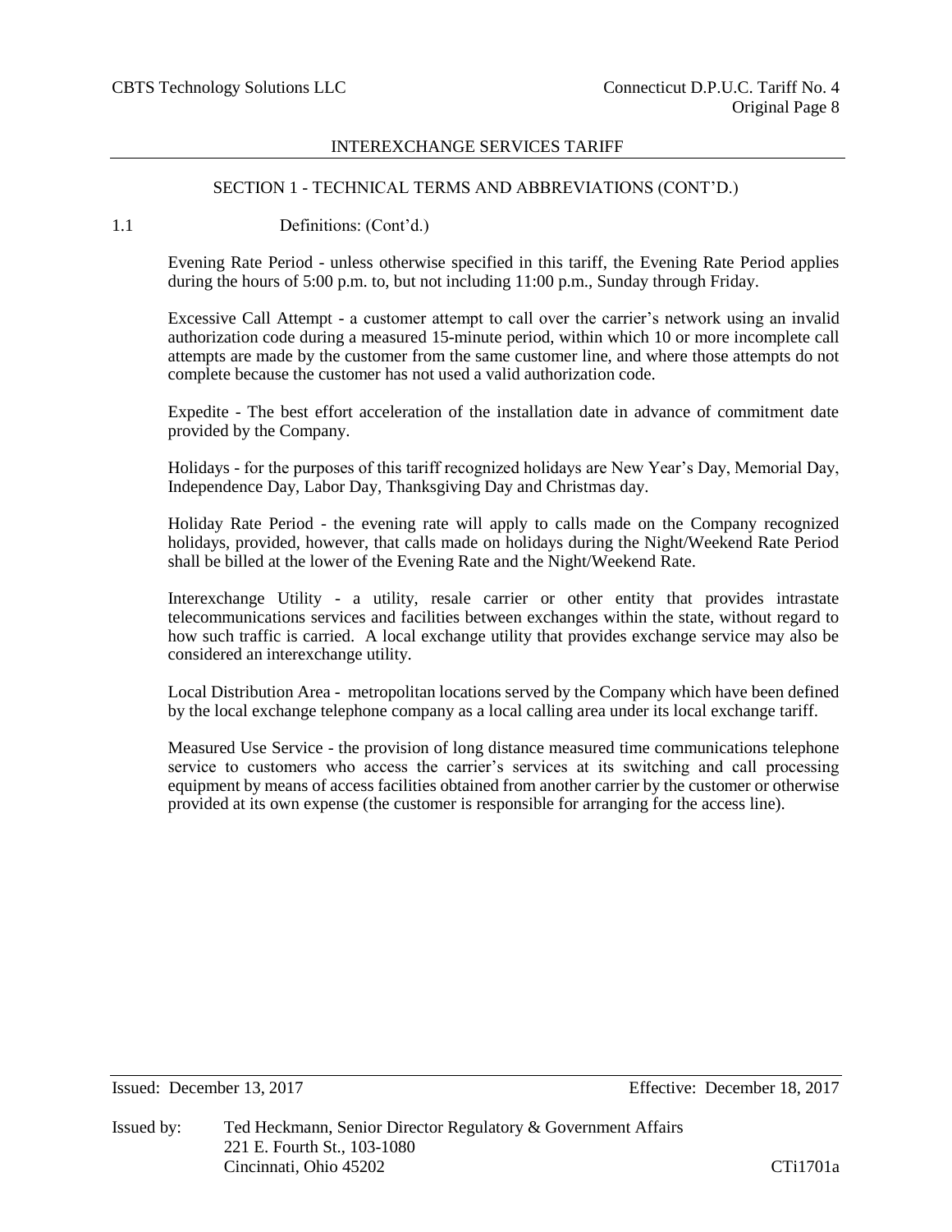## SECTION 1 - TECHNICAL TERMS AND ABBREVIATIONS (CONT'D.)

1.1 Definitions: (Cont'd.)

Evening Rate Period - unless otherwise specified in this tariff, the Evening Rate Period applies during the hours of 5:00 p.m. to, but not including 11:00 p.m., Sunday through Friday.

Excessive Call Attempt - a customer attempt to call over the carrier's network using an invalid authorization code during a measured 15-minute period, within which 10 or more incomplete call attempts are made by the customer from the same customer line, and where those attempts do not complete because the customer has not used a valid authorization code.

Expedite - The best effort acceleration of the installation date in advance of commitment date provided by the Company.

Holidays - for the purposes of this tariff recognized holidays are New Year's Day, Memorial Day, Independence Day, Labor Day, Thanksgiving Day and Christmas day.

Holiday Rate Period - the evening rate will apply to calls made on the Company recognized holidays, provided, however, that calls made on holidays during the Night/Weekend Rate Period shall be billed at the lower of the Evening Rate and the Night/Weekend Rate.

Interexchange Utility - a utility, resale carrier or other entity that provides intrastate telecommunications services and facilities between exchanges within the state, without regard to how such traffic is carried. A local exchange utility that provides exchange service may also be considered an interexchange utility.

Local Distribution Area - metropolitan locations served by the Company which have been defined by the local exchange telephone company as a local calling area under its local exchange tariff.

Measured Use Service - the provision of long distance measured time communications telephone service to customers who access the carrier's services at its switching and call processing equipment by means of access facilities obtained from another carrier by the customer or otherwise provided at its own expense (the customer is responsible for arranging for the access line).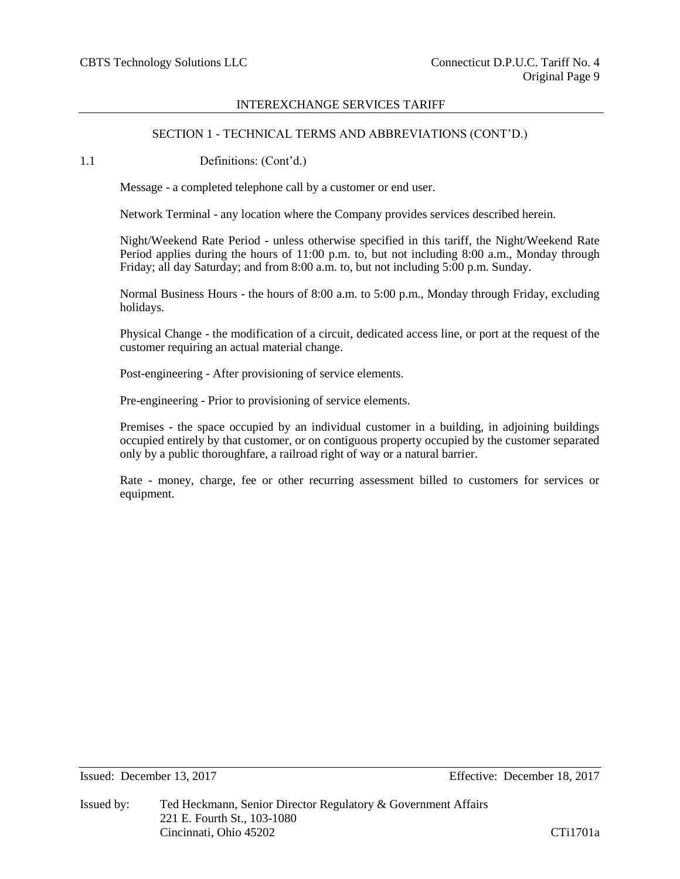SECTION 1 - TECHNICAL TERMS AND ABBREVIATIONS (CONT'D.)

1.1 Definitions: (Cont'd.)

Message - a completed telephone call by a customer or end user.

Network Terminal - any location where the Company provides services described herein.

Night/Weekend Rate Period - unless otherwise specified in this tariff, the Night/Weekend Rate Period applies during the hours of 11:00 p.m. to, but not including 8:00 a.m., Monday through Friday; all day Saturday; and from 8:00 a.m. to, but not including 5:00 p.m. Sunday.

Normal Business Hours - the hours of 8:00 a.m. to 5:00 p.m., Monday through Friday, excluding holidays.

Physical Change - the modification of a circuit, dedicated access line, or port at the request of the customer requiring an actual material change.

Post-engineering - After provisioning of service elements.

Pre-engineering - Prior to provisioning of service elements.

Premises - the space occupied by an individual customer in a building, in adjoining buildings occupied entirely by that customer, or on contiguous property occupied by the customer separated only by a public thoroughfare, a railroad right of way or a natural barrier.

Rate - money, charge, fee or other recurring assessment billed to customers for services or equipment.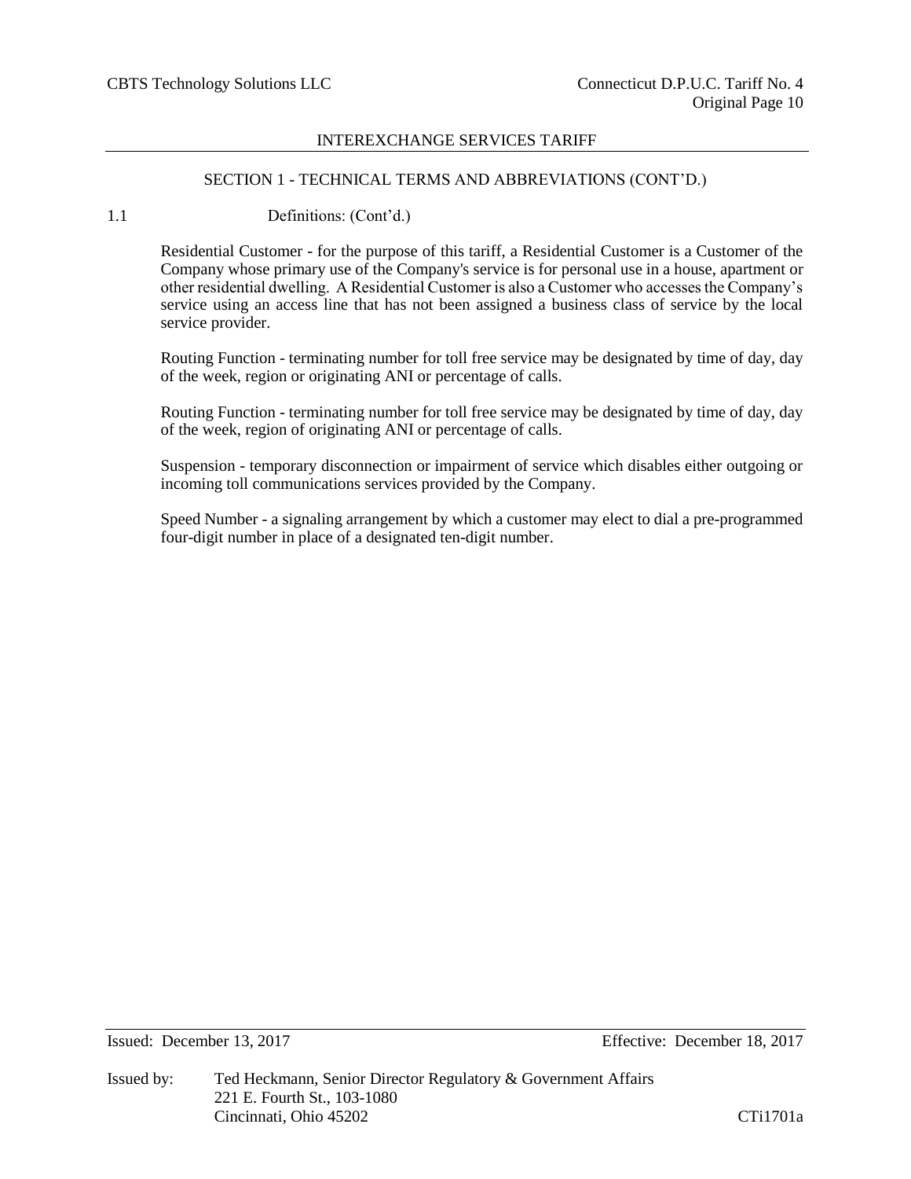INTEREXCHANGE SERVICES TARIFF

SECTION 1 - TECHNICAL TERMS AND ABBREVIATIONS (CONT'D.)

1.1 Definitions: (Cont'd.)

Residential Customer - for the purpose of this tariff, a Residential Customer is a Customer of the Company whose primary use of the Company's service is for personal use in a house, apartment or other residential dwelling. A Residential Customer is also a Customer who accesses the Company's service using an access line that has not been assigned a business class of service by the local service provider.

Routing Function - terminating number for toll free service may be designated by time of day, day of the week, region or originating ANI or percentage of calls.

Routing Function - terminating number for toll free service may be designated by time of day, day of the week, region of originating ANI or percentage of calls.

Suspension - temporary disconnection or impairment of service which disables either outgoing or incoming toll communications services provided by the Company.

Speed Number - a signaling arrangement by which a customer may elect to dial a pre-programmed four-digit number in place of a designated ten-digit number.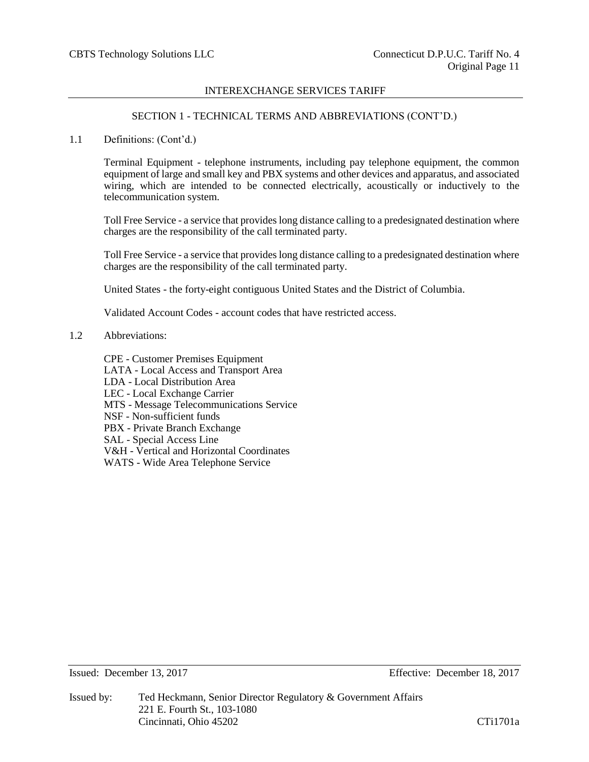## SECTION 1 - TECHNICAL TERMS AND ABBREVIATIONS (CONT'D.)

1.1 Definitions: (Cont'd.)

Terminal Equipment - telephone instruments, including pay telephone equipment, the common equipment of large and small key and PBX systems and other devices and apparatus, and associated wiring, which are intended to be connected electrically, acoustically or inductively to the telecommunication system.

Toll Free Service - a service that provides long distance calling to a predesignated destination where charges are the responsibility of the call terminated party.

Toll Free Service - a service that provides long distance calling to a predesignated destination where charges are the responsibility of the call terminated party.

United States - the forty-eight contiguous United States and the District of Columbia.

Validated Account Codes - account codes that have restricted access.

1.2 Abbreviations:

CPE - Customer Premises Equipment
LATA - Local Access and Transport Area
LDA - Local Distribution Area
LEC - Local Exchange Carrier
MTS - Message Telecommunications Service
NSF - Non-sufficient funds
PBX - Private Branch Exchange
SAL - Special Access Line
V&H - Vertical and Horizontal Coordinates
WATS - Wide Area Telephone Service

Issued: December 13, 2017 Effective: December 18, 2017

Issued by: Ted Heckmann, Senior Director Regulatory & Government Affairs
221 E. Fourth St., 103-1080
Cincinnati, Ohio 45202 CTi1701a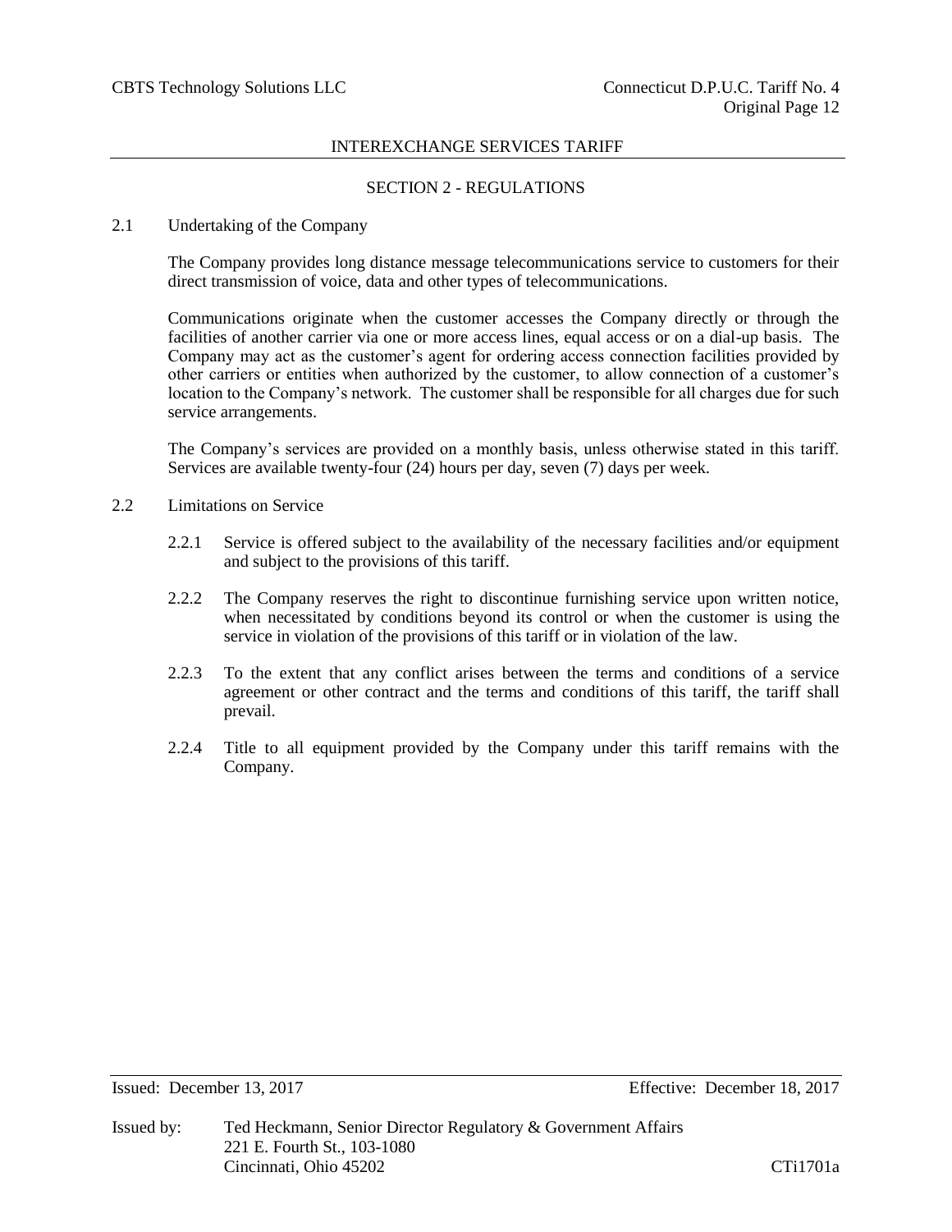## SECTION 2 - REGULATIONS

### 2.1 Undertaking of the Company

The Company provides long distance message telecommunications service to customers for their direct transmission of voice, data and other types of telecommunications.

Communications originate when the customer accesses the Company directly or through the facilities of another carrier via one or more access lines, equal access or on a dial-up basis. The Company may act as the customer's agent for ordering access connection facilities provided by other carriers or entities when authorized by the customer, to allow connection of a customer's location to the Company's network. The customer shall be responsible for all charges due for such service arrangements.

The Company's services are provided on a monthly basis, unless otherwise stated in this tariff. Services are available twenty-four (24) hours per day, seven (7) days per week.

### 2.2 Limitations on Service

2.2.1 Service is offered subject to the availability of the necessary facilities and/or equipment and subject to the provisions of this tariff.

2.2.2 The Company reserves the right to discontinue furnishing service upon written notice, when necessitated by conditions beyond its control or when the customer is using the service in violation of the provisions of this tariff or in violation of the law.

2.2.3 To the extent that any conflict arises between the terms and conditions of a service agreement or other contract and the terms and conditions of this tariff, the tariff shall prevail.

2.2.4 Title to all equipment provided by the Company under this tariff remains with the Company.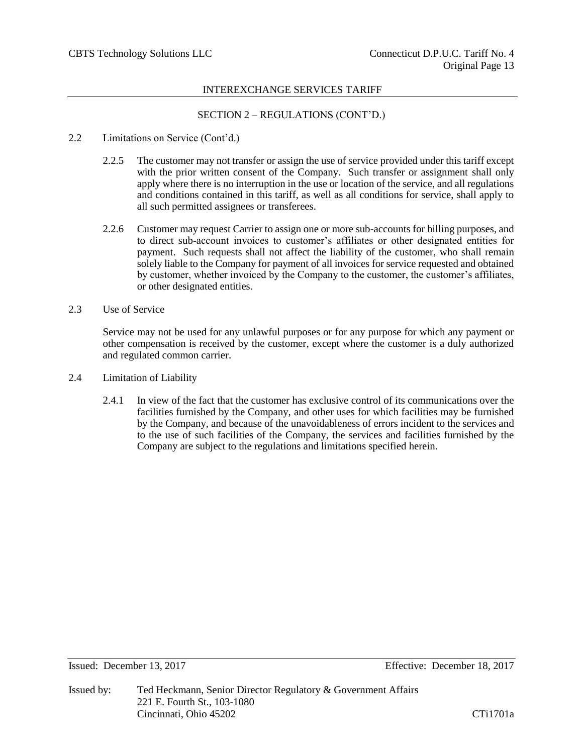## SECTION 2 – REGULATIONS (CONT'D.)

2.2 Limitations on Service (Cont'd.)

2.2.5 The customer may not transfer or assign the use of service provided under this tariff except with the prior written consent of the Company. Such transfer or assignment shall only apply where there is no interruption in the use or location of the service, and all regulations and conditions contained in this tariff, as well as all conditions for service, shall apply to all such permitted assignees or transferees.

2.2.6 Customer may request Carrier to assign one or more sub-accounts for billing purposes, and to direct sub-account invoices to customer's affiliates or other designated entities for payment. Such requests shall not affect the liability of the customer, who shall remain solely liable to the Company for payment of all invoices for service requested and obtained by customer, whether invoiced by the Company to the customer, the customer's affiliates, or other designated entities.

2.3 Use of Service

Service may not be used for any unlawful purposes or for any purpose for which any payment or other compensation is received by the customer, except where the customer is a duly authorized and regulated common carrier.

2.4 Limitation of Liability

2.4.1 In view of the fact that the customer has exclusive control of its communications over the facilities furnished by the Company, and other uses for which facilities may be furnished by the Company, and because of the unavoidableness of errors incident to the services and to the use of such facilities of the Company, the services and facilities furnished by the Company are subject to the regulations and limitations specified herein.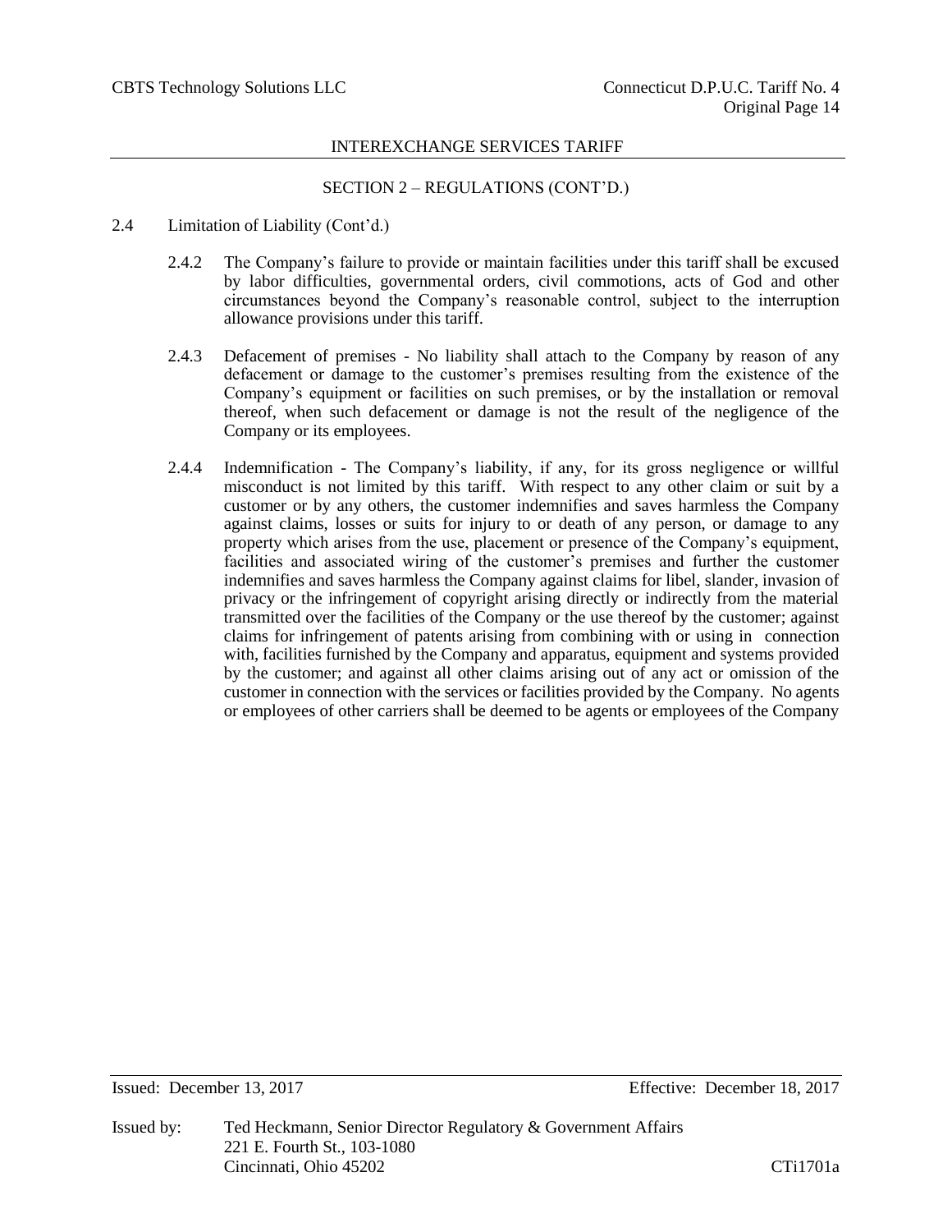## SECTION 2 – REGULATIONS (CONT'D.)

2.4 Limitation of Liability (Cont'd.)

2.4.2 The Company's failure to provide or maintain facilities under this tariff shall be excused by labor difficulties, governmental orders, civil commotions, acts of God and other circumstances beyond the Company's reasonable control, subject to the interruption allowance provisions under this tariff.

2.4.3 Defacement of premises - No liability shall attach to the Company by reason of any defacement or damage to the customer's premises resulting from the existence of the Company's equipment or facilities on such premises, or by the installation or removal thereof, when such defacement or damage is not the result of the negligence of the Company or its employees.

2.4.4 Indemnification - The Company's liability, if any, for its gross negligence or willful misconduct is not limited by this tariff. With respect to any other claim or suit by a customer or by any others, the customer indemnifies and saves harmless the Company against claims, losses or suits for injury to or death of any person, or damage to any property which arises from the use, placement or presence of the Company's equipment, facilities and associated wiring of the customer's premises and further the customer indemnifies and saves harmless the Company against claims for libel, slander, invasion of privacy or the infringement of copyright arising directly or indirectly from the material transmitted over the facilities of the Company or the use thereof by the customer; against claims for infringement of patents arising from combining with or using in connection with, facilities furnished by the Company and apparatus, equipment and systems provided by the customer; and against all other claims arising out of any act or omission of the customer in connection with the services or facilities provided by the Company. No agents or employees of other carriers shall be deemed to be agents or employees of the Company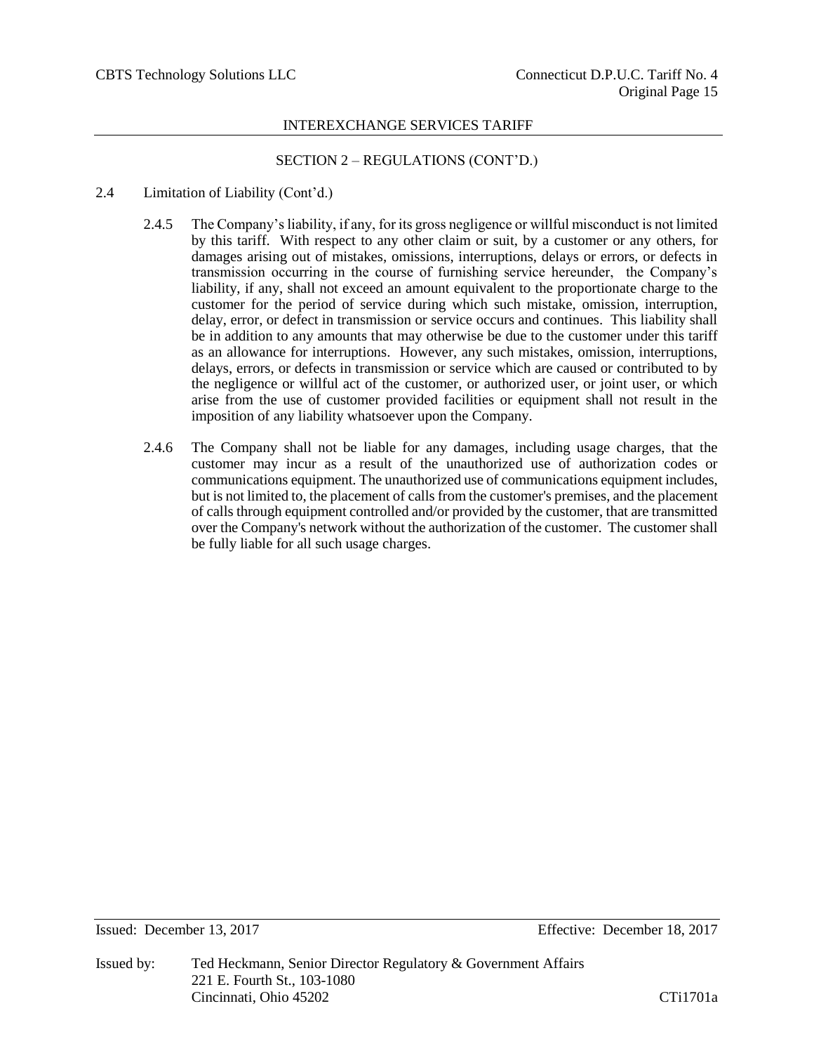SECTION 2 – REGULATIONS (CONT'D.)

2.4 Limitation of Liability (Cont'd.)

2.4.5 The Company's liability, if any, for its gross negligence or willful misconduct is not limited by this tariff. With respect to any other claim or suit, by a customer or any others, for damages arising out of mistakes, omissions, interruptions, delays or errors, or defects in transmission occurring in the course of furnishing service hereunder, the Company's liability, if any, shall not exceed an amount equivalent to the proportionate charge to the customer for the period of service during which such mistake, omission, interruption, delay, error, or defect in transmission or service occurs and continues. This liability shall be in addition to any amounts that may otherwise be due to the customer under this tariff as an allowance for interruptions. However, any such mistakes, omission, interruptions, delays, errors, or defects in transmission or service which are caused or contributed to by the negligence or willful act of the customer, or authorized user, or joint user, or which arise from the use of customer provided facilities or equipment shall not result in the imposition of any liability whatsoever upon the Company.

2.4.6 The Company shall not be liable for any damages, including usage charges, that the customer may incur as a result of the unauthorized use of authorization codes or communications equipment. The unauthorized use of communications equipment includes, but is not limited to, the placement of calls from the customer's premises, and the placement of calls through equipment controlled and/or provided by the customer, that are transmitted over the Company's network without the authorization of the customer. The customer shall be fully liable for all such usage charges.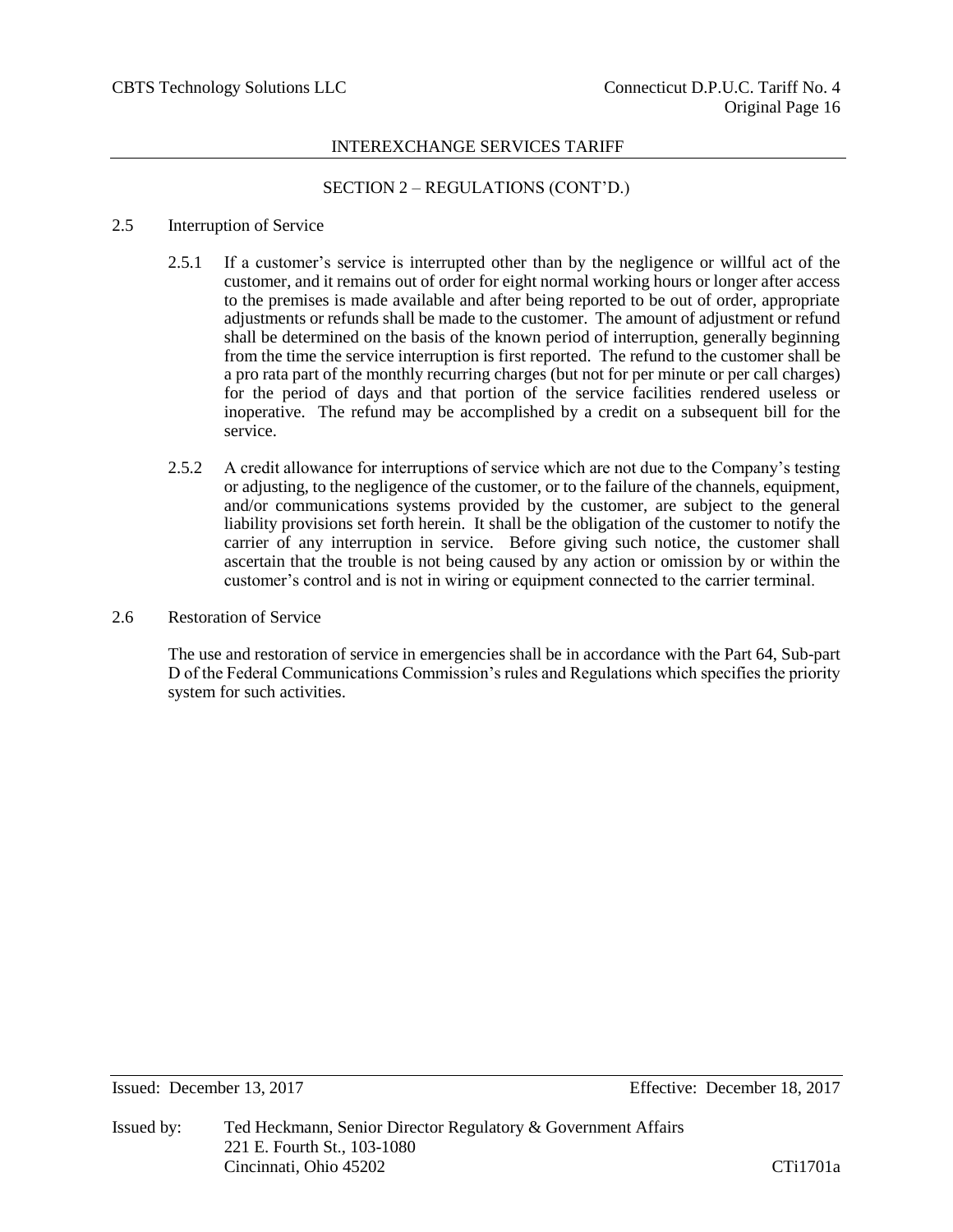## SECTION 2 – REGULATIONS (CONT'D.)

### 2.5 Interruption of Service

2.5.1 If a customer's service is interrupted other than by the negligence or willful act of the customer, and it remains out of order for eight normal working hours or longer after access to the premises is made available and after being reported to be out of order, appropriate adjustments or refunds shall be made to the customer. The amount of adjustment or refund shall be determined on the basis of the known period of interruption, generally beginning from the time the service interruption is first reported. The refund to the customer shall be a pro rata part of the monthly recurring charges (but not for per minute or per call charges) for the period of days and that portion of the service facilities rendered useless or inoperative. The refund may be accomplished by a credit on a subsequent bill for the service.

2.5.2 A credit allowance for interruptions of service which are not due to the Company's testing or adjusting, to the negligence of the customer, or to the failure of the channels, equipment, and/or communications systems provided by the customer, are subject to the general liability provisions set forth herein. It shall be the obligation of the customer to notify the carrier of any interruption in service. Before giving such notice, the customer shall ascertain that the trouble is not being caused by any action or omission by or within the customer's control and is not in wiring or equipment connected to the carrier terminal.

### 2.6 Restoration of Service

The use and restoration of service in emergencies shall be in accordance with the Part 64, Sub-part D of the Federal Communications Commission's rules and Regulations which specifies the priority system for such activities.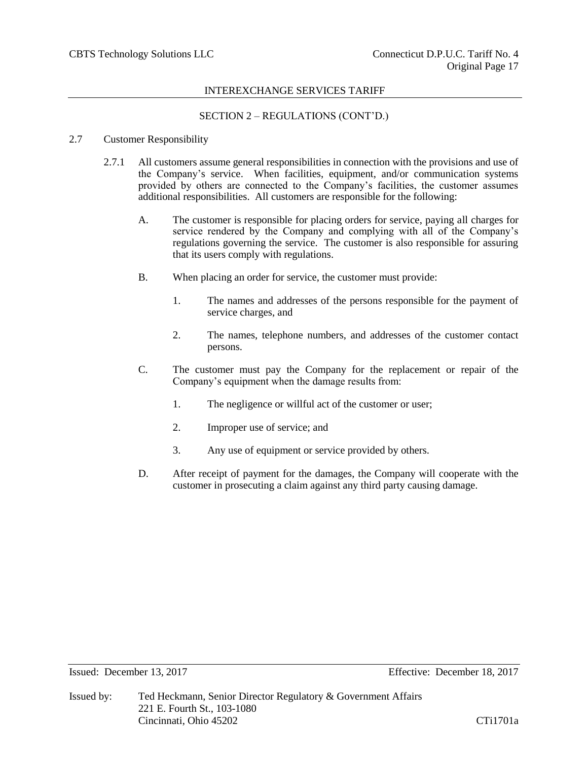SECTION 2 – REGULATIONS (CONT'D.)

2.7 Customer Responsibility

2.7.1 All customers assume general responsibilities in connection with the provisions and use of the Company's service. When facilities, equipment, and/or communication systems provided by others are connected to the Company's facilities, the customer assumes additional responsibilities. All customers are responsible for the following:

A. The customer is responsible for placing orders for service, paying all charges for service rendered by the Company and complying with all of the Company's regulations governing the service. The customer is also responsible for assuring that its users comply with regulations.

B. When placing an order for service, the customer must provide:

1. The names and addresses of the persons responsible for the payment of service charges, and

2. The names, telephone numbers, and addresses of the customer contact persons.

C. The customer must pay the Company for the replacement or repair of the Company's equipment when the damage results from:

1. The negligence or willful act of the customer or user;

2. Improper use of service; and

3. Any use of equipment or service provided by others.

D. After receipt of payment for the damages, the Company will cooperate with the customer in prosecuting a claim against any third party causing damage.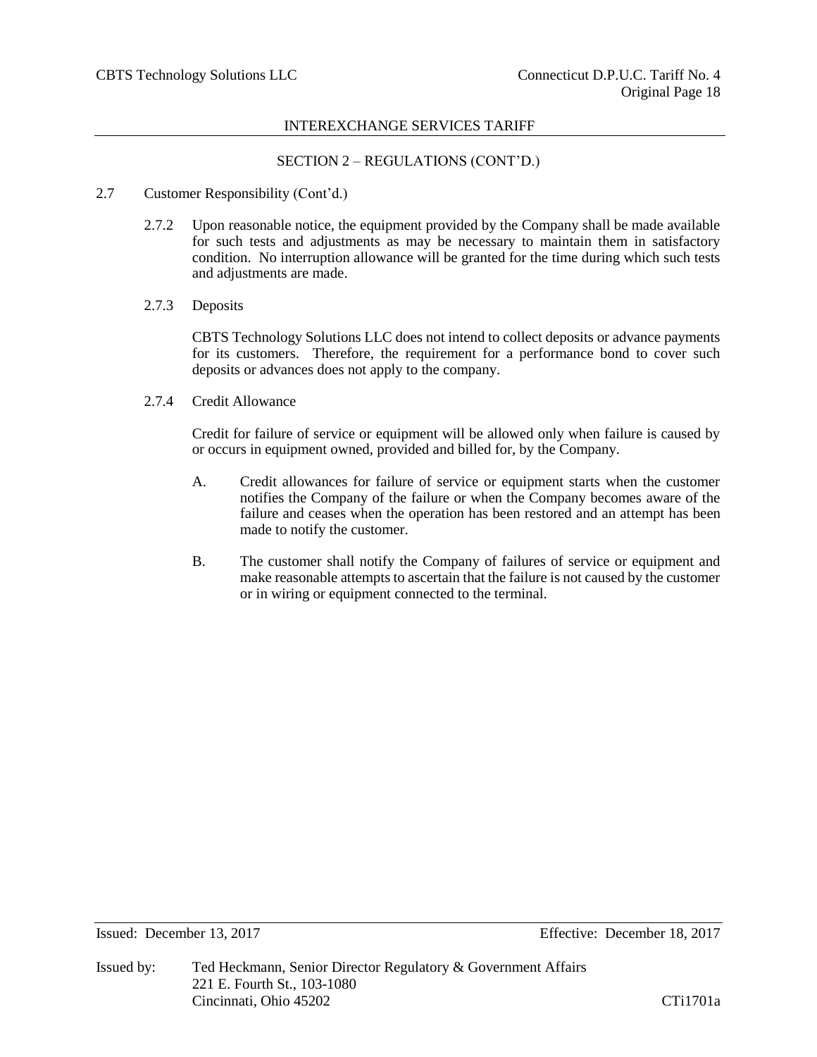## SECTION 2 – REGULATIONS (CONT'D.)

2.7 Customer Responsibility (Cont'd.)

2.7.2 Upon reasonable notice, the equipment provided by the Company shall be made available for such tests and adjustments as may be necessary to maintain them in satisfactory condition. No interruption allowance will be granted for the time during which such tests and adjustments are made.

2.7.3 Deposits

CBTS Technology Solutions LLC does not intend to collect deposits or advance payments for its customers. Therefore, the requirement for a performance bond to cover such deposits or advances does not apply to the company.

2.7.4 Credit Allowance

Credit for failure of service or equipment will be allowed only when failure is caused by or occurs in equipment owned, provided and billed for, by the Company.

A. Credit allowances for failure of service or equipment starts when the customer notifies the Company of the failure or when the Company becomes aware of the failure and ceases when the operation has been restored and an attempt has been made to notify the customer.

B. The customer shall notify the Company of failures of service or equipment and make reasonable attempts to ascertain that the failure is not caused by the customer or in wiring or equipment connected to the terminal.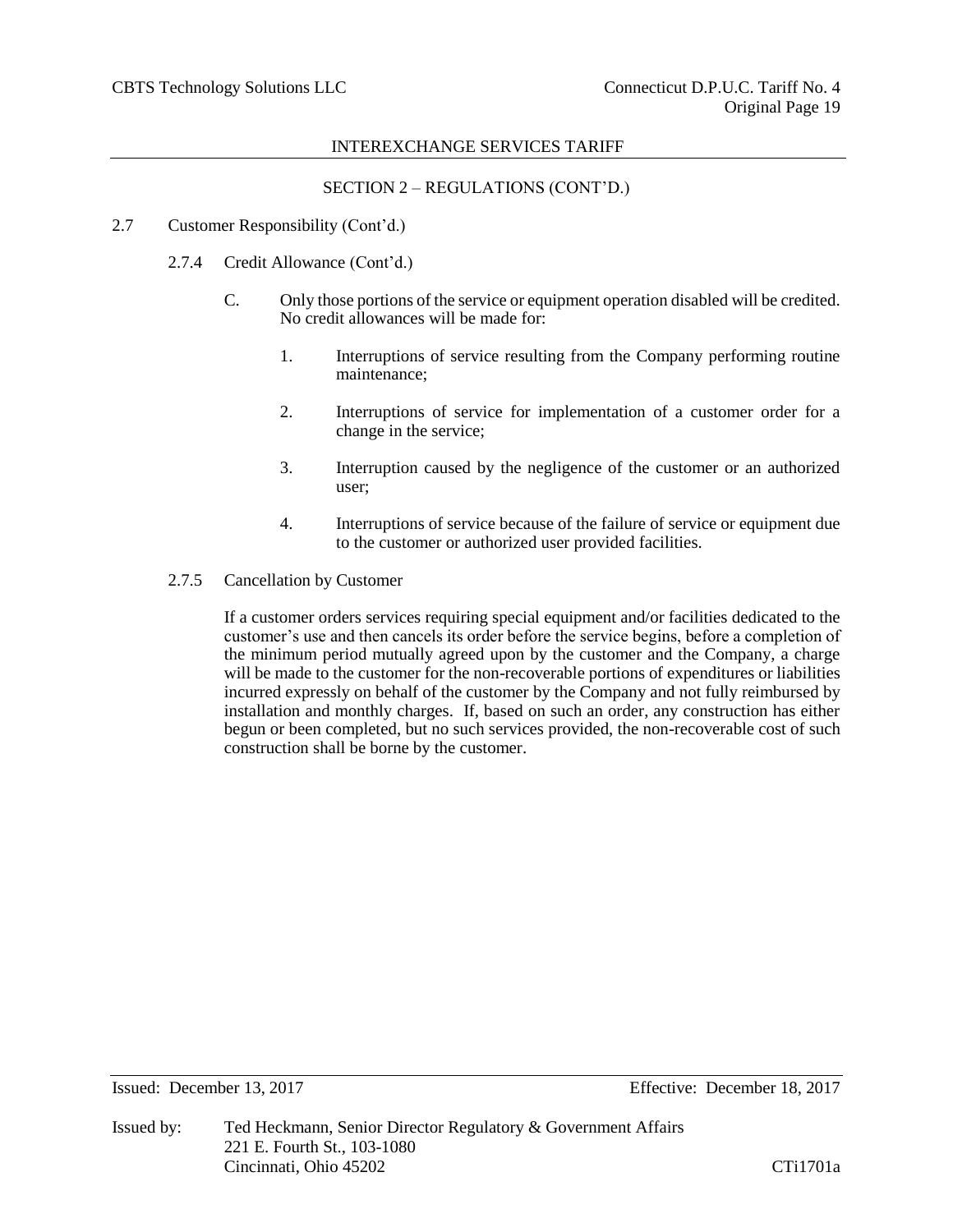SECTION 2 – REGULATIONS (CONT'D.)

2.7 Customer Responsibility (Cont'd.)

2.7.4 Credit Allowance (Cont'd.)

C. Only those portions of the service or equipment operation disabled will be credited. No credit allowances will be made for:

1. Interruptions of service resulting from the Company performing routine maintenance;

2. Interruptions of service for implementation of a customer order for a change in the service;

3. Interruption caused by the negligence of the customer or an authorized user;

4. Interruptions of service because of the failure of service or equipment due to the customer or authorized user provided facilities.

2.7.5 Cancellation by Customer

If a customer orders services requiring special equipment and/or facilities dedicated to the customer's use and then cancels its order before the service begins, before a completion of the minimum period mutually agreed upon by the customer and the Company, a charge will be made to the customer for the non-recoverable portions of expenditures or liabilities incurred expressly on behalf of the customer by the Company and not fully reimbursed by installation and monthly charges. If, based on such an order, any construction has either begun or been completed, but no such services provided, the non-recoverable cost of such construction shall be borne by the customer.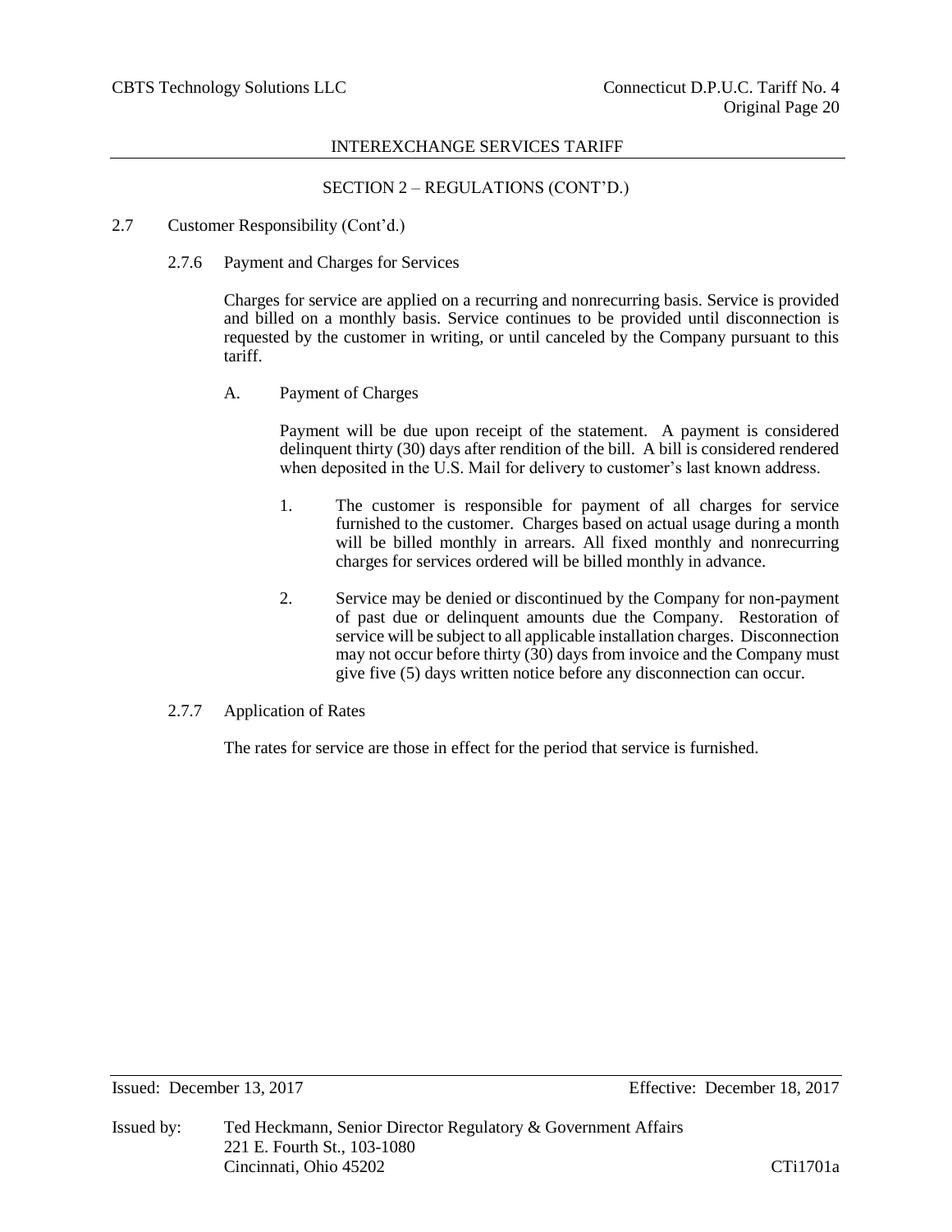## SECTION 2 – REGULATIONS (CONT'D.)

2.7 Customer Responsibility (Cont'd.)

2.7.6 Payment and Charges for Services

Charges for service are applied on a recurring and nonrecurring basis. Service is provided and billed on a monthly basis. Service continues to be provided until disconnection is requested by the customer in writing, or until canceled by the Company pursuant to this tariff.

A. Payment of Charges

Payment will be due upon receipt of the statement. A payment is considered delinquent thirty (30) days after rendition of the bill. A bill is considered rendered when deposited in the U.S. Mail for delivery to customer's last known address.

1. The customer is responsible for payment of all charges for service furnished to the customer. Charges based on actual usage during a month will be billed monthly in arrears. All fixed monthly and nonrecurring charges for services ordered will be billed monthly in advance.

2. Service may be denied or discontinued by the Company for non-payment of past due or delinquent amounts due the Company. Restoration of service will be subject to all applicable installation charges. Disconnection may not occur before thirty (30) days from invoice and the Company must give five (5) days written notice before any disconnection can occur.

2.7.7 Application of Rates

The rates for service are those in effect for the period that service is furnished.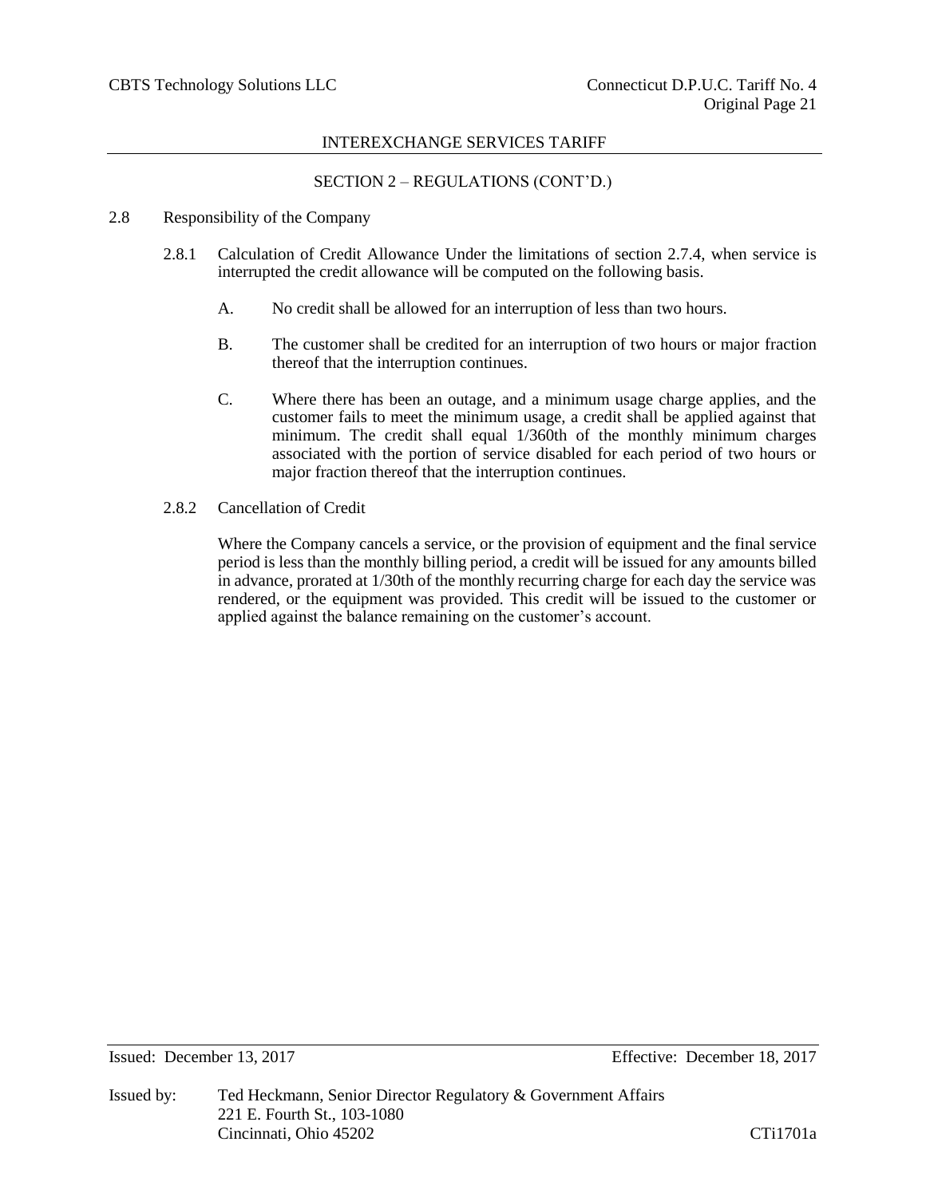SECTION 2 – REGULATIONS (CONT'D.)

2.8 Responsibility of the Company

2.8.1 Calculation of Credit Allowance Under the limitations of section 2.7.4, when service is interrupted the credit allowance will be computed on the following basis.

A. No credit shall be allowed for an interruption of less than two hours.

B. The customer shall be credited for an interruption of two hours or major fraction thereof that the interruption continues.

C. Where there has been an outage, and a minimum usage charge applies, and the customer fails to meet the minimum usage, a credit shall be applied against that minimum. The credit shall equal 1/360th of the monthly minimum charges associated with the portion of service disabled for each period of two hours or major fraction thereof that the interruption continues.

2.8.2 Cancellation of Credit

Where the Company cancels a service, or the provision of equipment and the final service period is less than the monthly billing period, a credit will be issued for any amounts billed in advance, prorated at 1/30th of the monthly recurring charge for each day the service was rendered, or the equipment was provided. This credit will be issued to the customer or applied against the balance remaining on the customer's account.

Issued: December 13, 2017 Effective: December 18, 2017

Issued by: Ted Heckmann, Senior Director Regulatory & Government Affairs
221 E. Fourth St., 103-1080
Cincinnati, Ohio 45202 CTi1701a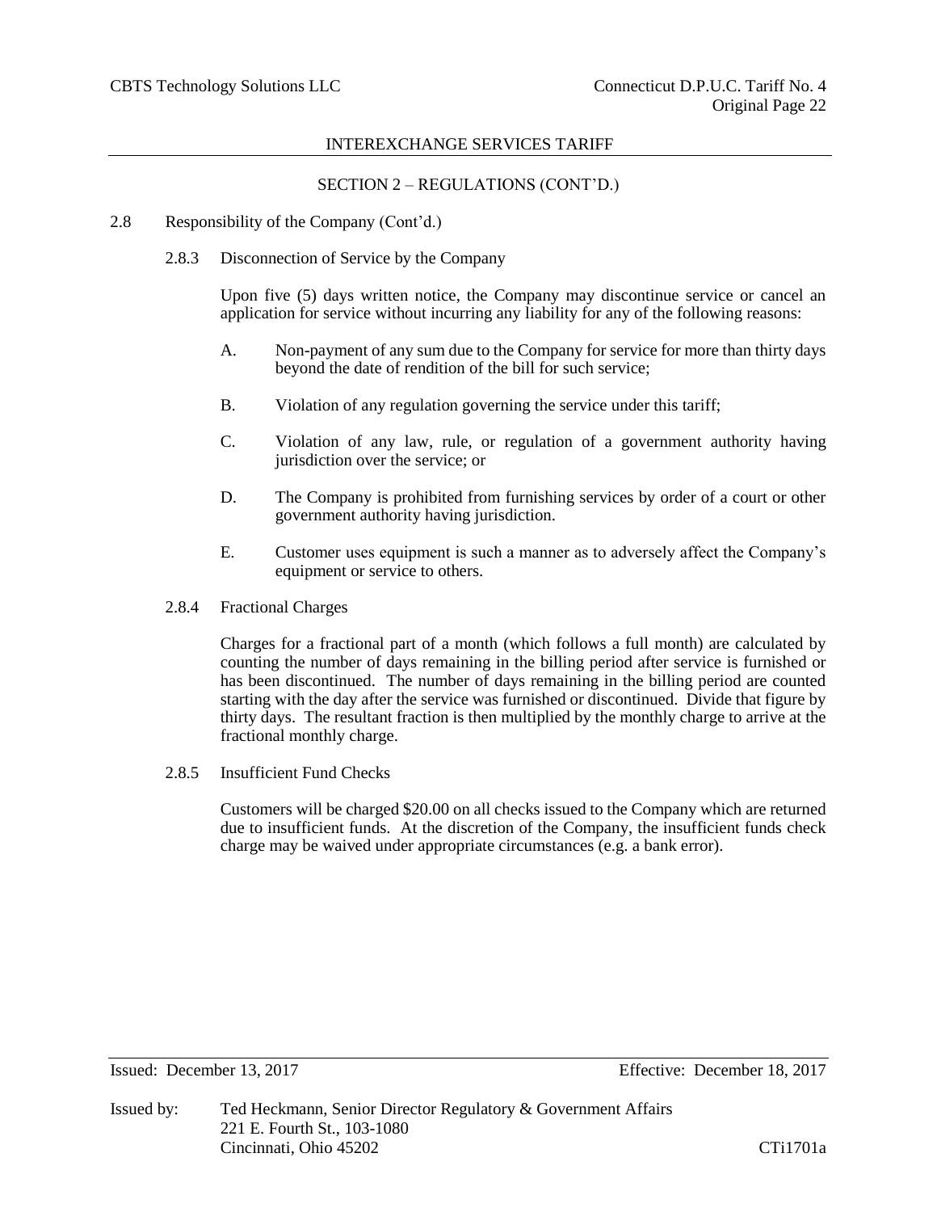## SECTION 2 – REGULATIONS (CONT'D.)

2.8 Responsibility of the Company (Cont'd.)

2.8.3 Disconnection of Service by the Company

Upon five (5) days written notice, the Company may discontinue service or cancel an application for service without incurring any liability for any of the following reasons:

A. Non-payment of any sum due to the Company for service for more than thirty days beyond the date of rendition of the bill for such service;

B. Violation of any regulation governing the service under this tariff;

C. Violation of any law, rule, or regulation of a government authority having jurisdiction over the service; or

D. The Company is prohibited from furnishing services by order of a court or other government authority having jurisdiction.

E. Customer uses equipment is such a manner as to adversely affect the Company's equipment or service to others.

2.8.4 Fractional Charges

Charges for a fractional part of a month (which follows a full month) are calculated by counting the number of days remaining in the billing period after service is furnished or has been discontinued. The number of days remaining in the billing period are counted starting with the day after the service was furnished or discontinued. Divide that figure by thirty days. The resultant fraction is then multiplied by the monthly charge to arrive at the fractional monthly charge.

2.8.5 Insufficient Fund Checks

Customers will be charged $20.00 on all checks issued to the Company which are returned due to insufficient funds. At the discretion of the Company, the insufficient funds check charge may be waived under appropriate circumstances (e.g. a bank error).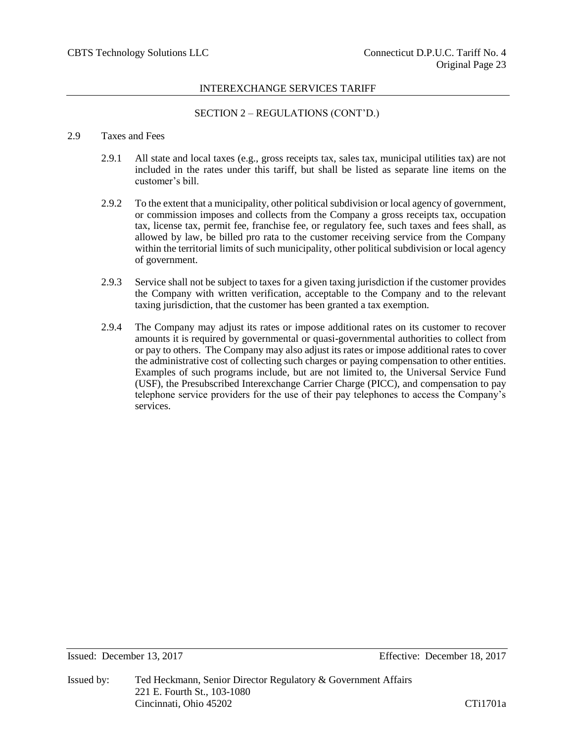SECTION 2 – REGULATIONS (CONT'D.)

## 2.9 Taxes and Fees

2.9.1 All state and local taxes (e.g., gross receipts tax, sales tax, municipal utilities tax) are not included in the rates under this tariff, but shall be listed as separate line items on the customer's bill.

2.9.2 To the extent that a municipality, other political subdivision or local agency of government, or commission imposes and collects from the Company a gross receipts tax, occupation tax, license tax, permit fee, franchise fee, or regulatory fee, such taxes and fees shall, as allowed by law, be billed pro rata to the customer receiving service from the Company within the territorial limits of such municipality, other political subdivision or local agency of government.

2.9.3 Service shall not be subject to taxes for a given taxing jurisdiction if the customer provides the Company with written verification, acceptable to the Company and to the relevant taxing jurisdiction, that the customer has been granted a tax exemption.

2.9.4 The Company may adjust its rates or impose additional rates on its customer to recover amounts it is required by governmental or quasi-governmental authorities to collect from or pay to others. The Company may also adjust its rates or impose additional rates to cover the administrative cost of collecting such charges or paying compensation to other entities. Examples of such programs include, but are not limited to, the Universal Service Fund (USF), the Presubscribed Interexchange Carrier Charge (PICC), and compensation to pay telephone service providers for the use of their pay telephones to access the Company's services.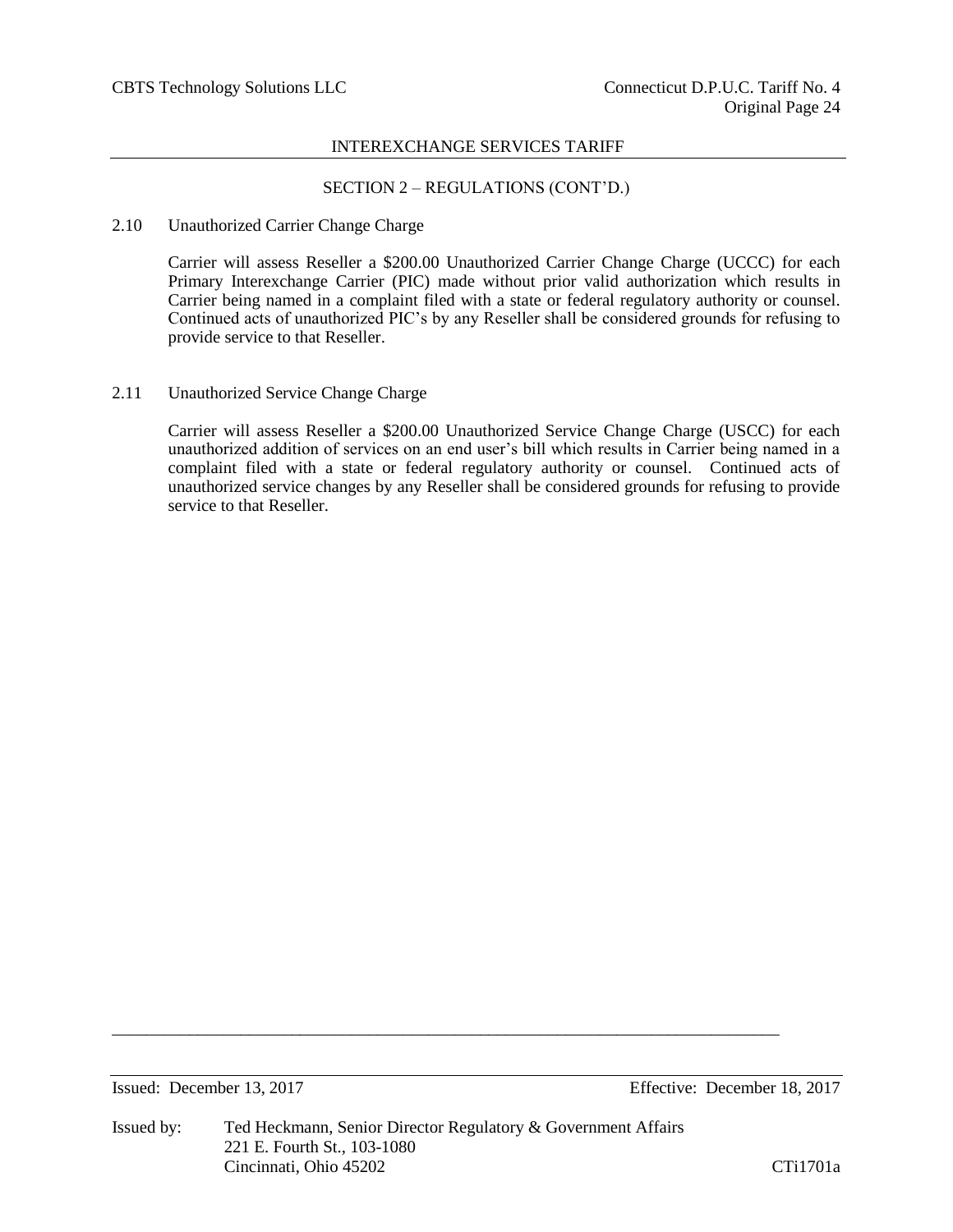## SECTION 2 – REGULATIONS (CONT'D.)

### 2.10 Unauthorized Carrier Change Charge

Carrier will assess Reseller a $200.00 Unauthorized Carrier Change Charge (UCCC) for each Primary Interexchange Carrier (PIC) made without prior valid authorization which results in Carrier being named in a complaint filed with a state or federal regulatory authority or counsel. Continued acts of unauthorized PIC's by any Reseller shall be considered grounds for refusing to provide service to that Reseller.

### 2.11 Unauthorized Service Change Charge

Carrier will assess Reseller a $200.00 Unauthorized Service Change Charge (USCC) for each unauthorized addition of services on an end user's bill which results in Carrier being named in a complaint filed with a state or federal regulatory authority or counsel. Continued acts of unauthorized service changes by any Reseller shall be considered grounds for refusing to provide service to that Reseller.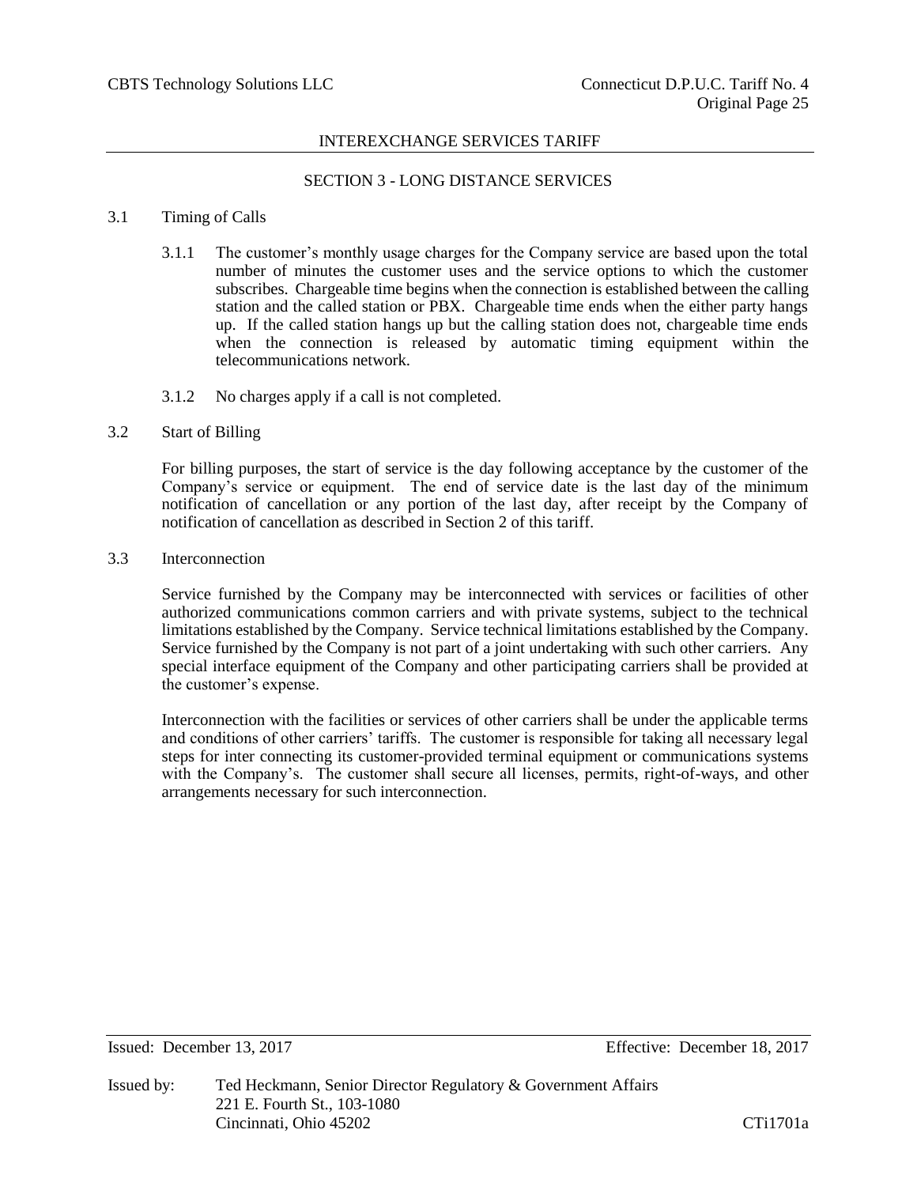## SECTION 3 - LONG DISTANCE SERVICES

3.1 Timing of Calls

3.1.1 The customer's monthly usage charges for the Company service are based upon the total number of minutes the customer uses and the service options to which the customer subscribes. Chargeable time begins when the connection is established between the calling station and the called station or PBX. Chargeable time ends when the either party hangs up. If the called station hangs up but the calling station does not, chargeable time ends when the connection is released by automatic timing equipment within the telecommunications network.

3.1.2 No charges apply if a call is not completed.

3.2 Start of Billing

For billing purposes, the start of service is the day following acceptance by the customer of the Company's service or equipment. The end of service date is the last day of the minimum notification of cancellation or any portion of the last day, after receipt by the Company of notification of cancellation as described in Section 2 of this tariff.

3.3 Interconnection

Service furnished by the Company may be interconnected with services or facilities of other authorized communications common carriers and with private systems, subject to the technical limitations established by the Company. Service technical limitations established by the Company. Service furnished by the Company is not part of a joint undertaking with such other carriers. Any special interface equipment of the Company and other participating carriers shall be provided at the customer's expense.

Interconnection with the facilities or services of other carriers shall be under the applicable terms and conditions of other carriers' tariffs. The customer is responsible for taking all necessary legal steps for inter connecting its customer-provided terminal equipment or communications systems with the Company's. The customer shall secure all licenses, permits, right-of-ways, and other arrangements necessary for such interconnection.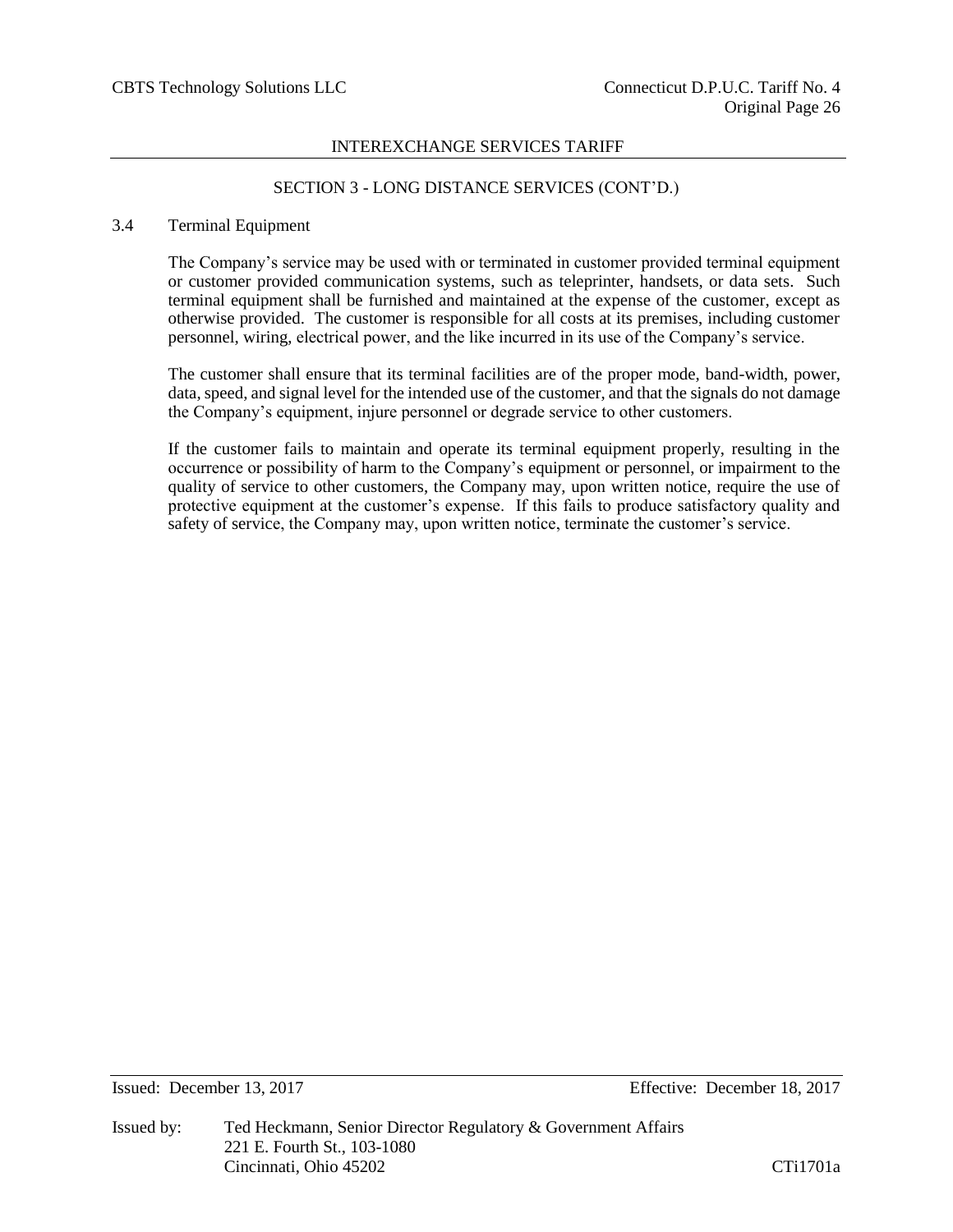## SECTION 3 - LONG DISTANCE SERVICES (CONT'D.)

### 3.4 Terminal Equipment

The Company's service may be used with or terminated in customer provided terminal equipment or customer provided communication systems, such as teleprinter, handsets, or data sets. Such terminal equipment shall be furnished and maintained at the expense of the customer, except as otherwise provided. The customer is responsible for all costs at its premises, including customer personnel, wiring, electrical power, and the like incurred in its use of the Company's service.

The customer shall ensure that its terminal facilities are of the proper mode, band-width, power, data, speed, and signal level for the intended use of the customer, and that the signals do not damage the Company's equipment, injure personnel or degrade service to other customers.

If the customer fails to maintain and operate its terminal equipment properly, resulting in the occurrence or possibility of harm to the Company's equipment or personnel, or impairment to the quality of service to other customers, the Company may, upon written notice, require the use of protective equipment at the customer's expense. If this fails to produce satisfactory quality and safety of service, the Company may, upon written notice, terminate the customer's service.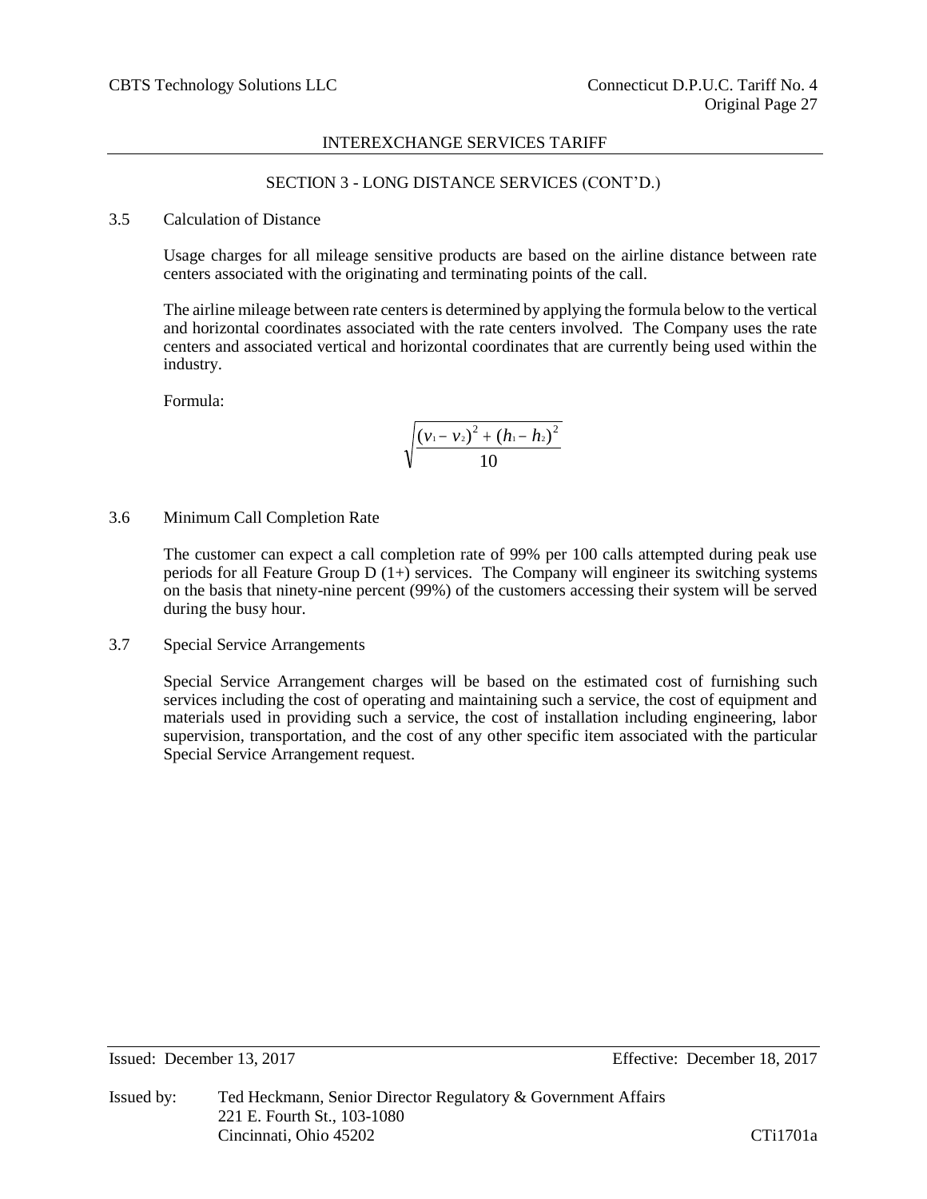## SECTION 3 - LONG DISTANCE SERVICES (CONT'D.)

### 3.5 Calculation of Distance

Usage charges for all mileage sensitive products are based on the airline distance between rate centers associated with the originating and terminating points of the call.

The airline mileage between rate centers is determined by applying the formula below to the vertical and horizontal coordinates associated with the rate centers involved. The Company uses the rate centers and associated vertical and horizontal coordinates that are currently being used within the industry.

Formula:

$$\sqrt{\frac{(v_1 - v_2)^2 + (h_1 - h_2)^2}{10}}$$

### 3.6 Minimum Call Completion Rate

The customer can expect a call completion rate of 99% per 100 calls attempted during peak use periods for all Feature Group D (1+) services. The Company will engineer its switching systems on the basis that ninety-nine percent (99%) of the customers accessing their system will be served during the busy hour.

### 3.7 Special Service Arrangements

Special Service Arrangement charges will be based on the estimated cost of furnishing such services including the cost of operating and maintaining such a service, the cost of equipment and materials used in providing such a service, the cost of installation including engineering, labor supervision, transportation, and the cost of any other specific item associated with the particular Special Service Arrangement request.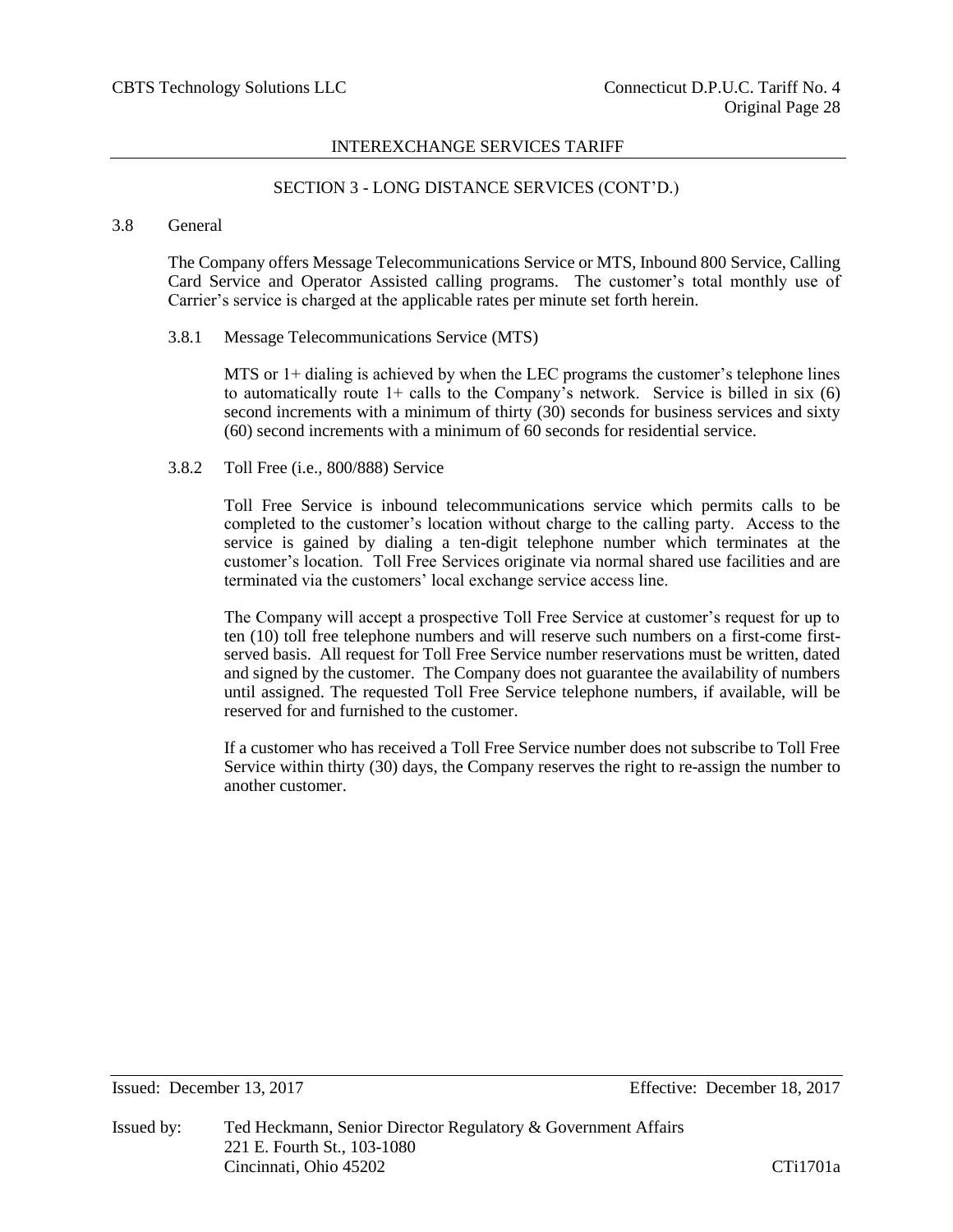## SECTION 3 - LONG DISTANCE SERVICES (CONT'D.)

### 3.8 General

The Company offers Message Telecommunications Service or MTS, Inbound 800 Service, Calling Card Service and Operator Assisted calling programs. The customer's total monthly use of Carrier's service is charged at the applicable rates per minute set forth herein.

#### 3.8.1 Message Telecommunications Service (MTS)

MTS or 1+ dialing is achieved by when the LEC programs the customer's telephone lines to automatically route 1+ calls to the Company's network. Service is billed in six (6) second increments with a minimum of thirty (30) seconds for business services and sixty (60) second increments with a minimum of 60 seconds for residential service.

#### 3.8.2 Toll Free (i.e., 800/888) Service

Toll Free Service is inbound telecommunications service which permits calls to be completed to the customer's location without charge to the calling party. Access to the service is gained by dialing a ten-digit telephone number which terminates at the customer's location. Toll Free Services originate via normal shared use facilities and are terminated via the customers' local exchange service access line.

The Company will accept a prospective Toll Free Service at customer's request for up to ten (10) toll free telephone numbers and will reserve such numbers on a first-come first-served basis. All request for Toll Free Service number reservations must be written, dated and signed by the customer. The Company does not guarantee the availability of numbers until assigned. The requested Toll Free Service telephone numbers, if available, will be reserved for and furnished to the customer.

If a customer who has received a Toll Free Service number does not subscribe to Toll Free Service within thirty (30) days, the Company reserves the right to re-assign the number to another customer.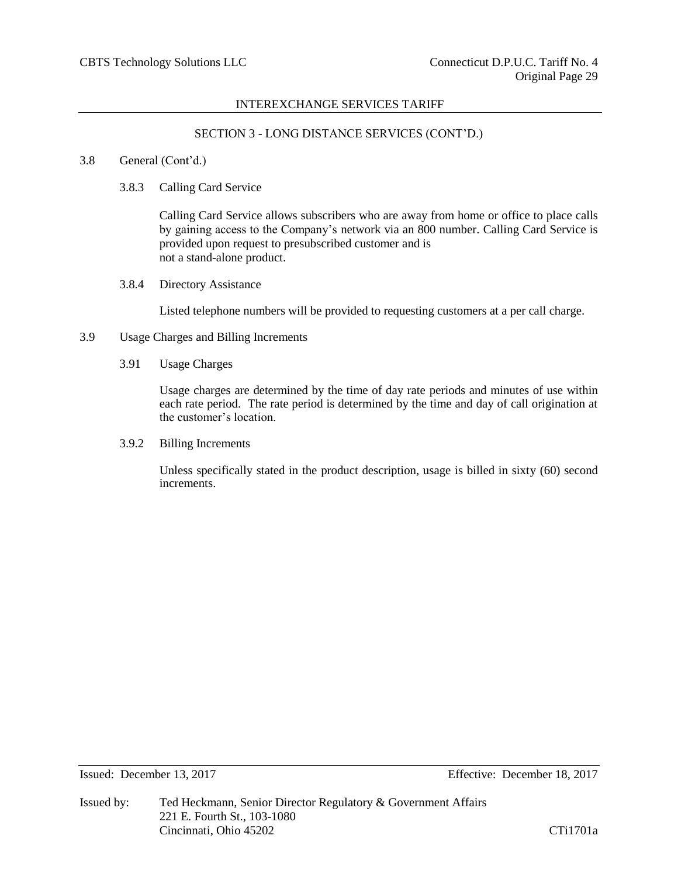## SECTION 3 - LONG DISTANCE SERVICES (CONT'D.)

3.8 General (Cont'd.)

3.8.3 Calling Card Service

Calling Card Service allows subscribers who are away from home or office to place calls by gaining access to the Company's network via an 800 number. Calling Card Service is provided upon request to presubscribed customer and is not a stand-alone product.

3.8.4 Directory Assistance

Listed telephone numbers will be provided to requesting customers at a per call charge.

3.9 Usage Charges and Billing Increments

3.91 Usage Charges

Usage charges are determined by the time of day rate periods and minutes of use within each rate period. The rate period is determined by the time and day of call origination at the customer's location.

3.9.2 Billing Increments

Unless specifically stated in the product description, usage is billed in sixty (60) second increments.

Issued: December 13, 2017 Effective: December 18, 2017

Issued by: Ted Heckmann, Senior Director Regulatory & Government Affairs
221 E. Fourth St., 103-1080
Cincinnati, Ohio 45202 CTi1701a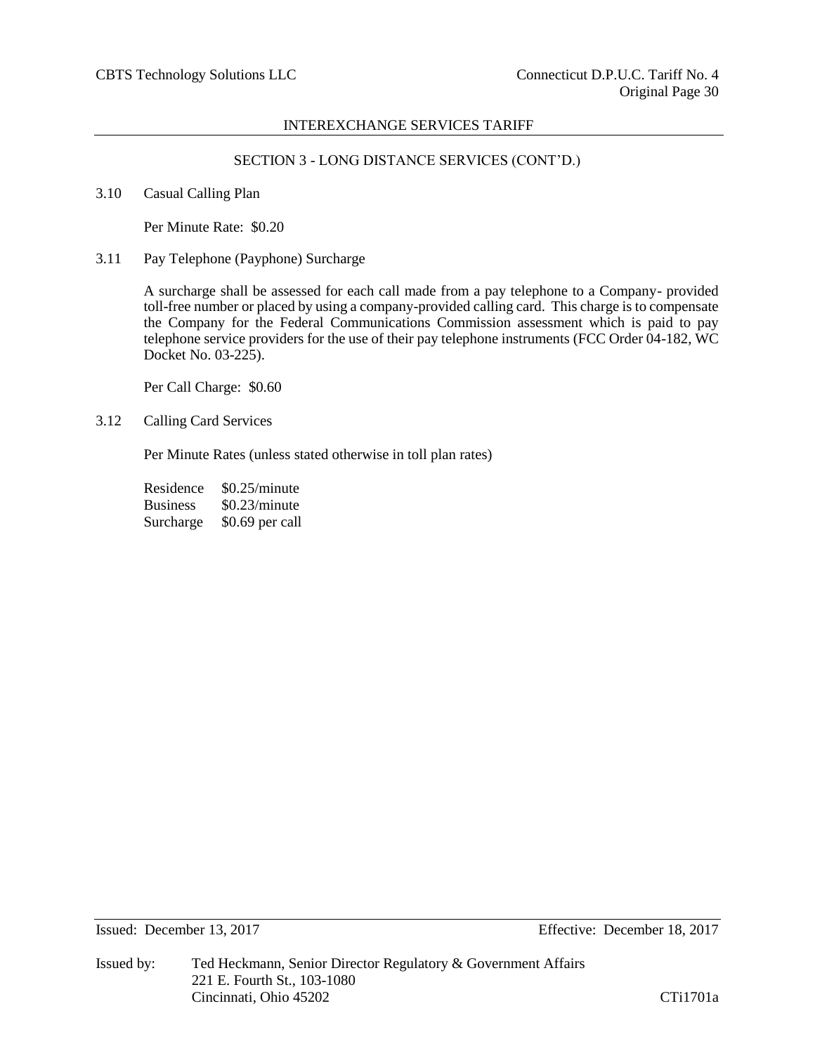SECTION 3 - LONG DISTANCE SERVICES (CONT'D.)

3.10 Casual Calling Plan

Per Minute Rate: $0.20

3.11 Pay Telephone (Payphone) Surcharge

A surcharge shall be assessed for each call made from a pay telephone to a Company- provided toll-free number or placed by using a company-provided calling card. This charge is to compensate the Company for the Federal Communications Commission assessment which is paid to pay telephone service providers for the use of their pay telephone instruments (FCC Order 04-182, WC Docket No. 03-225).

Per Call Charge: $0.60

3.12 Calling Card Services

Per Minute Rates (unless stated otherwise in toll plan rates)

| | |
|---|---|
| Residence | $0.25/minute |
| Business | $0.23/minute |
| Surcharge | $0.69 per call |

Issued: December 13, 2017 Effective: December 18, 2017

Issued by: Ted Heckmann, Senior Director Regulatory & Government Affairs
221 E. Fourth St., 103-1080
Cincinnati, Ohio 45202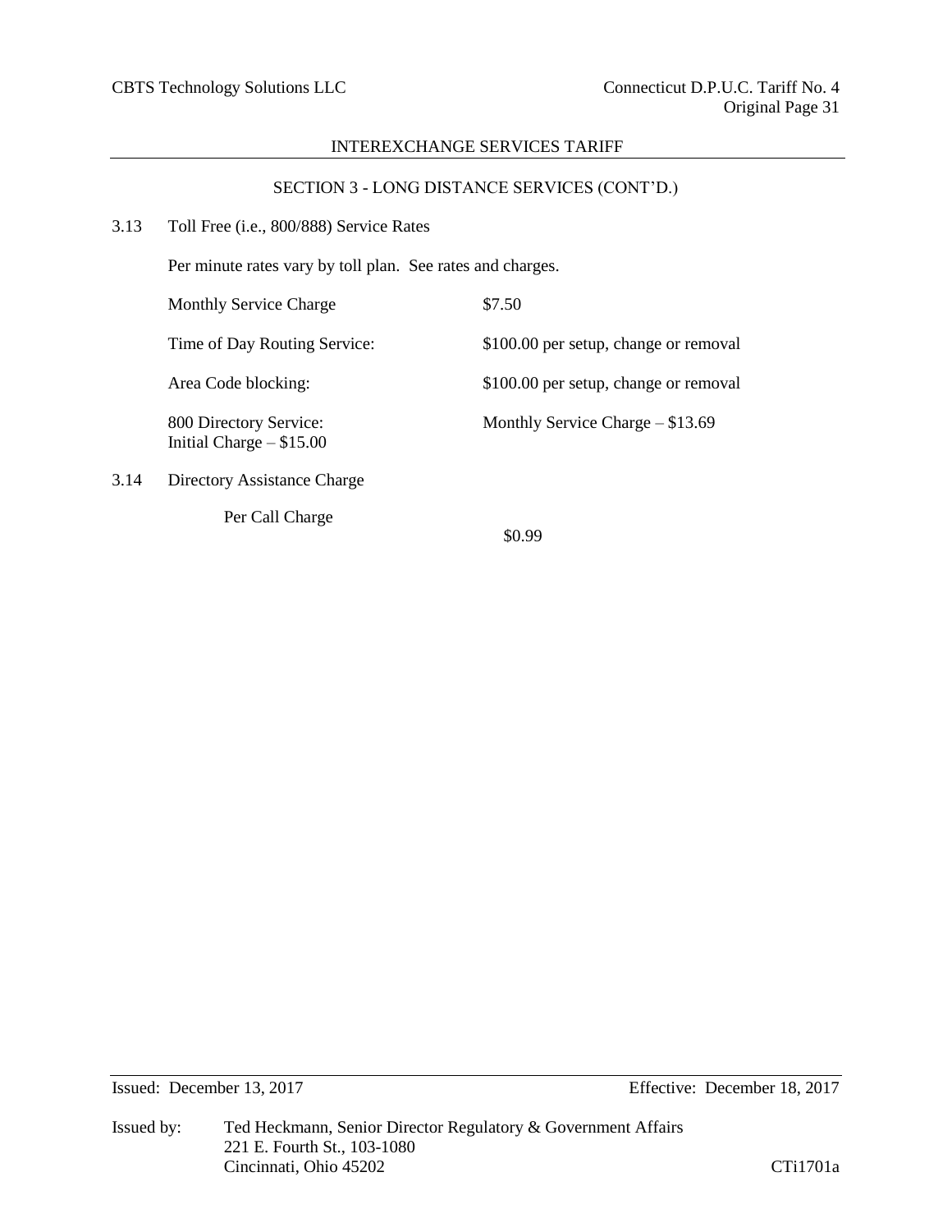## SECTION 3 - LONG DISTANCE SERVICES (CONT'D.)

3.13 Toll Free (i.e., 800/888) Service Rates

Per minute rates vary by toll plan. See rates and charges.

| | |
|---|---|
| Monthly Service Charge | $7.50 |
| Time of Day Routing Service: | $100.00 per setup, change or removal |
| Area Code blocking: | $100.00 per setup, change or removal |
| 800 Directory Service:<br>Initial Charge – $15.00 | Monthly Service Charge – $13.69 |

3.14 Directory Assistance Charge

Per Call Charge $0.99

Issued: December 13, 2017 Effective: December 18, 2017

Issued by: Ted Heckmann, Senior Director Regulatory & Government Affairs
221 E. Fourth St., 103-1080
Cincinnati, Ohio 45202

CTi1701a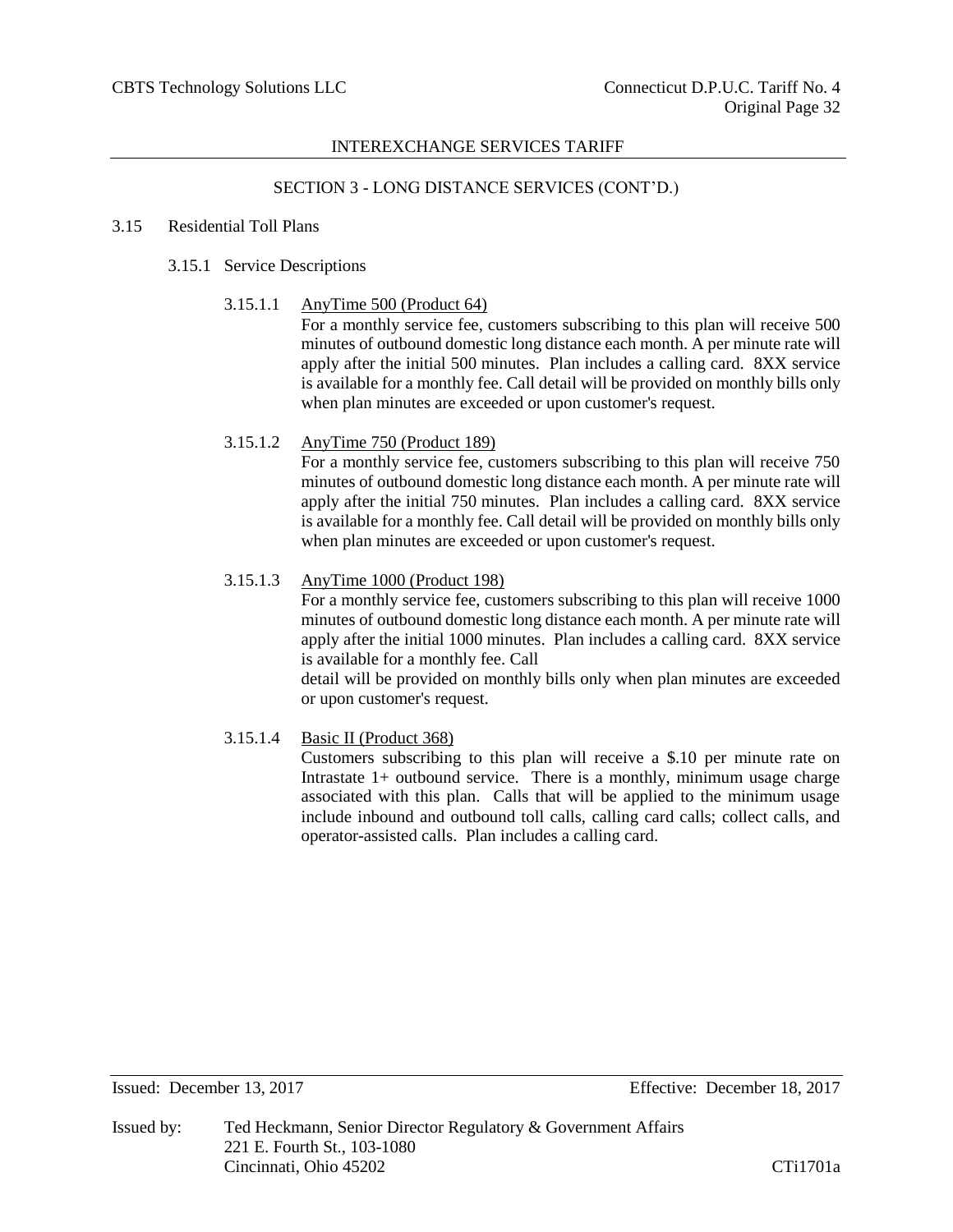## SECTION 3 - LONG DISTANCE SERVICES (CONT'D.)

### 3.15 Residential Toll Plans

#### 3.15.1 Service Descriptions

3.15.1.1 <u>AnyTime 500 (Product 64)</u>

For a monthly service fee, customers subscribing to this plan will receive 500 minutes of outbound domestic long distance each month. A per minute rate will apply after the initial 500 minutes. Plan includes a calling card. 8XX service is available for a monthly fee. Call detail will be provided on monthly bills only when plan minutes are exceeded or upon customer's request.

3.15.1.2 <u>AnyTime 750 (Product 189)</u>

For a monthly service fee, customers subscribing to this plan will receive 750 minutes of outbound domestic long distance each month. A per minute rate will apply after the initial 750 minutes. Plan includes a calling card. 8XX service is available for a monthly fee. Call detail will be provided on monthly bills only when plan minutes are exceeded or upon customer's request.

3.15.1.3 <u>AnyTime 1000 (Product 198)</u>

For a monthly service fee, customers subscribing to this plan will receive 1000 minutes of outbound domestic long distance each month. A per minute rate will apply after the initial 1000 minutes. Plan includes a calling card. 8XX service is available for a monthly fee. Call detail will be provided on monthly bills only when plan minutes are exceeded or upon customer's request.

3.15.1.4 <u>Basic II (Product 368)</u>

Customers subscribing to this plan will receive a $.10 per minute rate on Intrastate 1+ outbound service. There is a monthly, minimum usage charge associated with this plan. Calls that will be applied to the minimum usage include inbound and outbound toll calls, calling card calls; collect calls, and operator-assisted calls. Plan includes a calling card.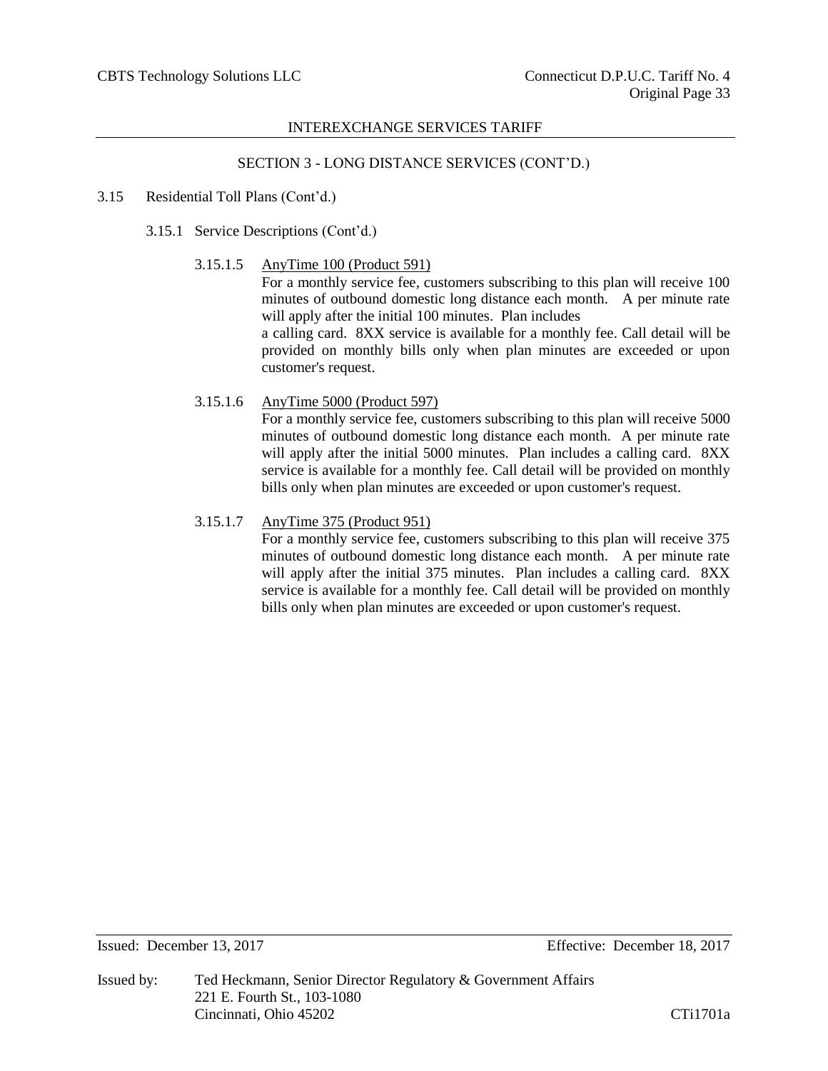## SECTION 3 - LONG DISTANCE SERVICES (CONT'D.)

3.15 Residential Toll Plans (Cont'd.)

3.15.1 Service Descriptions (Cont'd.)

3.15.1.5 AnyTime 100 (Product 591)

For a monthly service fee, customers subscribing to this plan will receive 100 minutes of outbound domestic long distance each month. A per minute rate will apply after the initial 100 minutes. Plan includes a calling card. 8XX service is available for a monthly fee. Call detail will be provided on monthly bills only when plan minutes are exceeded or upon customer's request.

3.15.1.6 AnyTime 5000 (Product 597)

For a monthly service fee, customers subscribing to this plan will receive 5000 minutes of outbound domestic long distance each month. A per minute rate will apply after the initial 5000 minutes. Plan includes a calling card. 8XX service is available for a monthly fee. Call detail will be provided on monthly bills only when plan minutes are exceeded or upon customer's request.

3.15.1.7 AnyTime 375 (Product 951)

For a monthly service fee, customers subscribing to this plan will receive 375 minutes of outbound domestic long distance each month. A per minute rate will apply after the initial 375 minutes. Plan includes a calling card. 8XX service is available for a monthly fee. Call detail will be provided on monthly bills only when plan minutes are exceeded or upon customer's request.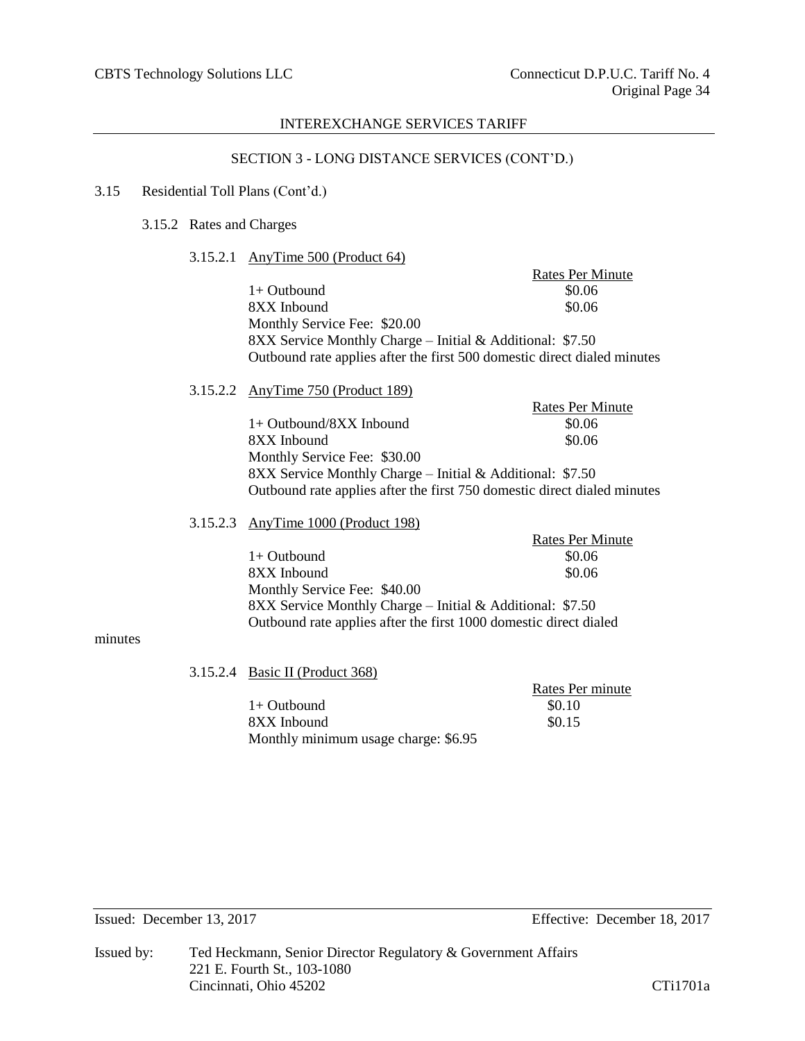## SECTION 3 - LONG DISTANCE SERVICES (CONT'D.)

3.15 Residential Toll Plans (Cont'd.)

3.15.2 Rates and Charges

3.15.2.1 AnyTime 500 (Product 64)

| | Rates Per Minute |
|---|---|
| 1+ Outbound | $0.06 |
| 8XX Inbound | $0.06 |

Monthly Service Fee: $20.00

8XX Service Monthly Charge – Initial & Additional: $7.50

Outbound rate applies after the first 500 domestic direct dialed minutes

3.15.2.2 AnyTime 750 (Product 189)

| | Rates Per Minute |
|---|---|
| 1+ Outbound/8XX Inbound | $0.06 |
| 8XX Inbound | $0.06 |

Monthly Service Fee: $30.00

8XX Service Monthly Charge – Initial & Additional: $7.50

Outbound rate applies after the first 750 domestic direct dialed minutes

3.15.2.3 AnyTime 1000 (Product 198)

| | Rates Per Minute |
|---|---|
| 1+ Outbound | $0.06 |
| 8XX Inbound | $0.06 |

Monthly Service Fee: $40.00

8XX Service Monthly Charge – Initial & Additional: $7.50

Outbound rate applies after the first 1000 domestic direct dialed minutes

3.15.2.4 Basic II (Product 368)

| | Rates Per minute |
|---|---|
| 1+ Outbound | $0.10 |
| 8XX Inbound | $0.15 |

Monthly minimum usage charge: $6.95

Issued: December 13, 2017

Effective: December 18, 2017

Issued by: Ted Heckmann, Senior Director Regulatory & Government Affairs
221 E. Fourth St., 103-1080
Cincinnati, Ohio 45202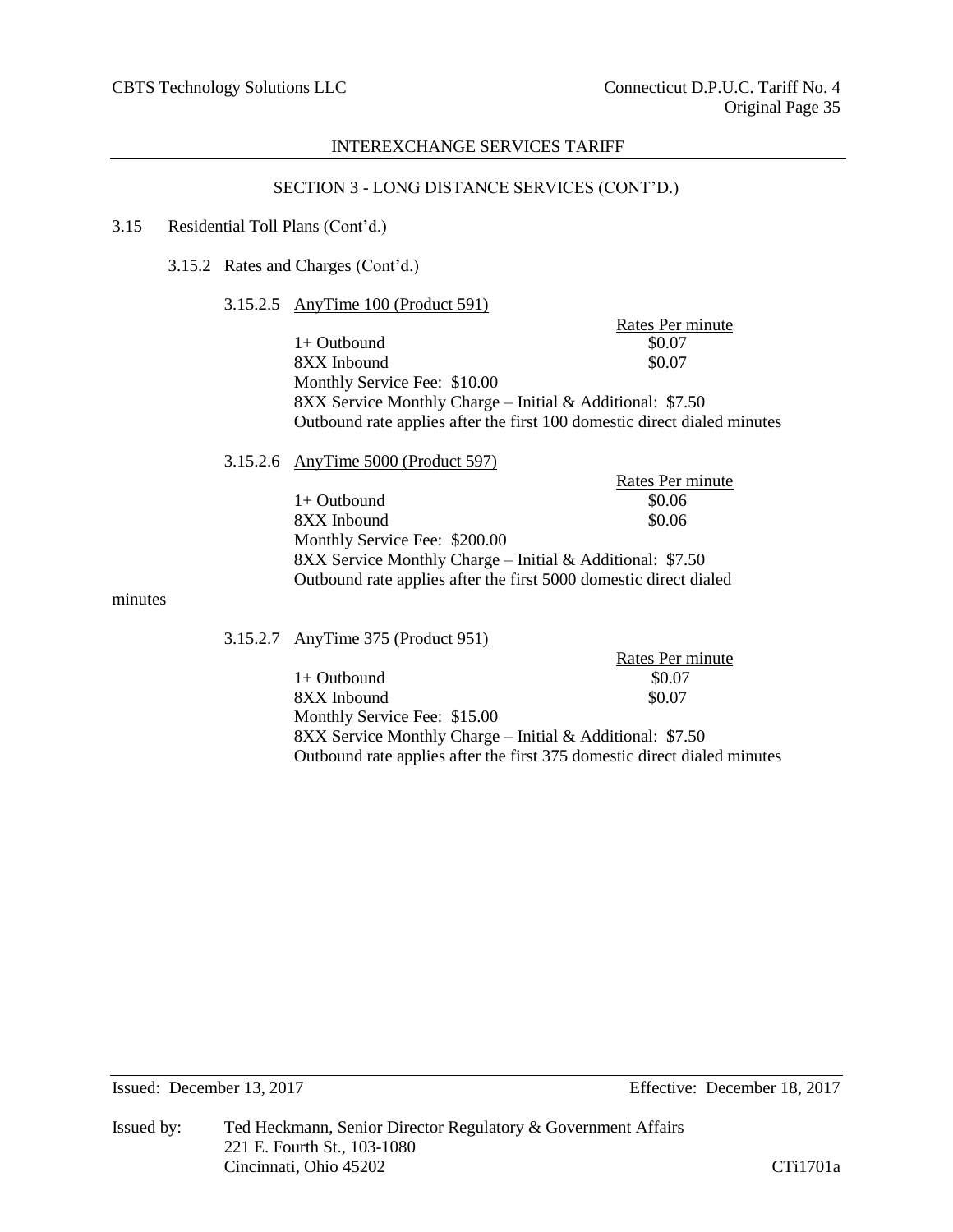INTEREXCHANGE SERVICES TARIFF

SECTION 3 - LONG DISTANCE SERVICES (CONT'D.)

3.15 Residential Toll Plans (Cont'd.)

3.15.2 Rates and Charges (Cont'd.)

3.15.2.5 AnyTime 100 (Product 591)

| | Rates Per minute |
|---|---|
| 1+ Outbound | $0.07 |
| 8XX Inbound | $0.07 |

Monthly Service Fee: $10.00

8XX Service Monthly Charge – Initial & Additional: $7.50

Outbound rate applies after the first 100 domestic direct dialed minutes

3.15.2.6 AnyTime 5000 (Product 597)

| | Rates Per minute |
|---|---|
| 1+ Outbound | $0.06 |
| 8XX Inbound | $0.06 |

Monthly Service Fee: $200.00

8XX Service Monthly Charge – Initial & Additional: $7.50

Outbound rate applies after the first 5000 domestic direct dialed minutes

3.15.2.7 AnyTime 375 (Product 951)

| | Rates Per minute |
|---|---|
| 1+ Outbound | $0.07 |
| 8XX Inbound | $0.07 |

Monthly Service Fee: $15.00

8XX Service Monthly Charge – Initial & Additional: $7.50

Outbound rate applies after the first 375 domestic direct dialed minutes

Issued: December 13, 2017 Effective: December 18, 2017

Issued by: Ted Heckmann, Senior Director Regulatory & Government Affairs
221 E. Fourth St., 103-1080
Cincinnati, Ohio 45202

CTi1701a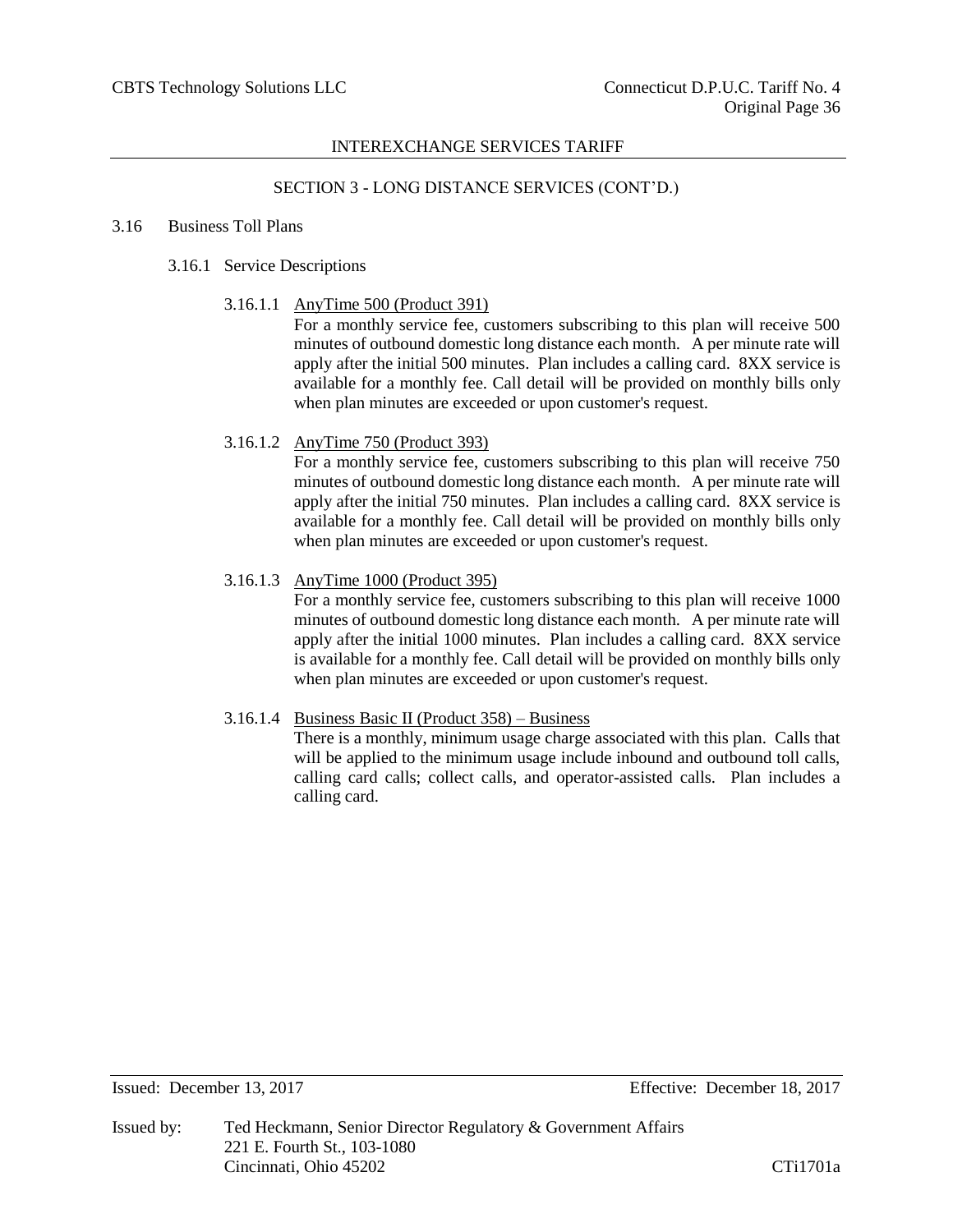## SECTION 3 - LONG DISTANCE SERVICES (CONT'D.)

### 3.16 Business Toll Plans

#### 3.16.1 Service Descriptions

3.16.1.1 AnyTime 500 (Product 391)

For a monthly service fee, customers subscribing to this plan will receive 500 minutes of outbound domestic long distance each month. A per minute rate will apply after the initial 500 minutes. Plan includes a calling card. 8XX service is available for a monthly fee. Call detail will be provided on monthly bills only when plan minutes are exceeded or upon customer's request.

3.16.1.2 AnyTime 750 (Product 393)

For a monthly service fee, customers subscribing to this plan will receive 750 minutes of outbound domestic long distance each month. A per minute rate will apply after the initial 750 minutes. Plan includes a calling card. 8XX service is available for a monthly fee. Call detail will be provided on monthly bills only when plan minutes are exceeded or upon customer's request.

3.16.1.3 AnyTime 1000 (Product 395)

For a monthly service fee, customers subscribing to this plan will receive 1000 minutes of outbound domestic long distance each month. A per minute rate will apply after the initial 1000 minutes. Plan includes a calling card. 8XX service is available for a monthly fee. Call detail will be provided on monthly bills only when plan minutes are exceeded or upon customer's request.

3.16.1.4 Business Basic II (Product 358) – Business

There is a monthly, minimum usage charge associated with this plan. Calls that will be applied to the minimum usage include inbound and outbound toll calls, calling card calls; collect calls, and operator-assisted calls. Plan includes a calling card.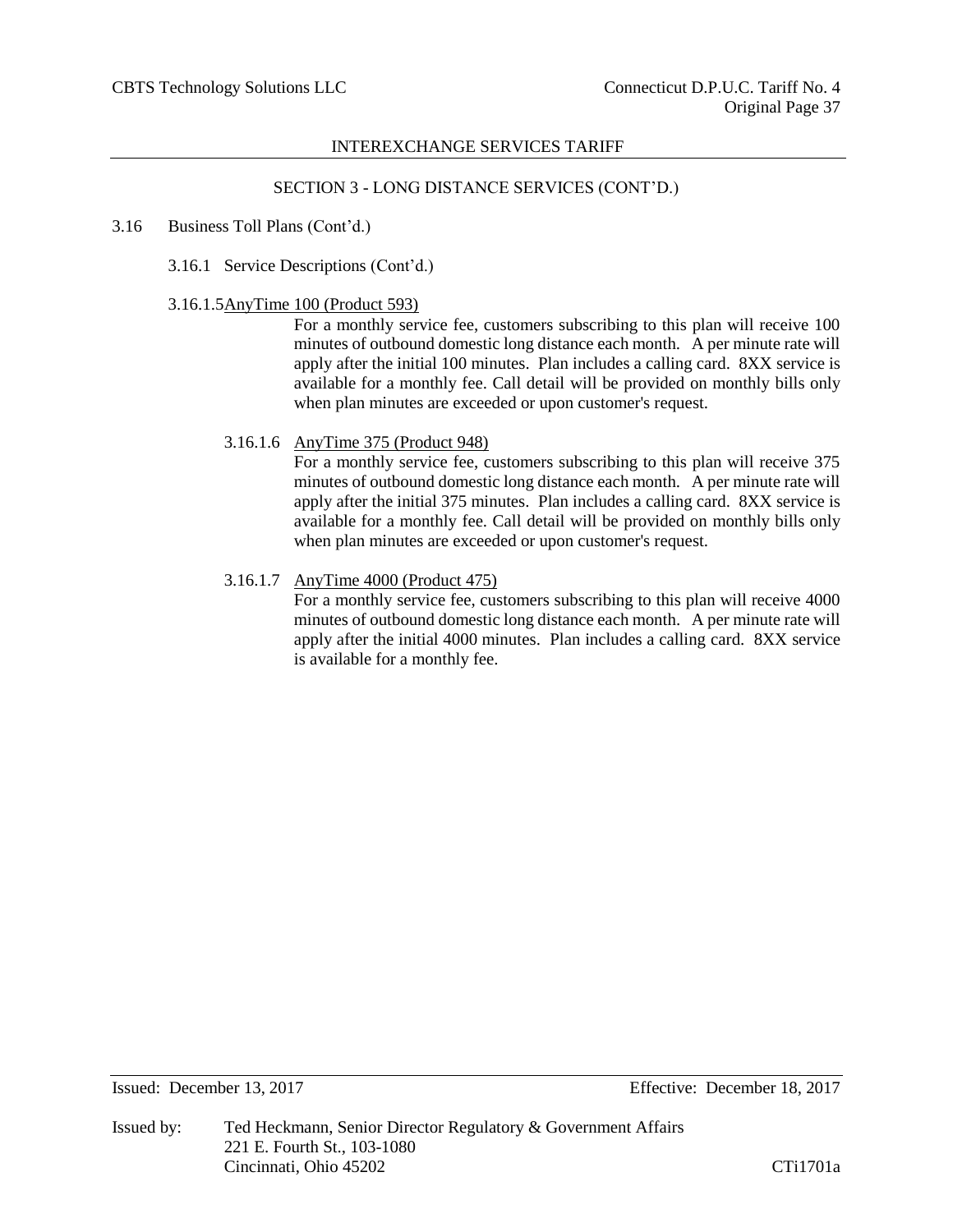SECTION 3 - LONG DISTANCE SERVICES (CONT'D.)

3.16 Business Toll Plans (Cont'd.)

3.16.1 Service Descriptions (Cont'd.)

3.16.1.5 AnyTime 100 (Product 593)

For a monthly service fee, customers subscribing to this plan will receive 100 minutes of outbound domestic long distance each month. A per minute rate will apply after the initial 100 minutes. Plan includes a calling card. 8XX service is available for a monthly fee. Call detail will be provided on monthly bills only when plan minutes are exceeded or upon customer's request.

3.16.1.6 AnyTime 375 (Product 948)

For a monthly service fee, customers subscribing to this plan will receive 375 minutes of outbound domestic long distance each month. A per minute rate will apply after the initial 375 minutes. Plan includes a calling card. 8XX service is available for a monthly fee. Call detail will be provided on monthly bills only when plan minutes are exceeded or upon customer's request.

3.16.1.7 AnyTime 4000 (Product 475)

For a monthly service fee, customers subscribing to this plan will receive 4000 minutes of outbound domestic long distance each month. A per minute rate will apply after the initial 4000 minutes. Plan includes a calling card. 8XX service is available for a monthly fee.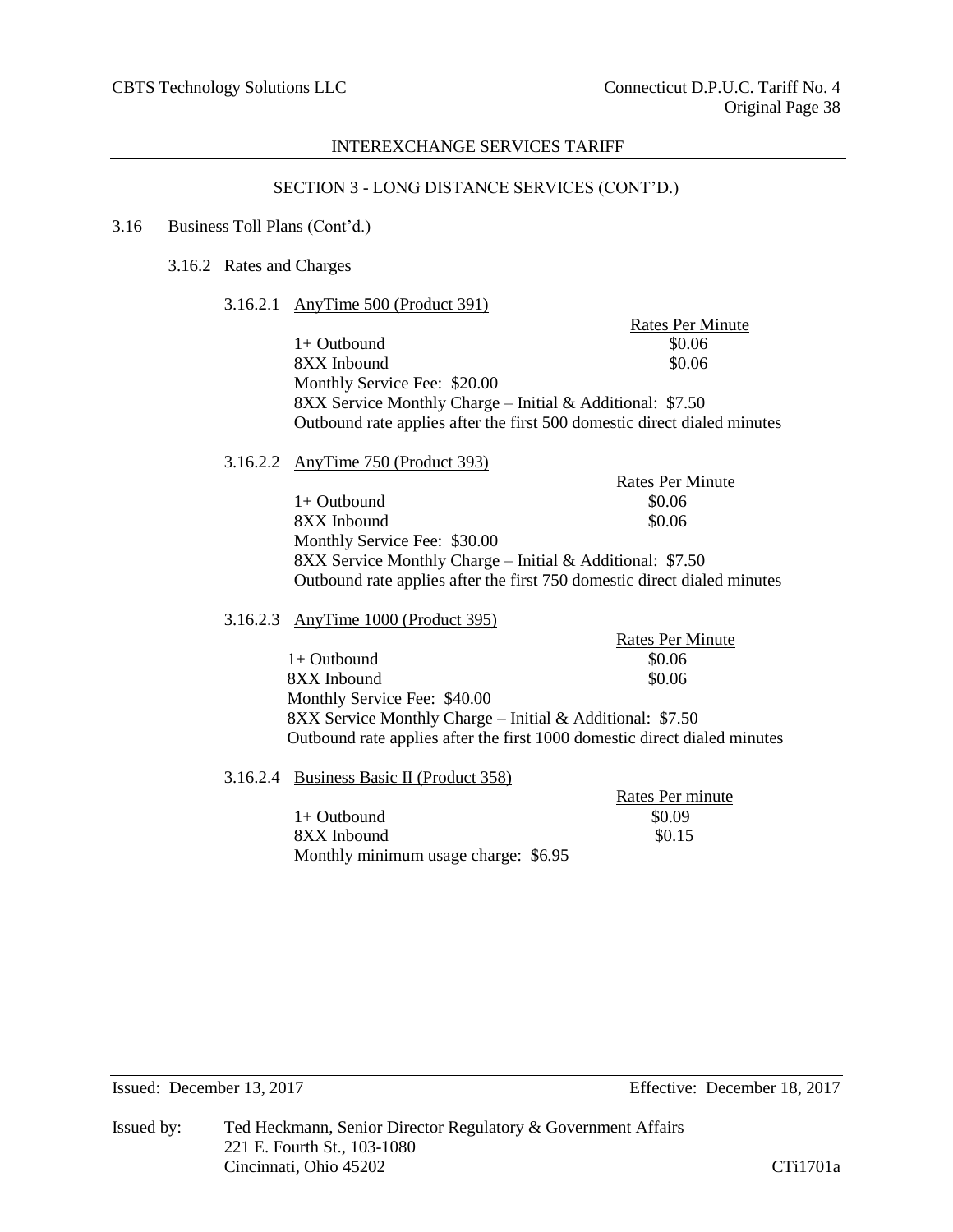## SECTION 3 - LONG DISTANCE SERVICES (CONT'D.)

3.16 Business Toll Plans (Cont'd.)

3.16.2 Rates and Charges

3.16.2.1 AnyTime 500 (Product 391)

| | Rates Per Minute |
|---|---|
| 1+ Outbound | $0.06 |
| 8XX Inbound | $0.06 |

Monthly Service Fee: $20.00

8XX Service Monthly Charge – Initial & Additional: $7.50

Outbound rate applies after the first 500 domestic direct dialed minutes

3.16.2.2 AnyTime 750 (Product 393)

| | Rates Per Minute |
|---|---|
| 1+ Outbound | $0.06 |
| 8XX Inbound | $0.06 |

Monthly Service Fee: $30.00

8XX Service Monthly Charge – Initial & Additional: $7.50

Outbound rate applies after the first 750 domestic direct dialed minutes

3.16.2.3 AnyTime 1000 (Product 395)

| | Rates Per Minute |
|---|---|
| 1+ Outbound | $0.06 |
| 8XX Inbound | $0.06 |

Monthly Service Fee: $40.00

8XX Service Monthly Charge – Initial & Additional: $7.50

Outbound rate applies after the first 1000 domestic direct dialed minutes

3.16.2.4 Business Basic II (Product 358)

| | Rates Per minute |
|---|---|
| 1+ Outbound | $0.09 |
| 8XX Inbound | $0.15 |

Monthly minimum usage charge: $6.95

Issued: December 13, 2017

Effective: December 18, 2017

Issued by: Ted Heckmann, Senior Director Regulatory & Government Affairs
221 E. Fourth St., 103-1080
Cincinnati, Ohio 45202

CTi1701a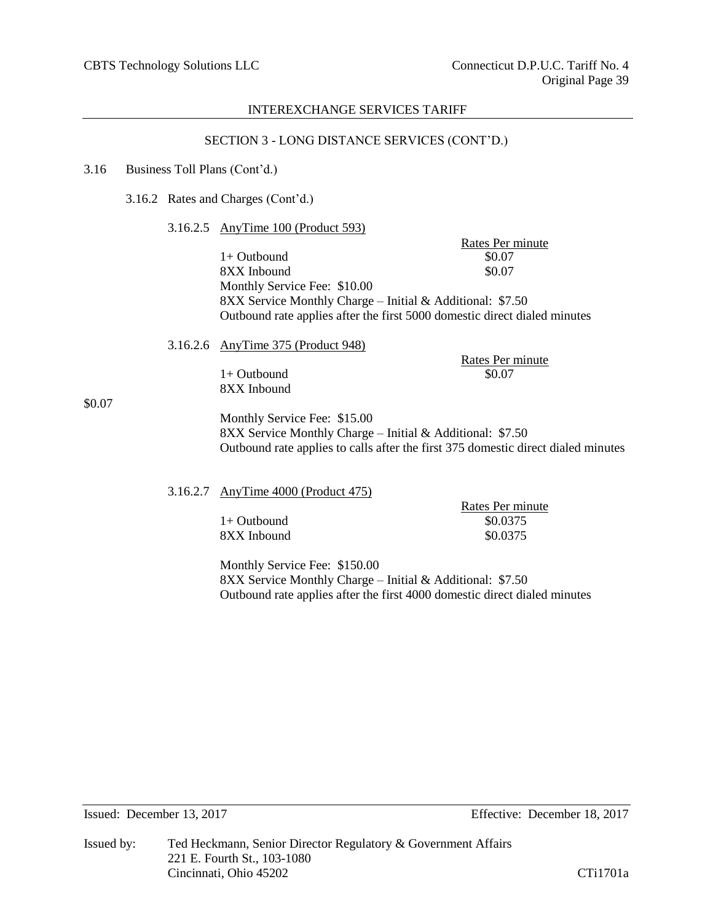## SECTION 3 - LONG DISTANCE SERVICES (CONT'D.)

3.16 Business Toll Plans (Cont'd.)

3.16.2 Rates and Charges (Cont'd.)

3.16.2.5 AnyTime 100 (Product 593)

| | Rates Per minute |
|---|---|
| 1+ Outbound | $0.07 |
| 8XX Inbound | $0.07 |

Monthly Service Fee: $10.00
8XX Service Monthly Charge – Initial & Additional: $7.50
Outbound rate applies after the first 5000 domestic direct dialed minutes

3.16.2.6 AnyTime 375 (Product 948)

| | Rates Per minute |
|---|---|
| 1+ Outbound | $0.07 |
| 8XX Inbound | $0.07 |

Monthly Service Fee: $15.00
8XX Service Monthly Charge – Initial & Additional: $7.50
Outbound rate applies to calls after the first 375 domestic direct dialed minutes

3.16.2.7 AnyTime 4000 (Product 475)

| | Rates Per minute |
|---|---|
| 1+ Outbound | $0.0375 |
| 8XX Inbound | $0.0375 |

Monthly Service Fee: $150.00
8XX Service Monthly Charge – Initial & Additional: $7.50
Outbound rate applies after the first 4000 domestic direct dialed minutes

Issued: December 13, 2017 Effective: December 18, 2017

Issued by: Ted Heckmann, Senior Director Regulatory & Government Affairs
221 E. Fourth St., 103-1080
Cincinnati, Ohio 45202

CTi1701a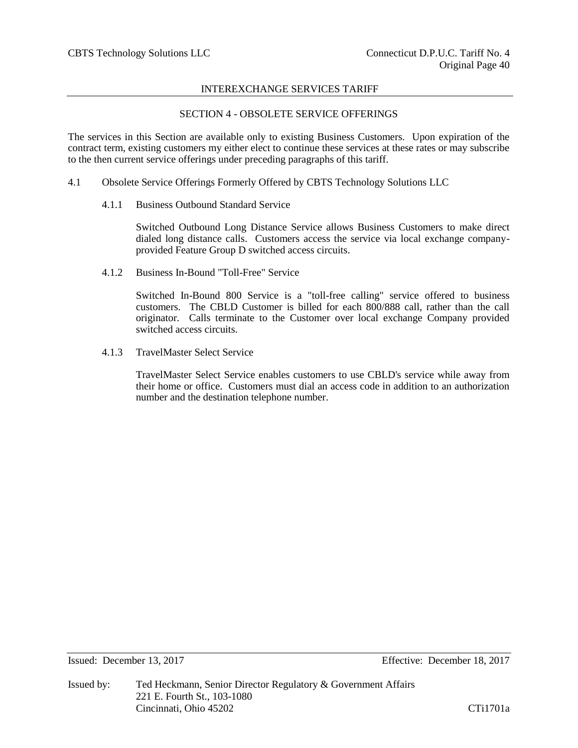## SECTION 4 - OBSOLETE SERVICE OFFERINGS

The services in this Section are available only to existing Business Customers. Upon expiration of the contract term, existing customers my either elect to continue these services at these rates or may subscribe to the then current service offerings under preceding paragraphs of this tariff.

### 4.1 Obsolete Service Offerings Formerly Offered by CBTS Technology Solutions LLC

#### 4.1.1 Business Outbound Standard Service

Switched Outbound Long Distance Service allows Business Customers to make direct dialed long distance calls. Customers access the service via local exchange company-provided Feature Group D switched access circuits.

#### 4.1.2 Business In-Bound "Toll-Free" Service

Switched In-Bound 800 Service is a "toll-free calling" service offered to business customers. The CBLD Customer is billed for each 800/888 call, rather than the call originator. Calls terminate to the Customer over local exchange Company provided switched access circuits.

#### 4.1.3 TravelMaster Select Service

TravelMaster Select Service enables customers to use CBLD's service while away from their home or office. Customers must dial an access code in addition to an authorization number and the destination telephone number.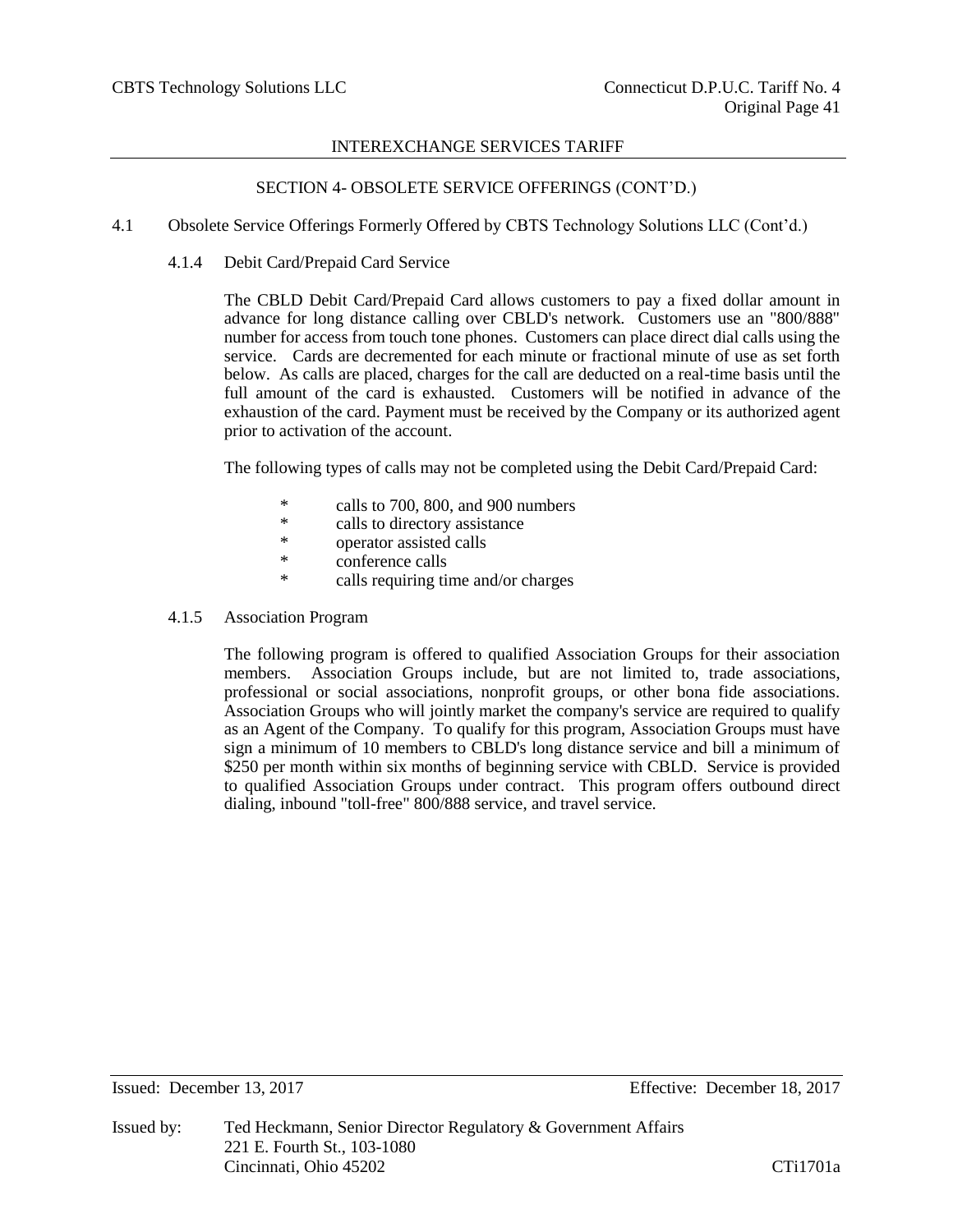## SECTION 4- OBSOLETE SERVICE OFFERINGS (CONT'D.)

4.1 Obsolete Service Offerings Formerly Offered by CBTS Technology Solutions LLC (Cont'd.)

### 4.1.4 Debit Card/Prepaid Card Service

The CBLD Debit Card/Prepaid Card allows customers to pay a fixed dollar amount in advance for long distance calling over CBLD's network. Customers use an "800/888" number for access from touch tone phones. Customers can place direct dial calls using the service. Cards are decremented for each minute or fractional minute of use as set forth below. As calls are placed, charges for the call are deducted on a real-time basis until the full amount of the card is exhausted. Customers will be notified in advance of the exhaustion of the card. Payment must be received by the Company or its authorized agent prior to activation of the account.

The following types of calls may not be completed using the Debit Card/Prepaid Card:

- calls to 700, 800, and 900 numbers
- calls to directory assistance
- operator assisted calls
- conference calls
- calls requiring time and/or charges

### 4.1.5 Association Program

The following program is offered to qualified Association Groups for their association members. Association Groups include, but are not limited to, trade associations, professional or social associations, nonprofit groups, or other bona fide associations. Association Groups who will jointly market the company's service are required to qualify as an Agent of the Company. To qualify for this program, Association Groups must have sign a minimum of 10 members to CBLD's long distance service and bill a minimum of $250 per month within six months of beginning service with CBLD. Service is provided to qualified Association Groups under contract. This program offers outbound direct dialing, inbound "toll-free" 800/888 service, and travel service.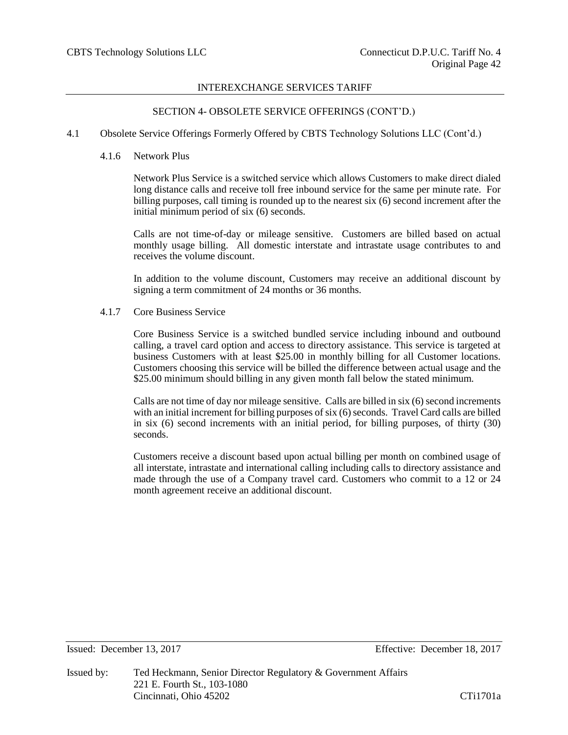## SECTION 4- OBSOLETE SERVICE OFFERINGS (CONT'D.)

4.1 Obsolete Service Offerings Formerly Offered by CBTS Technology Solutions LLC (Cont'd.)

### 4.1.6 Network Plus

Network Plus Service is a switched service which allows Customers to make direct dialed long distance calls and receive toll free inbound service for the same per minute rate. For billing purposes, call timing is rounded up to the nearest six (6) second increment after the initial minimum period of six (6) seconds.

Calls are not time-of-day or mileage sensitive. Customers are billed based on actual monthly usage billing. All domestic interstate and intrastate usage contributes to and receives the volume discount.

In addition to the volume discount, Customers may receive an additional discount by signing a term commitment of 24 months or 36 months.

### 4.1.7 Core Business Service

Core Business Service is a switched bundled service including inbound and outbound calling, a travel card option and access to directory assistance. This service is targeted at business Customers with at least $25.00 in monthly billing for all Customer locations. Customers choosing this service will be billed the difference between actual usage and the $25.00 minimum should billing in any given month fall below the stated minimum.

Calls are not time of day nor mileage sensitive. Calls are billed in six (6) second increments with an initial increment for billing purposes of six (6) seconds. Travel Card calls are billed in six (6) second increments with an initial period, for billing purposes, of thirty (30) seconds.

Customers receive a discount based upon actual billing per month on combined usage of all interstate, intrastate and international calling including calls to directory assistance and made through the use of a Company travel card. Customers who commit to a 12 or 24 month agreement receive an additional discount.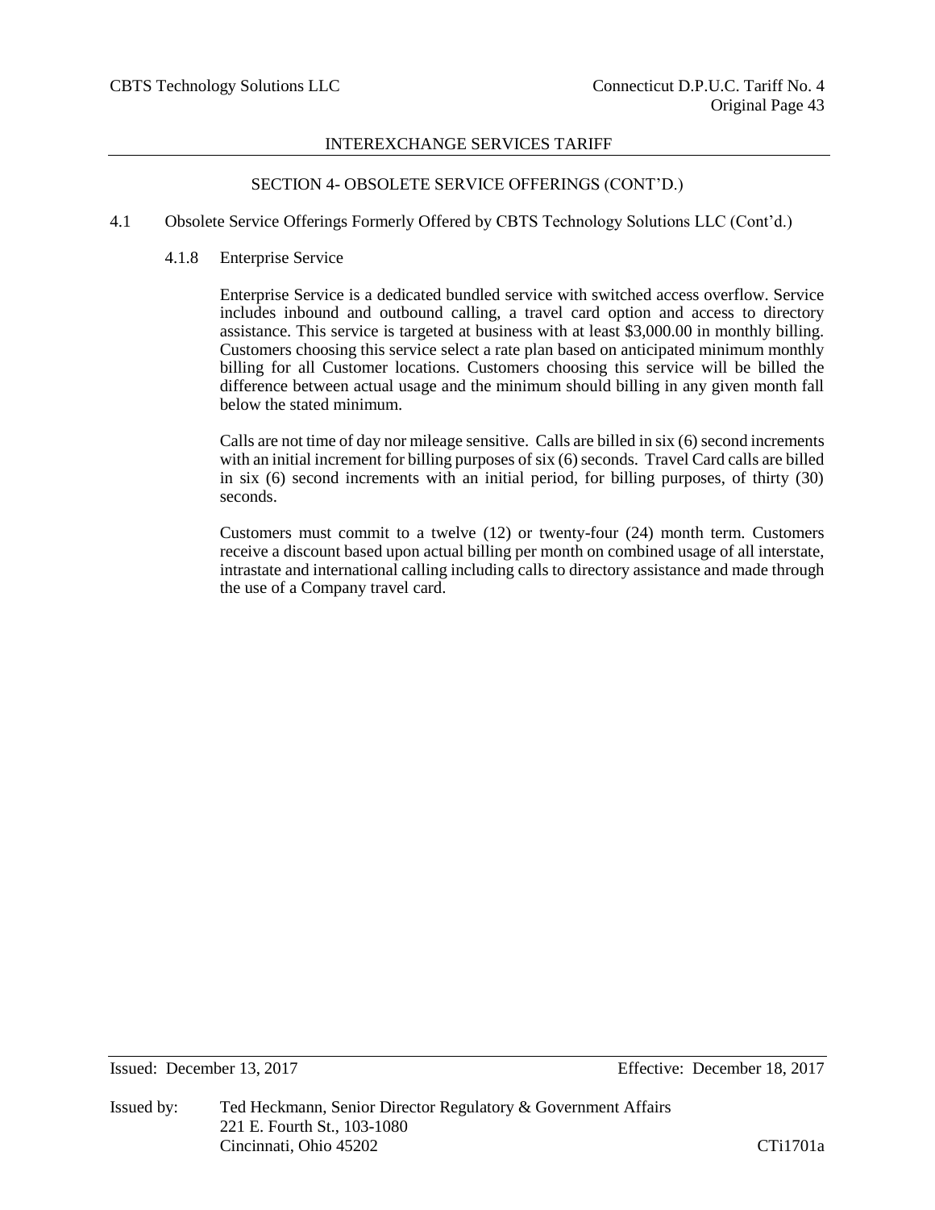## SECTION 4- OBSOLETE SERVICE OFFERINGS (CONT'D.)

4.1 Obsolete Service Offerings Formerly Offered by CBTS Technology Solutions LLC (Cont'd.)

4.1.8 Enterprise Service

Enterprise Service is a dedicated bundled service with switched access overflow. Service includes inbound and outbound calling, a travel card option and access to directory assistance. This service is targeted at business with at least $3,000.00 in monthly billing. Customers choosing this service select a rate plan based on anticipated minimum monthly billing for all Customer locations. Customers choosing this service will be billed the difference between actual usage and the minimum should billing in any given month fall below the stated minimum.

Calls are not time of day nor mileage sensitive. Calls are billed in six (6) second increments with an initial increment for billing purposes of six (6) seconds. Travel Card calls are billed in six (6) second increments with an initial period, for billing purposes, of thirty (30) seconds.

Customers must commit to a twelve (12) or twenty-four (24) month term. Customers receive a discount based upon actual billing per month on combined usage of all interstate, intrastate and international calling including calls to directory assistance and made through the use of a Company travel card.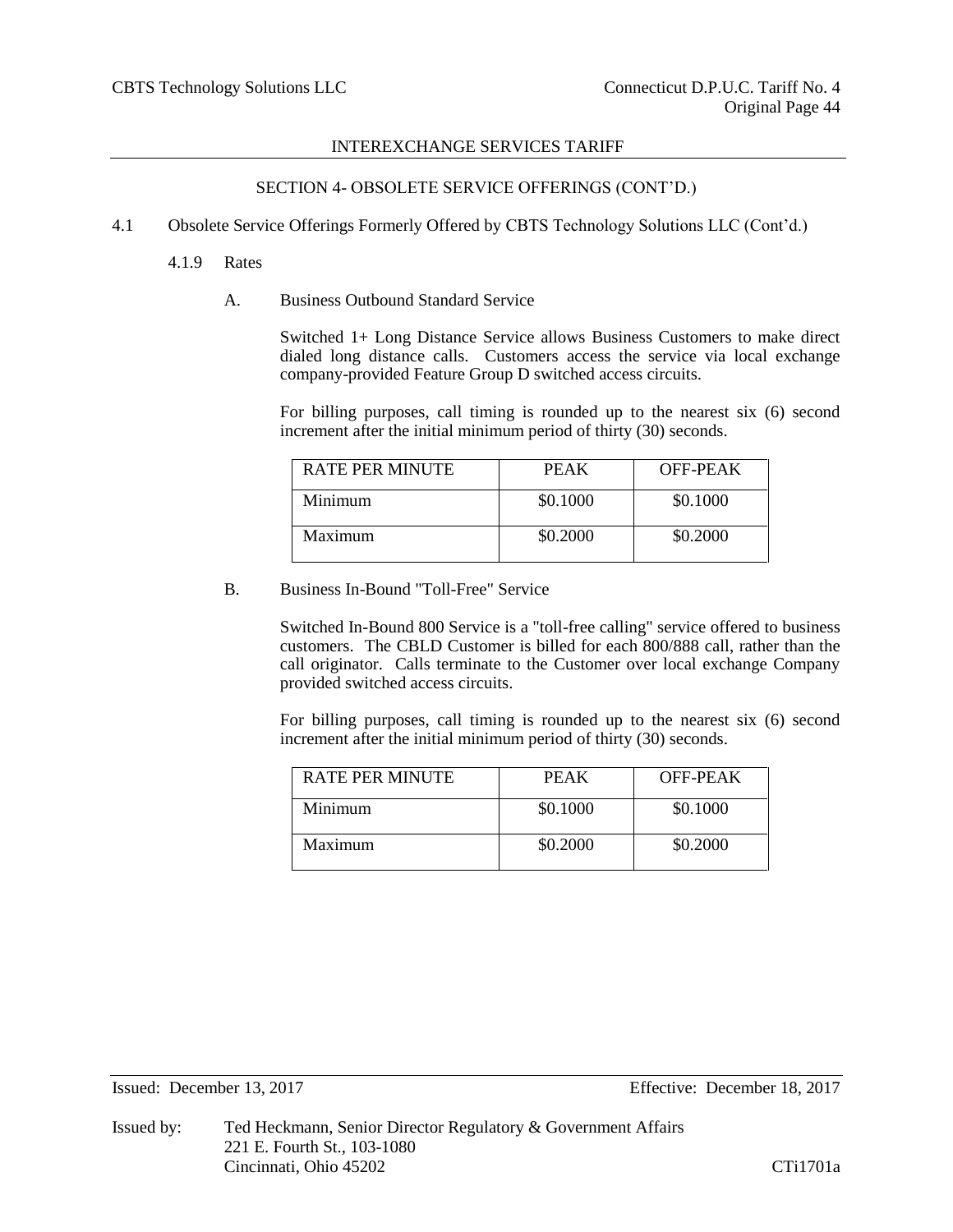## SECTION 4- OBSOLETE SERVICE OFFERINGS (CONT'D.)

4.1 Obsolete Service Offerings Formerly Offered by CBTS Technology Solutions LLC (Cont'd.)

4.1.9 Rates

A. Business Outbound Standard Service

Switched 1+ Long Distance Service allows Business Customers to make direct dialed long distance calls. Customers access the service via local exchange company-provided Feature Group D switched access circuits.

For billing purposes, call timing is rounded up to the nearest six (6) second increment after the initial minimum period of thirty (30) seconds.

| RATE PER MINUTE | PEAK | OFF-PEAK |
|---|---|---|
| Minimum | \$0.1000 | \$0.1000 |
| Maximum | \$0.2000 | \$0.2000 |

B. Business In-Bound "Toll-Free" Service

Switched In-Bound 800 Service is a "toll-free calling" service offered to business customers. The CBLD Customer is billed for each 800/888 call, rather than the call originator. Calls terminate to the Customer over local exchange Company provided switched access circuits.

For billing purposes, call timing is rounded up to the nearest six (6) second increment after the initial minimum period of thirty (30) seconds.

| RATE PER MINUTE | PEAK | OFF-PEAK |
|---|---|---|
| Minimum | \$0.1000 | \$0.1000 |
| Maximum | \$0.2000 | \$0.2000 |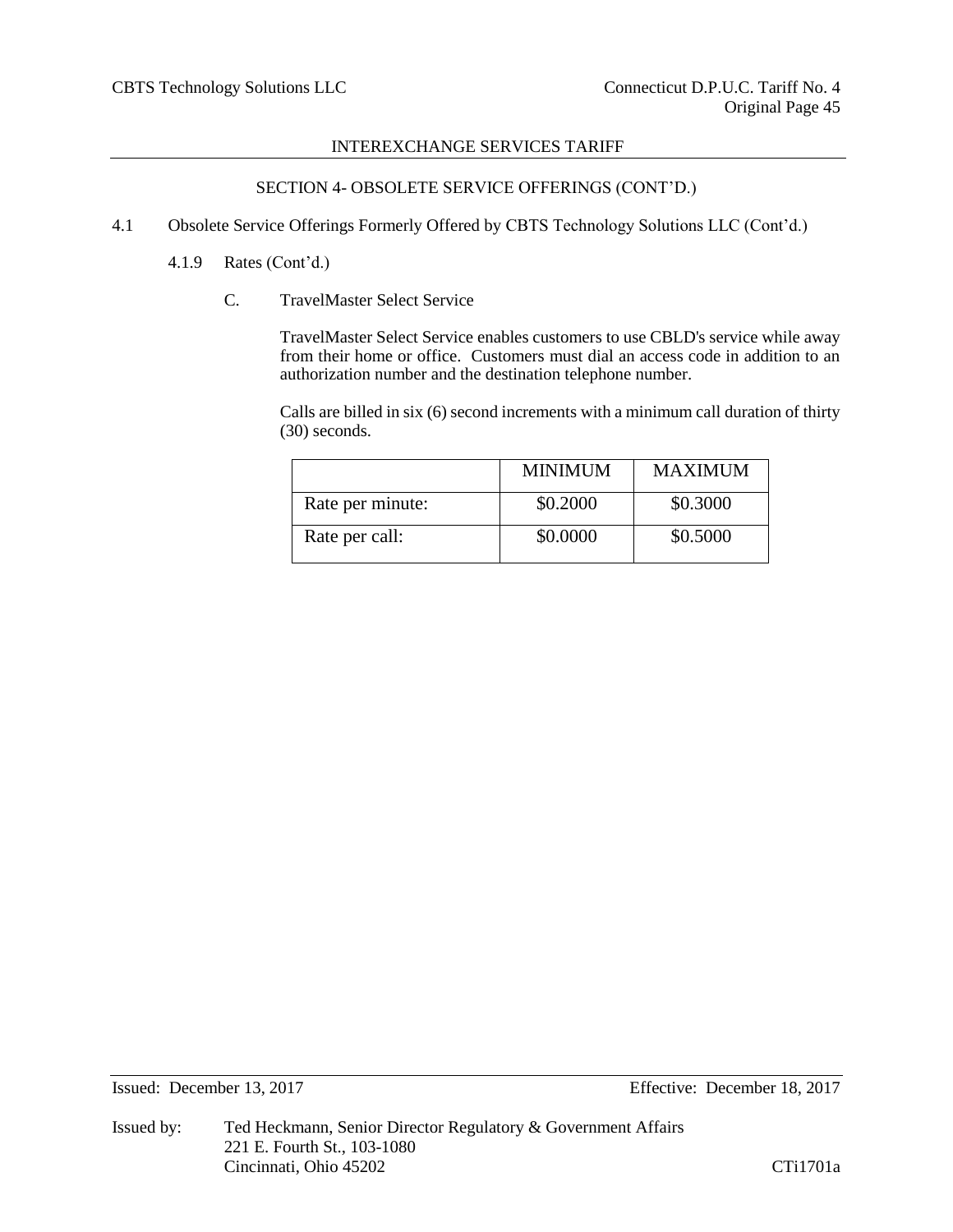## SECTION 4- OBSOLETE SERVICE OFFERINGS (CONT'D.)

4.1 Obsolete Service Offerings Formerly Offered by CBTS Technology Solutions LLC (Cont'd.)

4.1.9 Rates (Cont'd.)

C. TravelMaster Select Service

TravelMaster Select Service enables customers to use CBLD's service while away from their home or office. Customers must dial an access code in addition to an authorization number and the destination telephone number.

Calls are billed in six (6) second increments with a minimum call duration of thirty (30) seconds.

| | MINIMUM | MAXIMUM |
|---|---|---|
| Rate per minute: | \$0.2000 | \$0.3000 |
| Rate per call: | \$0.0000 | \$0.5000 |

Issued: December 13, 2017 Effective: December 18, 2017

Issued by: Ted Heckmann, Senior Director Regulatory & Government Affairs
221 E. Fourth St., 103-1080
Cincinnati, Ohio 45202

CTi1701a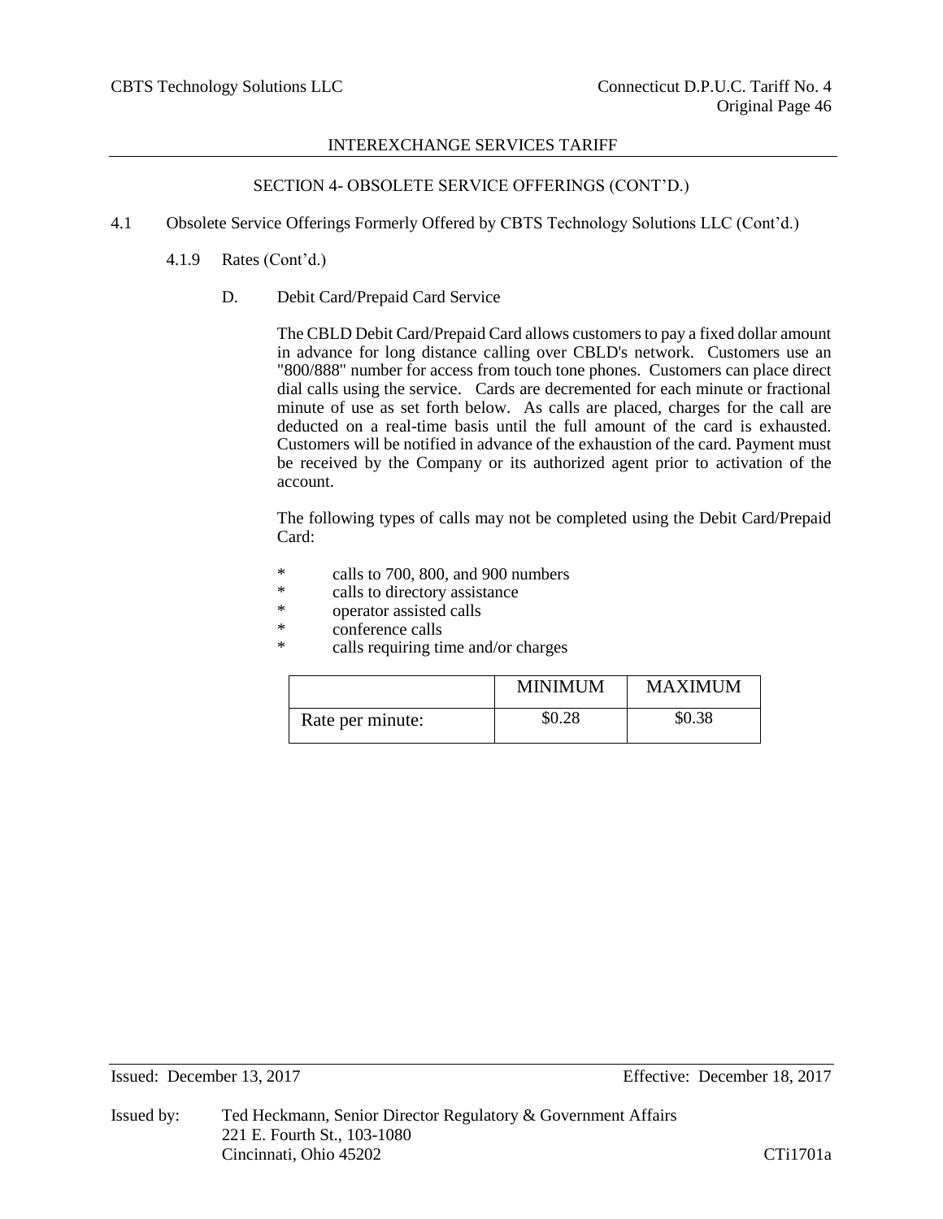## SECTION 4- OBSOLETE SERVICE OFFERINGS (CONT'D.)

4.1 Obsolete Service Offerings Formerly Offered by CBTS Technology Solutions LLC (Cont'd.)

4.1.9 Rates (Cont'd.)

D. Debit Card/Prepaid Card Service

The CBLD Debit Card/Prepaid Card allows customers to pay a fixed dollar amount in advance for long distance calling over CBLD's network. Customers use an "800/888" number for access from touch tone phones. Customers can place direct dial calls using the service. Cards are decremented for each minute or fractional minute of use as set forth below. As calls are placed, charges for the call are deducted on a real-time basis until the full amount of the card is exhausted. Customers will be notified in advance of the exhaustion of the card. Payment must be received by the Company or its authorized agent prior to activation of the account.

The following types of calls may not be completed using the Debit Card/Prepaid Card:

* calls to 700, 800, and 900 numbers
* calls to directory assistance
* operator assisted calls
* conference calls
* calls requiring time and/or charges

| | MINIMUM | MAXIMUM |
|---|---|---|
| Rate per minute: | $0.28 | $0.38 |

Issued: December 13, 2017 Effective: December 18, 2017

Issued by: Ted Heckmann, Senior Director Regulatory & Government Affairs
221 E. Fourth St., 103-1080
Cincinnati, Ohio 45202

CTi1701a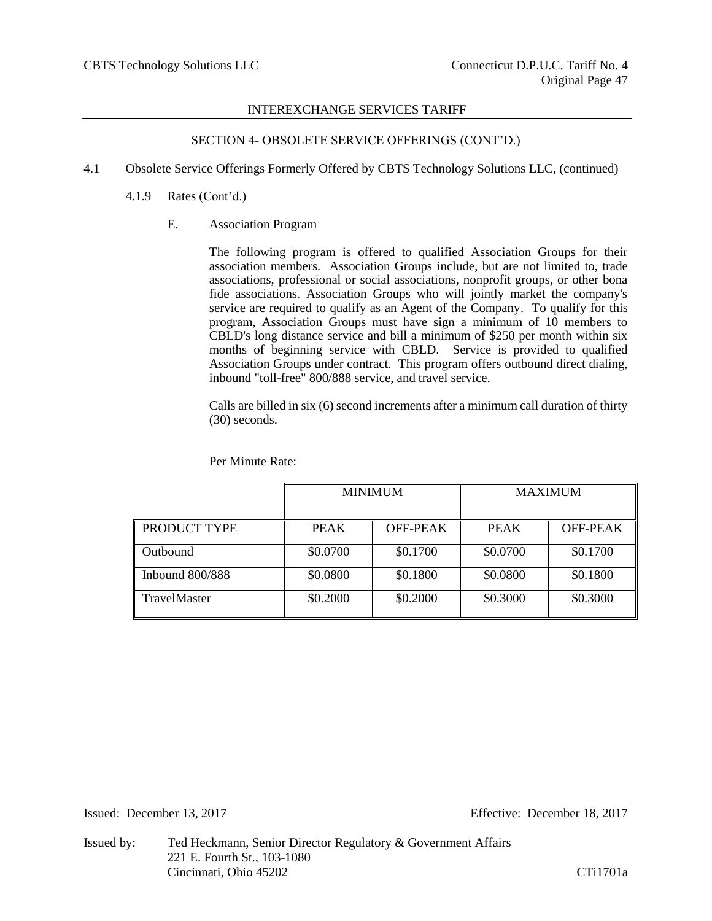INTEREXCHANGE SERVICES TARIFF

SECTION 4- OBSOLETE SERVICE OFFERINGS (CONT'D.)

4.1 Obsolete Service Offerings Formerly Offered by CBTS Technology Solutions LLC, (continued)

4.1.9 Rates (Cont'd.)

E. Association Program

The following program is offered to qualified Association Groups for their association members. Association Groups include, but are not limited to, trade associations, professional or social associations, nonprofit groups, or other bona fide associations. Association Groups who will jointly market the company's service are required to qualify as an Agent of the Company. To qualify for this program, Association Groups must have sign a minimum of 10 members to CBLD's long distance service and bill a minimum of $250 per month within six months of beginning service with CBLD. Service is provided to qualified Association Groups under contract. This program offers outbound direct dialing, inbound "toll-free" 800/888 service, and travel service.

Calls are billed in six (6) second increments after a minimum call duration of thirty (30) seconds.

Per Minute Rate:

| | MINIMUM | | MAXIMUM | |
|---|---|---|---|---|
| PRODUCT TYPE | PEAK | OFF-PEAK | PEAK | OFF-PEAK |
| Outbound | $0.0700 | $0.1700 | $0.0700 | $0.1700 |
| Inbound 800/888 | $0.0800 | $0.1800 | $0.0800 | $0.1800 |
| TravelMaster | $0.2000 | $0.2000 | $0.3000 | $0.3000 |

Issued: December 13, 2017 Effective: December 18, 2017

Issued by: Ted Heckmann, Senior Director Regulatory & Government Affairs
221 E. Fourth St., 103-1080
Cincinnati, Ohio 45202 CTi1701a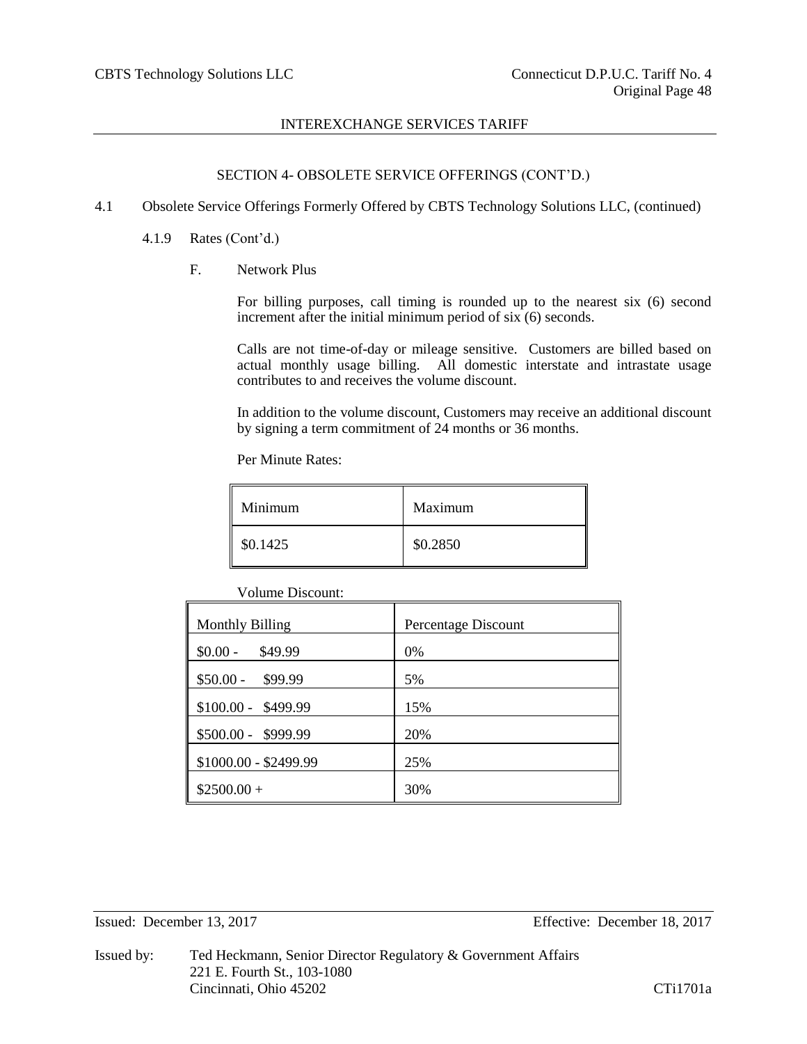## SECTION 4- OBSOLETE SERVICE OFFERINGS (CONT'D.)

4.1 Obsolete Service Offerings Formerly Offered by CBTS Technology Solutions LLC, (continued)

4.1.9 Rates (Cont'd.)

F. Network Plus

For billing purposes, call timing is rounded up to the nearest six (6) second increment after the initial minimum period of six (6) seconds.

Calls are not time-of-day or mileage sensitive. Customers are billed based on actual monthly usage billing. All domestic interstate and intrastate usage contributes to and receives the volume discount.

In addition to the volume discount, Customers may receive an additional discount by signing a term commitment of 24 months or 36 months.

Per Minute Rates:

| Minimum | Maximum |
|---|---|
| $0.1425 | $0.2850 |

Volume Discount:

| Monthly Billing | Percentage Discount |
|---|---|
| $0.00 - $49.99 | 0% |
| $50.00 - $99.99 | 5% |
| $100.00 - $499.99 | 15% |
| $500.00 - $999.99 | 20% |
| $1000.00 - $2499.99 | 25% |
| $2500.00 + | 30% |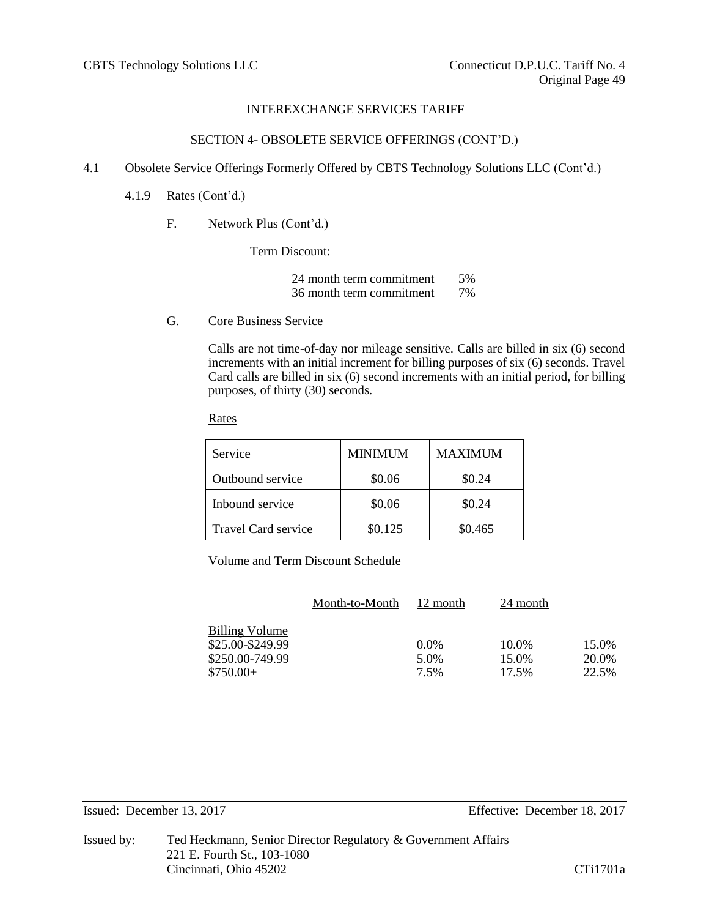SECTION 4- OBSOLETE SERVICE OFFERINGS (CONT'D.)

4.1 Obsolete Service Offerings Formerly Offered by CBTS Technology Solutions LLC (Cont'd.)

4.1.9 Rates (Cont'd.)

F. Network Plus (Cont'd.)

Term Discount:

| | |
|---|---|
| 24 month term commitment | 5% |
| 36 month term commitment | 7% |

G. Core Business Service

Calls are not time-of-day nor mileage sensitive. Calls are billed in six (6) second increments with an initial increment for billing purposes of six (6) seconds. Travel Card calls are billed in six (6) second increments with an initial period, for billing purposes, of thirty (30) seconds.

Rates

| Service | MINIMUM | MAXIMUM |
|---|---|---|
| Outbound service | $0.06 | $0.24 |
| Inbound service | $0.06 | $0.24 |
| Travel Card service | $0.125 | $0.465 |

Volume and Term Discount Schedule

| Billing Volume | Month-to-Month | 12 month | 24 month | |
|---|---|---|---|---|
| $25.00-$249.99 | | 0.0% | 10.0% | 15.0% |
| $250.00-749.99 | | 5.0% | 15.0% | 20.0% |
| $750.00+ | | 7.5% | 17.5% | 22.5% |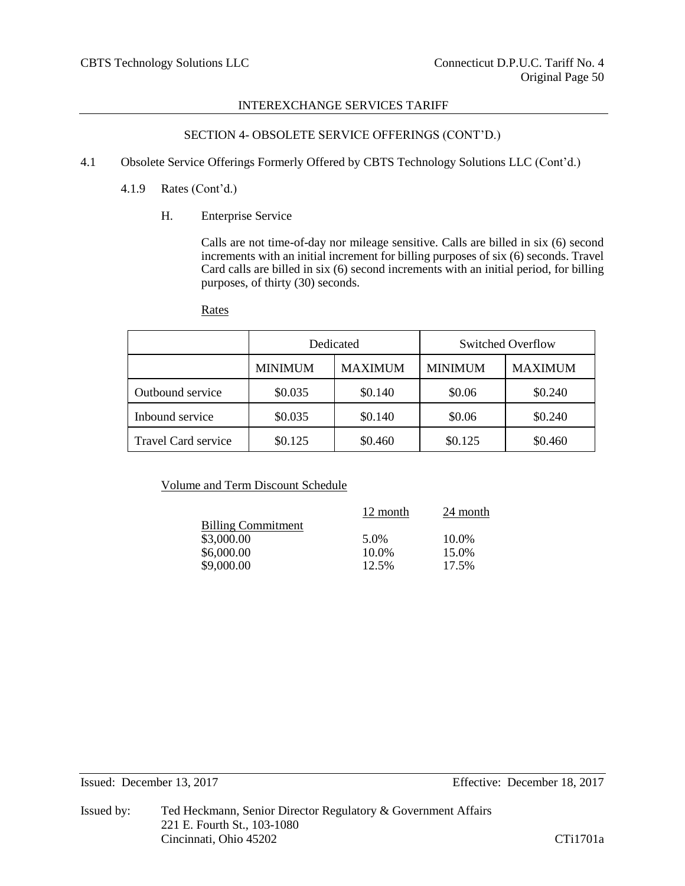## SECTION 4- OBSOLETE SERVICE OFFERINGS (CONT'D.)

4.1 Obsolete Service Offerings Formerly Offered by CBTS Technology Solutions LLC (Cont'd.)

4.1.9 Rates (Cont'd.)

H. Enterprise Service

Calls are not time-of-day nor mileage sensitive. Calls are billed in six (6) second increments with an initial increment for billing purposes of six (6) seconds. Travel Card calls are billed in six (6) second increments with an initial period, for billing purposes, of thirty (30) seconds.

Rates

| | Dedicated | | Switched Overflow | |
|---|---|---|---|---|
| | MINIMUM | MAXIMUM | MINIMUM | MAXIMUM |
| Outbound service | \$0.035 | \$0.140 | \$0.06 | \$0.240 |
| Inbound service | \$0.035 | \$0.140 | \$0.06 | \$0.240 |
| Travel Card service | \$0.125 | \$0.460 | \$0.125 | \$0.460 |

Volume and Term Discount Schedule

| Billing Commitment | 12 month | 24 month |
|---|---|---|
| \$3,000.00 | 5.0% | 10.0% |
| \$6,000.00 | 10.0% | 15.0% |
| \$9,000.00 | 12.5% | 17.5% |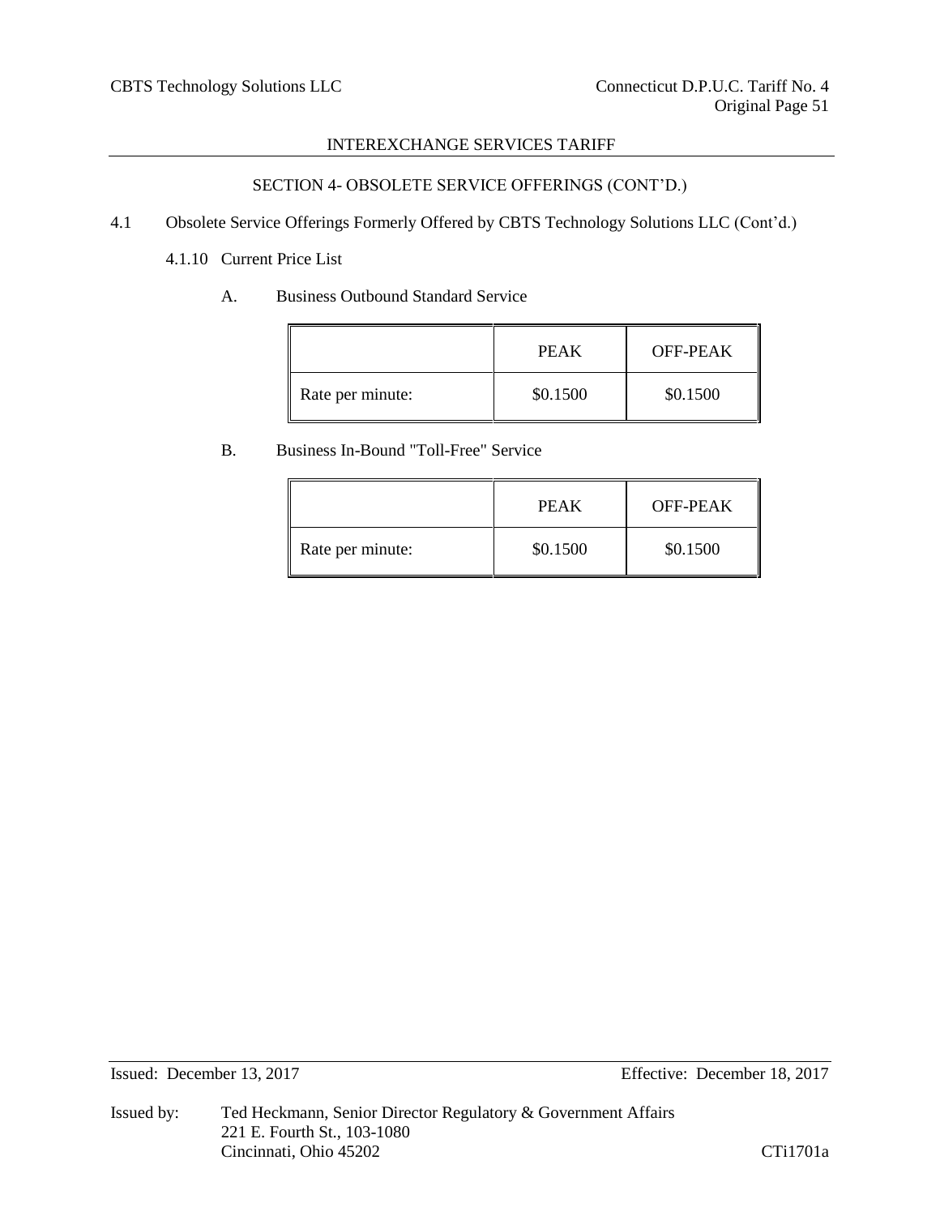## SECTION 4- OBSOLETE SERVICE OFFERINGS (CONT'D.)

4.1 Obsolete Service Offerings Formerly Offered by CBTS Technology Solutions LLC (Cont'd.)

4.1.10 Current Price List

A. Business Outbound Standard Service

| | PEAK | OFF-PEAK |
|---|---|---|
| Rate per minute: | $0.1500 | $0.1500 |

B. Business In-Bound "Toll-Free" Service

| | PEAK | OFF-PEAK |
|---|---|---|
| Rate per minute: | $0.1500 | $0.1500 |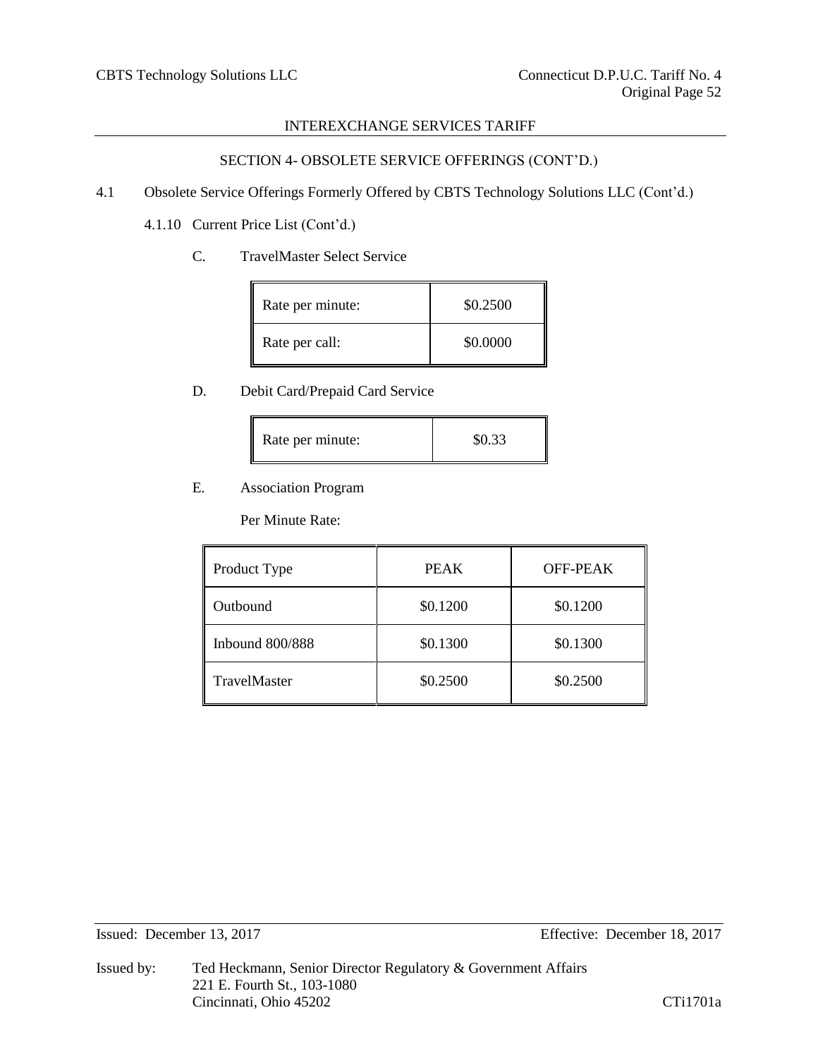## INTEREXCHANGE SERVICES TARIFF

### SECTION 4- OBSOLETE SERVICE OFFERINGS (CONT'D.)

4.1 Obsolete Service Offerings Formerly Offered by CBTS Technology Solutions LLC (Cont'd.)

4.1.10 Current Price List (Cont'd.)

C. TravelMaster Select Service

| | |
|---|---|
| Rate per minute: | $0.2500 |
| Rate per call: | $0.0000 |

D. Debit Card/Prepaid Card Service

| | |
|---|---|
| Rate per minute: | $0.33 |

E. Association Program

Per Minute Rate:

| Product Type | PEAK | OFF-PEAK |
|---|---|---|
| Outbound | $0.1200 | $0.1200 |
| Inbound 800/888 | $0.1300 | $0.1300 |
| TravelMaster | $0.2500 | $0.2500 |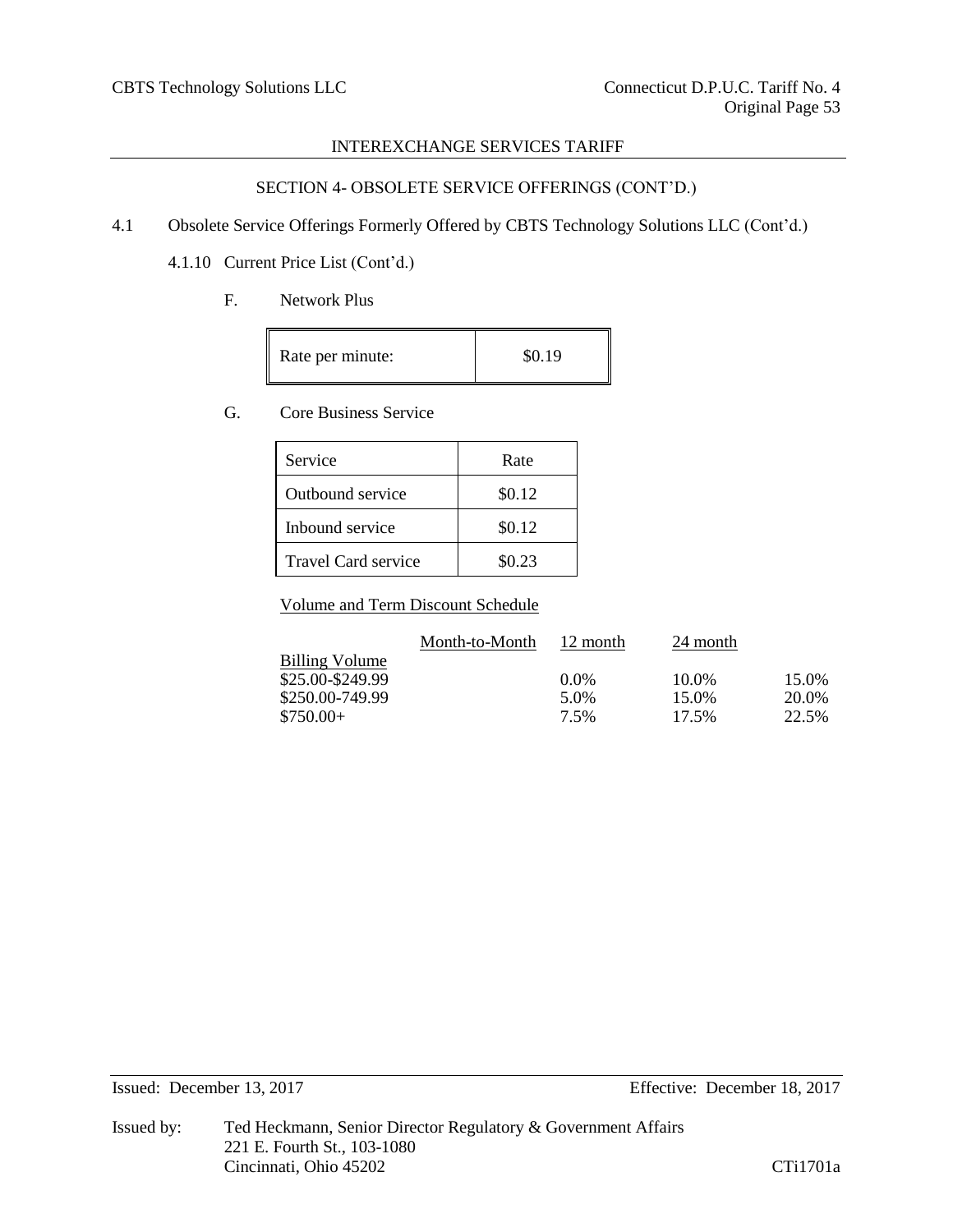## SECTION 4- OBSOLETE SERVICE OFFERINGS (CONT'D.)

4.1 Obsolete Service Offerings Formerly Offered by CBTS Technology Solutions LLC (Cont'd.)

4.1.10 Current Price List (Cont'd.)

F. Network Plus

| Rate per minute: | $0.19 |
|---|---|

G. Core Business Service

| Service | Rate |
|---|---|
| Outbound service | $0.12 |
| Inbound service | $0.12 |
| Travel Card service | $0.23 |

Volume and Term Discount Schedule

| Billing Volume | Month-to-Month | 12 month | 24 month | |
|---|---|---|---|---|
| $25.00-$249.99 | | 0.0% | 10.0% | 15.0% |
| $250.00-749.99 | | 5.0% | 15.0% | 20.0% |
| $750.00+ | | 7.5% | 17.5% | 22.5% |

Issued: December 13, 2017 Effective: December 18, 2017

Issued by: Ted Heckmann, Senior Director Regulatory & Government Affairs
221 E. Fourth St., 103-1080
Cincinnati, Ohio 45202

CTi1701a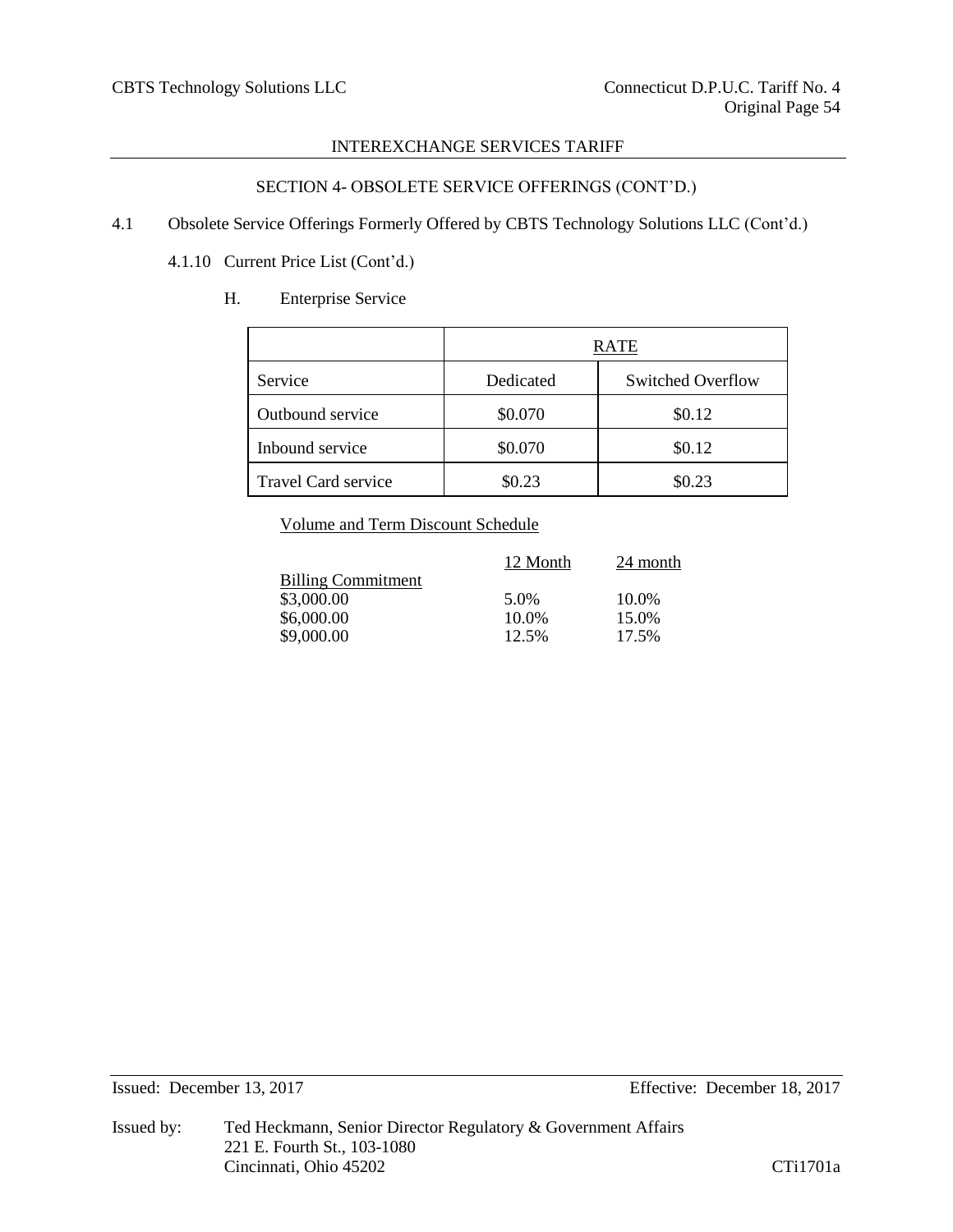## SECTION 4- OBSOLETE SERVICE OFFERINGS (CONT'D.)

4.1 Obsolete Service Offerings Formerly Offered by CBTS Technology Solutions LLC (Cont'd.)

4.1.10 Current Price List (Cont'd.)

H. Enterprise Service

| | RATE | |
|---|---|---|
| Service | Dedicated | Switched Overflow |
| Outbound service | $0.070 | $0.12 |
| Inbound service | $0.070 | $0.12 |
| Travel Card service | $0.23 | $0.23 |

Volume and Term Discount Schedule

| Billing Commitment | 12 Month | 24 month |
|---|---|---|
| $3,000.00 | 5.0% | 10.0% |
| $6,000.00 | 10.0% | 15.0% |
| $9,000.00 | 12.5% | 17.5% |

Issued: December 13, 2017 Effective: December 18, 2017

Issued by: Ted Heckmann, Senior Director Regulatory & Government Affairs
221 E. Fourth St., 103-1080
Cincinnati, Ohio 45202

CTi1701a